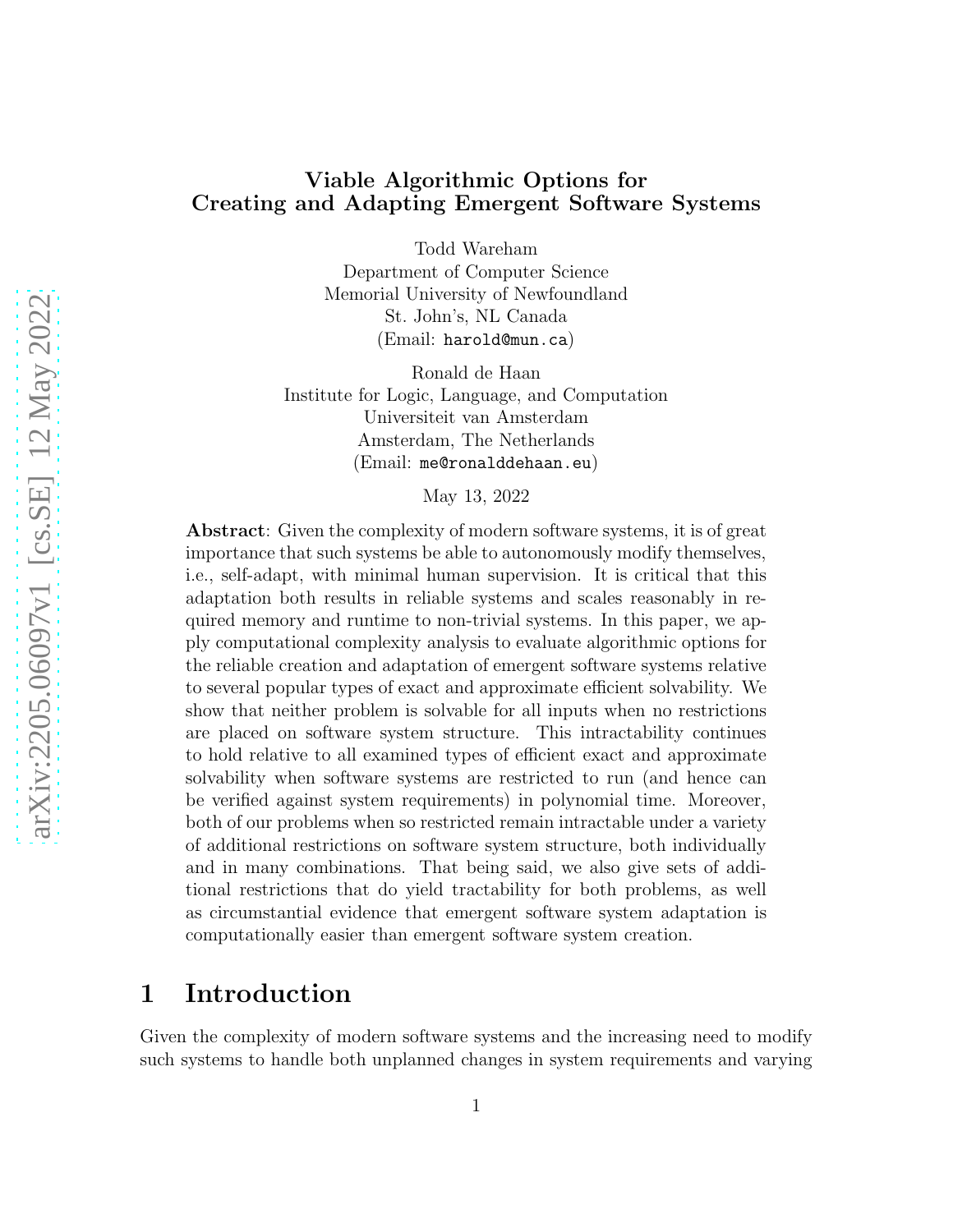# Viable Algorithmic Options for Creating and Adapting Emergent Software Systems

Todd Wareham
Department of Computer Science
Memorial University of Newfoundland
St. John's, NL Canada
(Email: harold@mun.ca)

Ronald de Haan
Institute for Logic, Language, and Computation
Universiteit van Amsterdam
Amsterdam, The Netherlands
(Email: me@ronalddehaan.eu)

May 13, 2022

**Abstract**: Given the complexity of modern software systems, it is of great importance that such systems be able to autonomously modify themselves, i.e., self-adapt, with minimal human supervision. It is critical that this adaptation both results in reliable systems and scales reasonably in required memory and runtime to non-trivial systems. In this paper, we apply computational complexity analysis to evaluate algorithmic options for the reliable creation and adaptation of emergent software systems relative to several popular types of exact and approximate efficient solvability. We show that neither problem is solvable for all inputs when no restrictions are placed on software system structure. This intractability continues to hold relative to all examined types of efficient exact and approximate solvability when software systems are restricted to run (and hence can be verified against system requirements) in polynomial time. Moreover, both of our problems when so restricted remain intractable under a variety of additional restrictions on software system structure, both individually and in many combinations. That being said, we also give sets of additional restrictions that do yield tractability for both problems, as well as circumstantial evidence that emergent software system adaptation is computationally easier than emergent software system creation.

## 1 Introduction

Given the complexity of modern software systems and the increasing need to modify such systems to handle both unplanned changes in system requirements and varying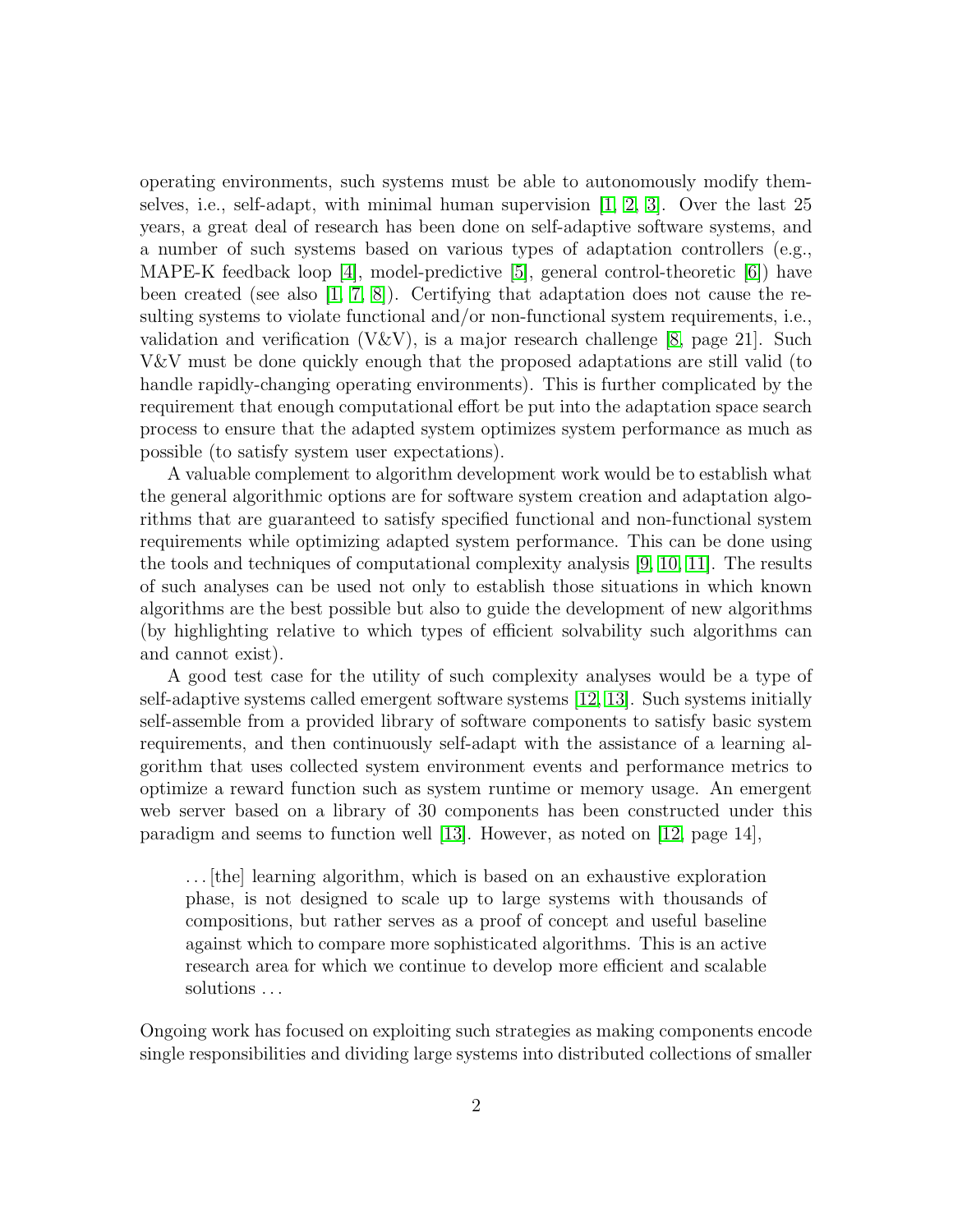operating environments, such systems must be able to autonomously modify themselves, i.e., self-adapt, with minimal human supervision [1, 2, 3]. Over the last 25 years, a great deal of research has been done on self-adaptive software systems, and a number of such systems based on various types of adaptation controllers (e.g., MAPE-K feedback loop [4], model-predictive [5], general control-theoretic [6]) have been created (see also [1, 7, 8]). Certifying that adaptation does not cause the resulting systems to violate functional and/or non-functional system requirements, i.e., validation and verification (V&V), is a major research challenge [8, page 21]. Such V&V must be done quickly enough that the proposed adaptations are still valid (to handle rapidly-changing operating environments). This is further complicated by the requirement that enough computational effort be put into the adaptation space search process to ensure that the adapted system optimizes system performance as much as possible (to satisfy system user expectations).

A valuable complement to algorithm development work would be to establish what the general algorithmic options are for software system creation and adaptation algorithms that are guaranteed to satisfy specified functional and non-functional system requirements while optimizing adapted system performance. This can be done using the tools and techniques of computational complexity analysis [9, 10, 11]. The results of such analyses can be used not only to establish those situations in which known algorithms are the best possible but also to guide the development of new algorithms (by highlighting relative to which types of efficient solvability such algorithms can and cannot exist).

A good test case for the utility of such complexity analyses would be a type of self-adaptive systems called emergent software systems [12, 13]. Such systems initially self-assemble from a provided library of software components to satisfy basic system requirements, and then continuously self-adapt with the assistance of a learning algorithm that uses collected system environment events and performance metrics to optimize a reward function such as system runtime or memory usage. An emergent web server based on a library of 30 components has been constructed under this paradigm and seems to function well [13]. However, as noted on [12, page 14],

> ... [the] learning algorithm, which is based on an exhaustive exploration phase, is not designed to scale up to large systems with thousands of compositions, but rather serves as a proof of concept and useful baseline against which to compare more sophisticated algorithms. This is an active research area for which we continue to develop more efficient and scalable solutions ...

Ongoing work has focused on exploiting such strategies as making components encode single responsibilities and dividing large systems into distributed collections of smaller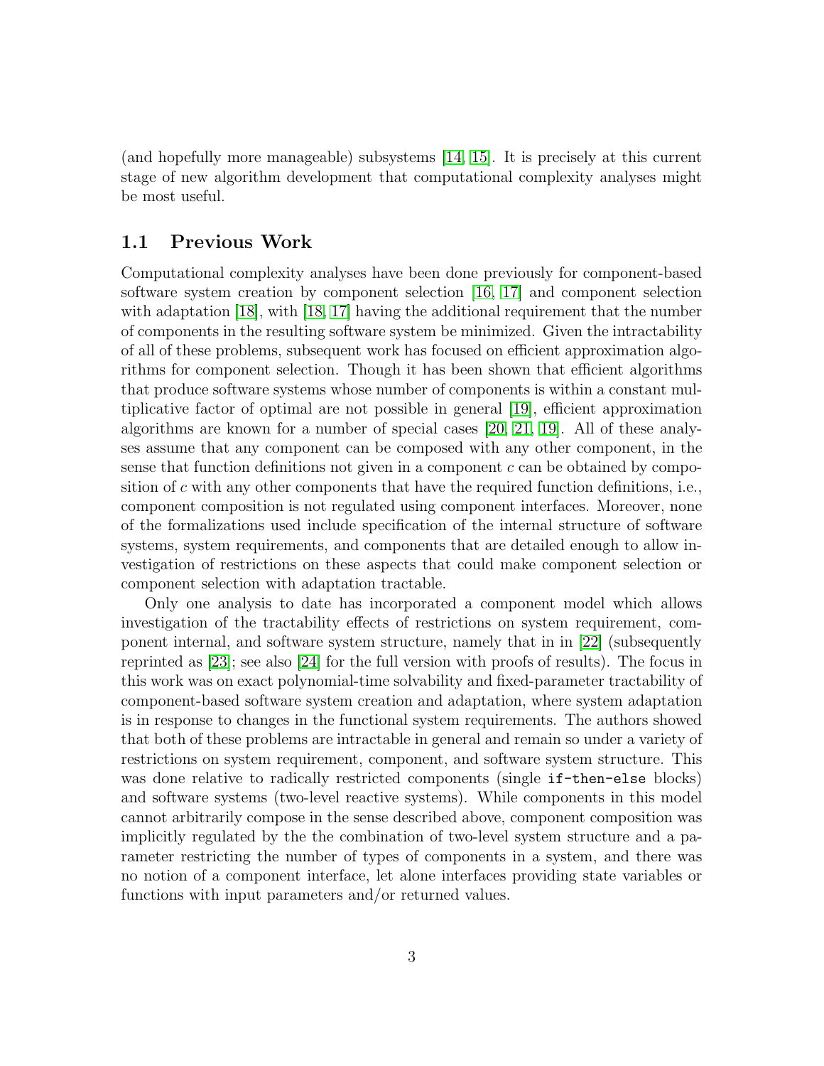(and hopefully more manageable) subsystems [14, 15]. It is precisely at this current stage of new algorithm development that computational complexity analyses might be most useful.

## 1.1 Previous Work

Computational complexity analyses have been done previously for component-based software system creation by component selection [16, 17] and component selection with adaptation [18], with [18, 17] having the additional requirement that the number of components in the resulting software system be minimized. Given the intractability of all of these problems, subsequent work has focused on efficient approximation algorithms for component selection. Though it has been shown that efficient algorithms that produce software systems whose number of components is within a constant multiplicative factor of optimal are not possible in general [19], efficient approximation algorithms are known for a number of special cases [20, 21, 19]. All of these analyses assume that any component can be composed with any other component, in the sense that function definitions not given in a component $c$ can be obtained by composition of $c$ with any other components that have the required function definitions, i.e., component composition is not regulated using component interfaces. Moreover, none of the formalizations used include specification of the internal structure of software systems, system requirements, and components that are detailed enough to allow investigation of restrictions on these aspects that could make component selection or component selection with adaptation tractable.

Only one analysis to date has incorporated a component model which allows investigation of the tractability effects of restrictions on system requirement, component internal, and software system structure, namely that in in [22] (subsequently reprinted as [23]; see also [24] for the full version with proofs of results). The focus in this work was on exact polynomial-time solvability and fixed-parameter tractability of component-based software system creation and adaptation, where system adaptation is in response to changes in the functional system requirements. The authors showed that both of these problems are intractable in general and remain so under a variety of restrictions on system requirement, component, and software system structure. This was done relative to radically restricted components (single `if-then-else` blocks) and software systems (two-level reactive systems). While components in this model cannot arbitrarily compose in the sense described above, component composition was implicitly regulated by the the combination of two-level system structure and a parameter restricting the number of types of components in a system, and there was no notion of a component interface, let alone interfaces providing state variables or functions with input parameters and/or returned values.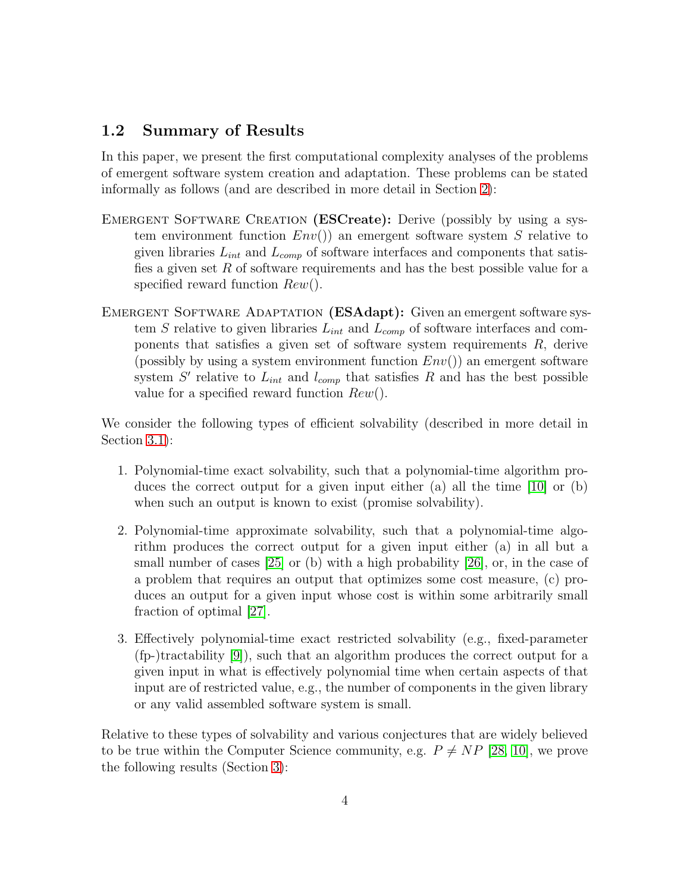## 1.2 Summary of Results

In this paper, we present the first computational complexity analyses of the problems of emergent software system creation and adaptation. These problems can be stated informally as follows (and are described in more detail in Section 2):

Emergent Software Creation **(ESCreate):** Derive (possibly by using a system environment function $Env()$) an emergent software system $S$ relative to given libraries $L_{int}$ and $L_{comp}$ of software interfaces and components that satisfies a given set $R$ of software requirements and has the best possible value for a specified reward function $Rew()$.

Emergent Software Adaptation **(ESAdapt):** Given an emergent software system $S$ relative to given libraries $L_{int}$ and $L_{comp}$ of software interfaces and components that satisfies a given set of software system requirements $R$, derive (possibly by using a system environment function $Env()$) an emergent software system $S'$ relative to $L_{int}$ and $l_{comp}$ that satisfies $R$ and has the best possible value for a specified reward function $Rew()$.

We consider the following types of efficient solvability (described in more detail in Section 3.1):

1. Polynomial-time exact solvability, such that a polynomial-time algorithm produces the correct output for a given input either (a) all the time [10] or (b) when such an output is known to exist (promise solvability).

2. Polynomial-time approximate solvability, such that a polynomial-time algorithm produces the correct output for a given input either (a) in all but a small number of cases [25] or (b) with a high probability [26], or, in the case of a problem that requires an output that optimizes some cost measure, (c) produces an output for a given input whose cost is within some arbitrarily small fraction of optimal [27].

3. Effectively polynomial-time exact restricted solvability (e.g., fixed-parameter (fp-)tractability [9]), such that an algorithm produces the correct output for a given input in what is effectively polynomial time when certain aspects of that input are of restricted value, e.g., the number of components in the given library or any valid assembled software system is small.

Relative to these types of solvability and various conjectures that are widely believed to be true within the Computer Science community, e.g. $P \neq NP$ [28, 10], we prove the following results (Section 3):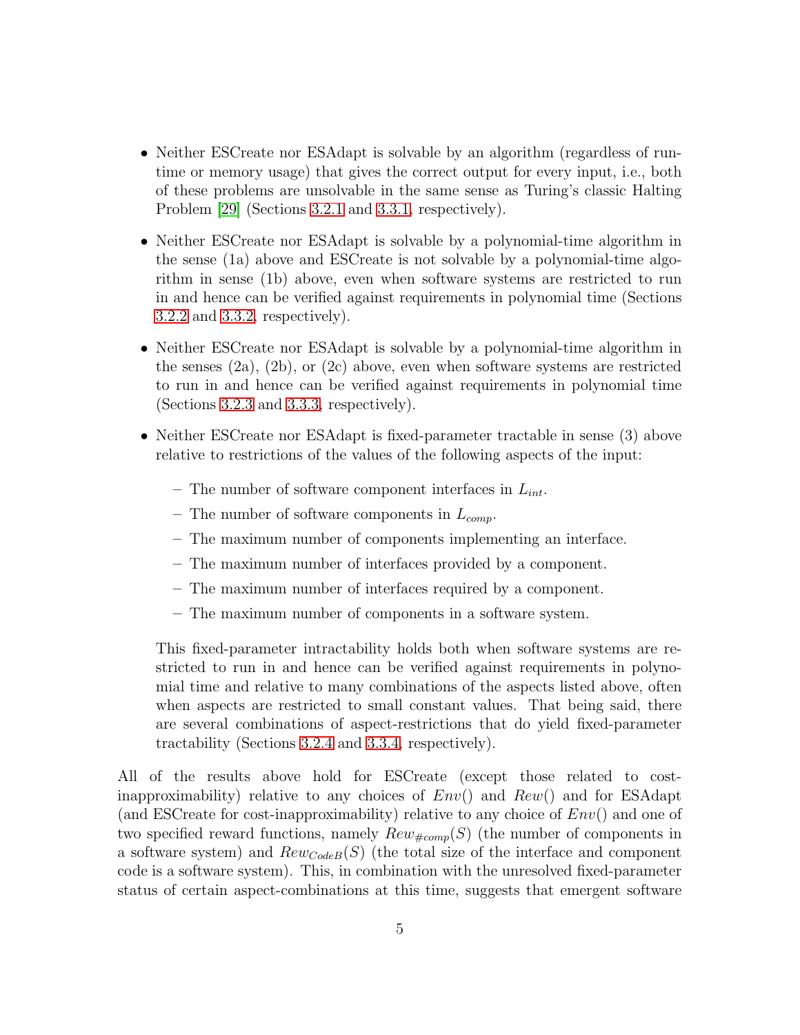- Neither ESCreate nor ESAdapt is solvable by an algorithm (regardless of runtime or memory usage) that gives the correct output for every input, i.e., both of these problems are unsolvable in the same sense as Turing's classic Halting Problem [29] (Sections 3.2.1 and 3.3.1, respectively).

- Neither ESCreate nor ESAdapt is solvable by a polynomial-time algorithm in the sense (1a) above and ESCreate is not solvable by a polynomial-time algorithm in sense (1b) above, even when software systems are restricted to run in and hence can be verified against requirements in polynomial time (Sections 3.2.2 and 3.3.2, respectively).

- Neither ESCreate nor ESAdapt is solvable by a polynomial-time algorithm in the senses (2a), (2b), or (2c) above, even when software systems are restricted to run in and hence can be verified against requirements in polynomial time (Sections 3.2.3 and 3.3.3, respectively).

- Neither ESCreate nor ESAdapt is fixed-parameter tractable in sense (3) above relative to restrictions of the values of the following aspects of the input:

  - The number of software component interfaces in $L_{int}$.
  - The number of software components in $L_{comp}$.
  - The maximum number of components implementing an interface.
  - The maximum number of interfaces provided by a component.
  - The maximum number of interfaces required by a component.
  - The maximum number of components in a software system.

  This fixed-parameter intractability holds both when software systems are restricted to run in and hence can be verified against requirements in polynomial time and relative to many combinations of the aspects listed above, often when aspects are restricted to small constant values. That being said, there are several combinations of aspect-restrictions that do yield fixed-parameter tractability (Sections 3.2.4 and 3.3.4, respectively).

All of the results above hold for ESCreate (except those related to cost-inapproximability) relative to any choices of $Env()$ and $Rew()$ and for ESAdapt (and ESCreate for cost-inapproximability) relative to any choice of $Env()$ and one of two specified reward functions, namely $Rew_{\#comp}(S)$ (the number of components in a software system) and $Rew_{CodeB}(S)$ (the total size of the interface and component code is a software system). This, in combination with the unresolved fixed-parameter status of certain aspect-combinations at this time, suggests that emergent software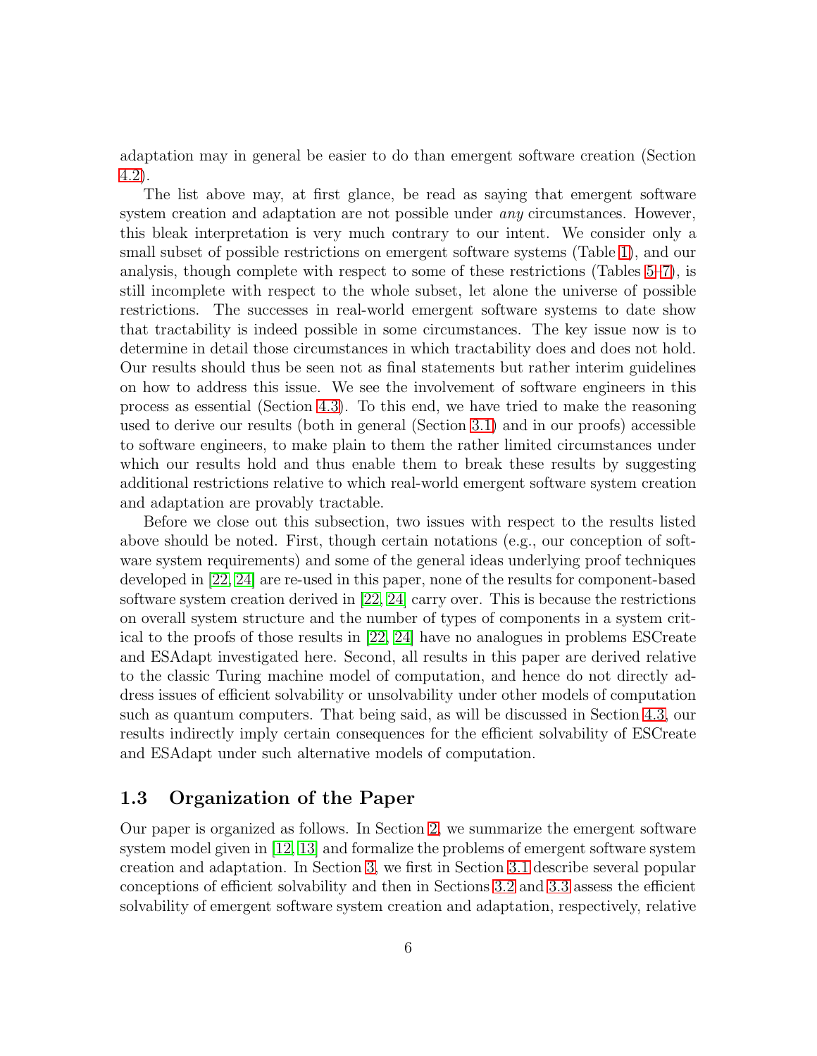adaptation may in general be easier to do than emergent software creation (Section 4.2).

The list above may, at first glance, be read as saying that emergent software system creation and adaptation are not possible under *any* circumstances. However, this bleak interpretation is very much contrary to our intent. We consider only a small subset of possible restrictions on emergent software systems (Table 1), and our analysis, though complete with respect to some of these restrictions (Tables 5–7), is still incomplete with respect to the whole subset, let alone the universe of possible restrictions. The successes in real-world emergent software systems to date show that tractability is indeed possible in some circumstances. The key issue now is to determine in detail those circumstances in which tractability does and does not hold. Our results should thus be seen not as final statements but rather interim guidelines on how to address this issue. We see the involvement of software engineers in this process as essential (Section 4.3). To this end, we have tried to make the reasoning used to derive our results (both in general (Section 3.1) and in our proofs) accessible to software engineers, to make plain to them the rather limited circumstances under which our results hold and thus enable them to break these results by suggesting additional restrictions relative to which real-world emergent software system creation and adaptation are provably tractable.

Before we close out this subsection, two issues with respect to the results listed above should be noted. First, though certain notations (e.g., our conception of software system requirements) and some of the general ideas underlying proof techniques developed in [22, 24] are re-used in this paper, none of the results for component-based software system creation derived in [22, 24] carry over. This is because the restrictions on overall system structure and the number of types of components in a system critical to the proofs of those results in [22, 24] have no analogues in problems ESCreate and ESAdapt investigated here. Second, all results in this paper are derived relative to the classic Turing machine model of computation, and hence do not directly address issues of efficient solvability or unsolvability under other models of computation such as quantum computers. That being said, as will be discussed in Section 4.3, our results indirectly imply certain consequences for the efficient solvability of ESCreate and ESAdapt under such alternative models of computation.

### 1.3 Organization of the Paper

Our paper is organized as follows. In Section 2, we summarize the emergent software system model given in [12, 13] and formalize the problems of emergent software system creation and adaptation. In Section 3, we first in Section 3.1 describe several popular conceptions of efficient solvability and then in Sections 3.2 and 3.3 assess the efficient solvability of emergent software system creation and adaptation, respectively, relative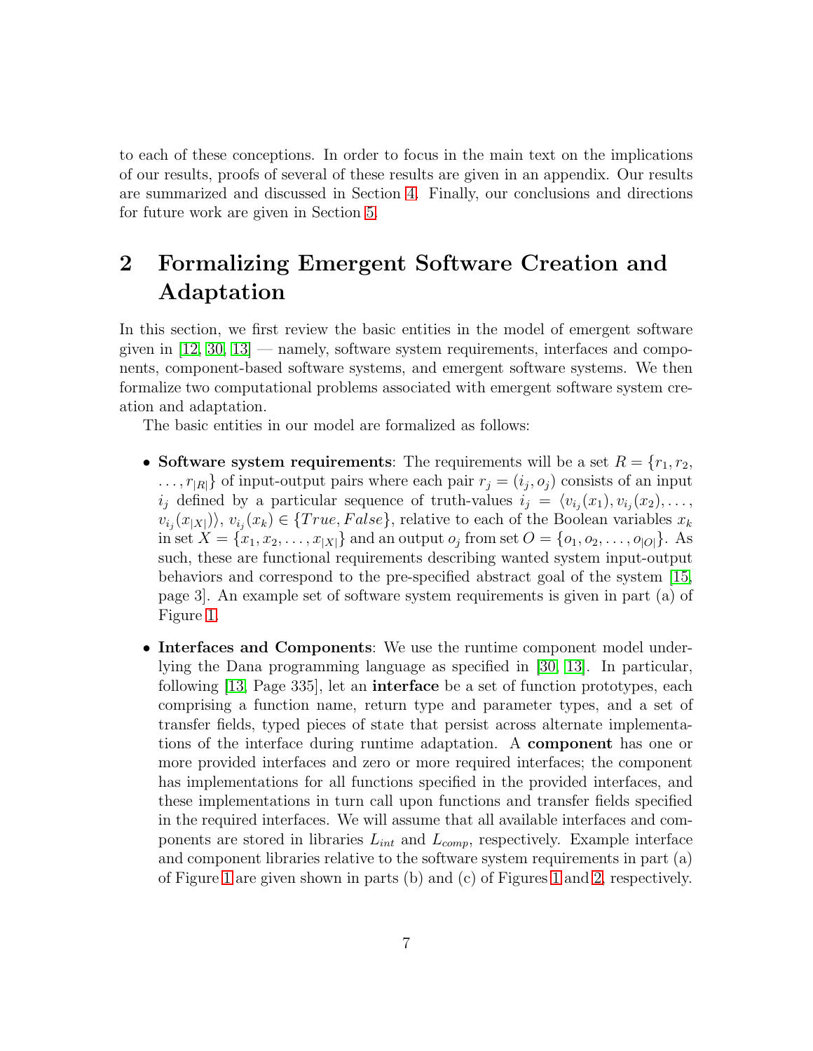to each of these conceptions. In order to focus in the main text on the implications of our results, proofs of several of these results are given in an appendix. Our results are summarized and discussed in Section 4. Finally, our conclusions and directions for future work are given in Section 5.

# 2 Formalizing Emergent Software Creation and Adaptation

In this section, we first review the basic entities in the model of emergent software given in [12, 30, 13] — namely, software system requirements, interfaces and components, component-based software systems, and emergent software systems. We then formalize two computational problems associated with emergent software system creation and adaptation.

The basic entities in our model are formalized as follows:

- **Software system requirements**: The requirements will be a set $R = \{r_1, r_2, \ldots, r_{|R|}\}$ of input-output pairs where each pair $r_j = (i_j, o_j)$ consists of an input $i_j$ defined by a particular sequence of truth-values $i_j = \langle v_{i_j}(x_1), v_{i_j}(x_2), \ldots, v_{i_j}(x_{|X|})\rangle$, $v_{i_j}(x_k) \in \{True, False\}$, relative to each of the Boolean variables $x_k$ in set $X = \{x_1, x_2, \ldots, x_{|X|}\}$ and an output $o_j$ from set $O = \{o_1, o_2, \ldots, o_{|O|}\}$. As such, these are functional requirements describing wanted system input-output behaviors and correspond to the pre-specified abstract goal of the system [15, page 3]. An example set of software system requirements is given in part (a) of Figure 1.

- **Interfaces and Components**: We use the runtime component model underlying the Dana programming language as specified in [30, 13]. In particular, following [13, Page 335], let an **interface** be a set of function prototypes, each comprising a function name, return type and parameter types, and a set of transfer fields, typed pieces of state that persist across alternate implementations of the interface during runtime adaptation. A **component** has one or more provided interfaces and zero or more required interfaces; the component has implementations for all functions specified in the provided interfaces, and these implementations in turn call upon functions and transfer fields specified in the required interfaces. We will assume that all available interfaces and components are stored in libraries $L_{int}$ and $L_{comp}$, respectively. Example interface and component libraries relative to the software system requirements in part (a) of Figure 1 are given shown in parts (b) and (c) of Figures 1 and 2, respectively.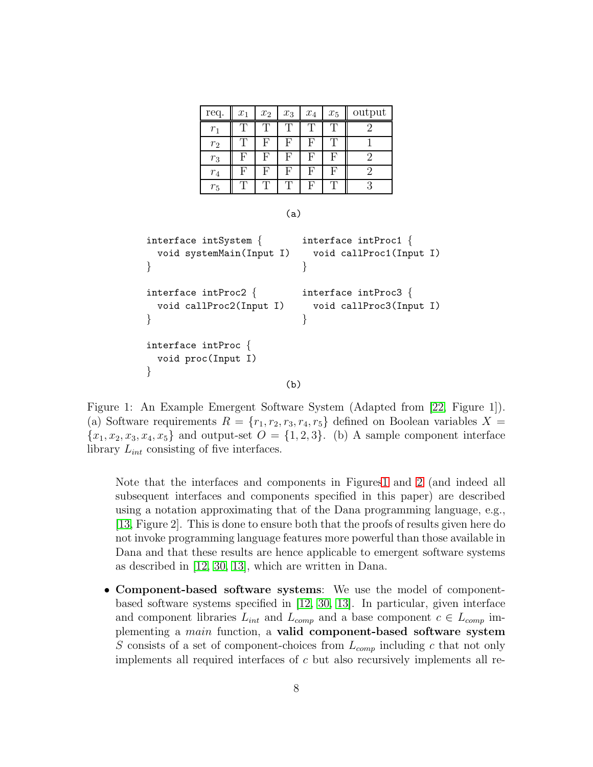| req. | $x_1$ | $x_2$ | $x_3$ | $x_4$ | $x_5$ | output |
|---|---|---|---|---|---|---|
| $r_1$ | T | T | T | T | T | 2 |
| $r_2$ | T | F | F | F | T | 1 |
| $r_3$ | F | F | F | F | F | 2 |
| $r_4$ | F | F | F | F | F | 2 |
| $r_5$ | T | T | T | F | T | 3 |

(a)

```
interface intSystem {        interface intProc1 {
  void systemMain(Input I)     void callProc1(Input I)
}                            }

interface intProc2 {         interface intProc3 {
  void callProc2(Input I)      void callProc3(Input I)
}                            }

interface intProc {
  void proc(Input I)
}
```

(b)

Figure 1: An Example Emergent Software System (Adapted from [22, Figure 1]). (a) Software requirements $R = \{r_1, r_2, r_3, r_4, r_5\}$ defined on Boolean variables $X = \{x_1, x_2, x_3, x_4, x_5\}$ and output-set $O = \{1, 2, 3\}$. (b) A sample component interface library $L_{int}$ consisting of five interfaces.

Note that the interfaces and components in Figures 1 and 2 (and indeed all subsequent interfaces and components specified in this paper) are described using a notation approximating that of the Dana programming language, e.g., [13, Figure 2]. This is done to ensure both that the proofs of results given here do not invoke programming language features more powerful than those available in Dana and that these results are hence applicable to emergent software systems as described in [12, 30, 13], which are written in Dana.

- **Component-based software systems**: We use the model of component-based software systems specified in [12, 30, 13]. In particular, given interface and component libraries $L_{int}$ and $L_{comp}$ and a base component $c \in L_{comp}$ implementing a *main* function, a **valid component-based software system** $S$ consists of a set of component-choices from $L_{comp}$ including $c$ that not only implements all required interfaces of $c$ but also recursively implements all re-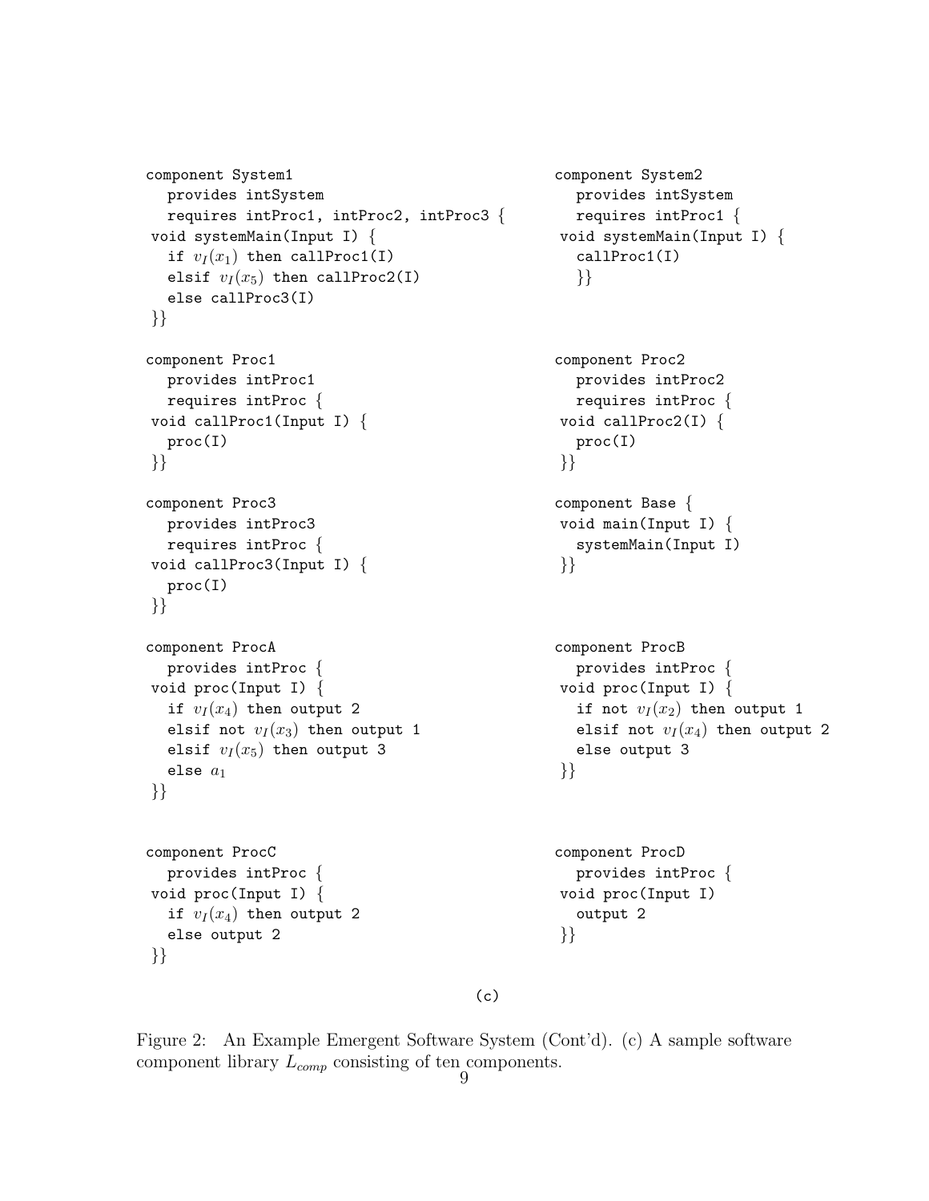```
component System1
  provides intSystem
  requires intProc1, intProc2, intProc3 {
 void systemMain(Input I) {
  if v_I(x_1) then callProc1(I)
  elsif v_I(x_5) then callProc2(I)
  else callProc3(I)
 }}
```

```
component System2
  provides intSystem
  requires intProc1 {
 void systemMain(Input I) {
  callProc1(I)
  }}
```

```
component Proc1
  provides intProc1
  requires intProc {
 void callProc1(Input I) {
  proc(I)
 }}
```

```
component Proc2
  provides intProc2
  requires intProc {
 void callProc2(I) {
  proc(I)
 }}
```

```
component Proc3
  provides intProc3
  requires intProc {
 void callProc3(Input I) {
  proc(I)
 }}
```

```
component Base {
 void main(Input I) {
  systemMain(Input I)
 }}
```

```
component ProcA
  provides intProc {
 void proc(Input I) {
  if v_I(x_4) then output 2
  elsif not v_I(x_3) then output 1
  elsif v_I(x_5) then output 3
  else a_1
 }}
```

```
component ProcB
  provides intProc {
 void proc(Input I) {
  if not v_I(x_2) then output 1
  elsif not v_I(x_4) then output 2
  else output 3
 }}
```

```
component ProcC
  provides intProc {
 void proc(Input I) {
  if v_I(x_4) then output 2
  else output 2
 }}
```

```
component ProcD
  provides intProc {
 void proc(Input I)
  output 2
 }}
```

(c)

Figure 2: An Example Emergent Software System (Cont'd). (c) A sample software component library $L_{comp}$ consisting of ten components.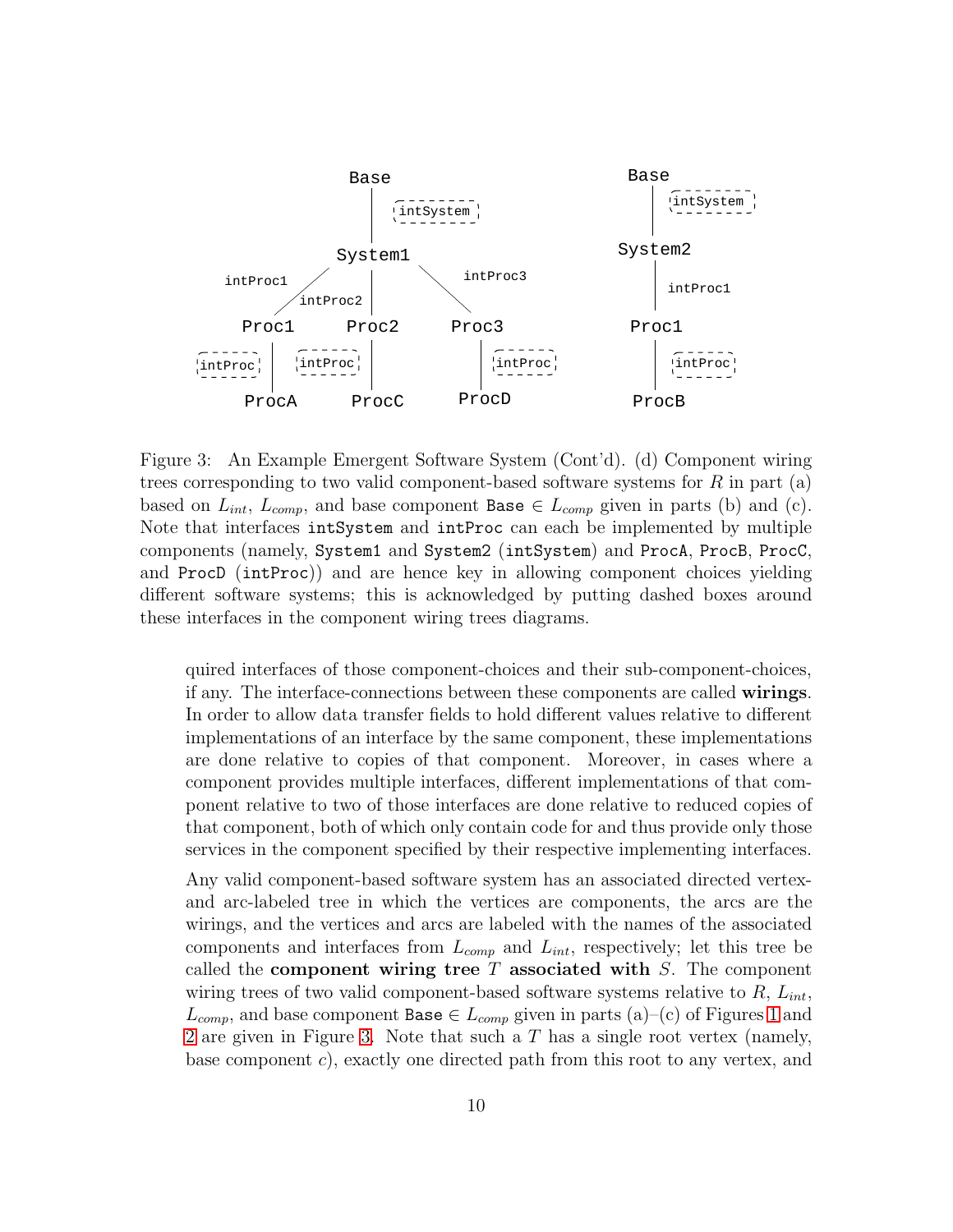Figure 3: An Example Emergent Software System (Cont'd). (d) Component wiring trees corresponding to two valid component-based software systems for $R$ in part (a) based on $L_{int}$, $L_{comp}$, and base component `Base` $\in L_{comp}$ given in parts (b) and (c). Note that interfaces `intSystem` and `intProc` can each be implemented by multiple components (namely, `System1` and `System2` (`intSystem`) and `ProcA`, `ProcB`, `ProcC`, and `ProcD` (`intProc`)) and are hence key in allowing component choices yielding different software systems; this is acknowledged by putting dashed boxes around these interfaces in the component wiring trees diagrams.

quired interfaces of those component-choices and their sub-component-choices, if any. The interface-connections between these components are called **wirings**. In order to allow data transfer fields to hold different values relative to different implementations of an interface by the same component, these implementations are done relative to copies of that component. Moreover, in cases where a component provides multiple interfaces, different implementations of that component relative to two of those interfaces are done relative to reduced copies of that component, both of which only contain code for and thus provide only those services in the component specified by their respective implementing interfaces.

Any valid component-based software system has an associated directed vertex- and arc-labeled tree in which the vertices are components, the arcs are the wirings, and the vertices and arcs are labeled with the names of the associated components and interfaces from $L_{comp}$ and $L_{int}$, respectively; let this tree be called the **component wiring tree** $T$ **associated with** $S$. The component wiring trees of two valid component-based software systems relative to $R$, $L_{int}$, $L_{comp}$, and base component `Base` $\in L_{comp}$ given in parts (a)–(c) of Figures 1 and 2 are given in Figure 3. Note that such a $T$ has a single root vertex (namely, base component $c$), exactly one directed path from this root to any vertex, and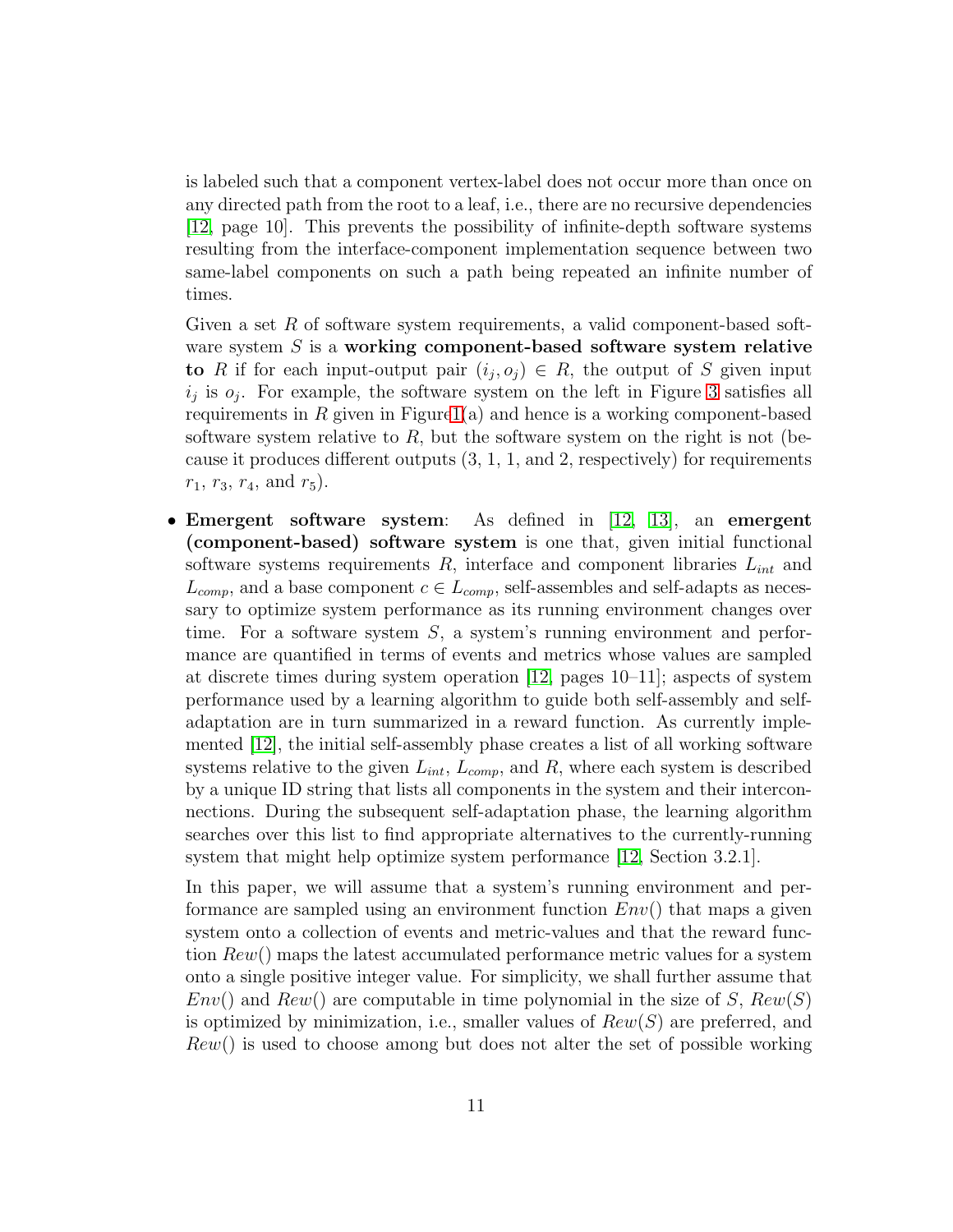is labeled such that a component vertex-label does not occur more than once on any directed path from the root to a leaf, i.e., there are no recursive dependencies [12, page 10]. This prevents the possibility of infinite-depth software systems resulting from the interface-component implementation sequence between two same-label components on such a path being repeated an infinite number of times.

Given a set $R$ of software system requirements, a valid component-based software system $S$ is a **working component-based software system relative to** $R$ if for each input-output pair $(i_j, o_j) \in R$, the output of $S$ given input $i_j$ is $o_j$. For example, the software system on the left in Figure 3 satisfies all requirements in $R$ given in Figure 1(a) and hence is a working component-based software system relative to $R$, but the software system on the right is not (because it produces different outputs (3, 1, 1, and 2, respectively) for requirements $r_1$, $r_3$, $r_4$, and $r_5$).

- **Emergent software system**: As defined in [12, 13], an **emergent (component-based) software system** is one that, given initial functional software systems requirements $R$, interface and component libraries $L_{int}$ and $L_{comp}$, and a base component $c \in L_{comp}$, self-assembles and self-adapts as necessary to optimize system performance as its running environment changes over time. For a software system $S$, a system's running environment and performance are quantified in terms of events and metrics whose values are sampled at discrete times during system operation [12, pages 10–11]; aspects of system performance used by a learning algorithm to guide both self-assembly and self-adaptation are in turn summarized in a reward function. As currently implemented [12], the initial self-assembly phase creates a list of all working software systems relative to the given $L_{int}$, $L_{comp}$, and $R$, where each system is described by a unique ID string that lists all components in the system and their interconnections. During the subsequent self-adaptation phase, the learning algorithm searches over this list to find appropriate alternatives to the currently-running system that might help optimize system performance [12, Section 3.2.1].

  In this paper, we will assume that a system's running environment and performance are sampled using an environment function $Env()$ that maps a given system onto a collection of events and metric-values and that the reward function $Rew()$ maps the latest accumulated performance metric values for a system onto a single positive integer value. For simplicity, we shall further assume that $Env()$ and $Rew()$ are computable in time polynomial in the size of $S$, $Rew(S)$ is optimized by minimization, i.e., smaller values of $Rew(S)$ are preferred, and $Rew()$ is used to choose among but does not alter the set of possible working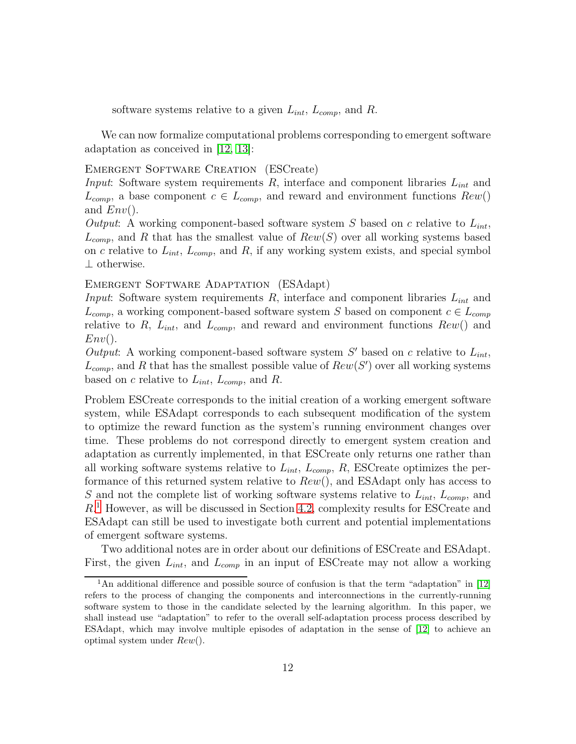software systems relative to a given $L_{int}$, $L_{comp}$, and $R$.

We can now formalize computational problems corresponding to emergent software adaptation as conceived in [12, 13]:

Emergent Software Creation (ESCreate)
*Input*: Software system requirements $R$, interface and component libraries $L_{int}$ and $L_{comp}$, a base component $c \in L_{comp}$, and reward and environment functions $Rew()$ and $Env()$.
*Output*: A working component-based software system $S$ based on $c$ relative to $L_{int}$, $L_{comp}$, and $R$ that has the smallest value of $Rew(S)$ over all working systems based on $c$ relative to $L_{int}$, $L_{comp}$, and $R$, if any working system exists, and special symbol $\bot$ otherwise.

Emergent Software Adaptation (ESAdapt)
*Input*: Software system requirements $R$, interface and component libraries $L_{int}$ and $L_{comp}$, a working component-based software system $S$ based on component $c \in L_{comp}$ relative to $R$, $L_{int}$, and $L_{comp}$, and reward and environment functions $Rew()$ and $Env()$.
*Output*: A working component-based software system $S'$ based on $c$ relative to $L_{int}$, $L_{comp}$, and $R$ that has the smallest possible value of $Rew(S')$ over all working systems based on $c$ relative to $L_{int}$, $L_{comp}$, and $R$.

Problem ESCreate corresponds to the initial creation of a working emergent software system, while ESAdapt corresponds to each subsequent modification of the system to optimize the reward function as the system's running environment changes over time. These problems do not correspond directly to emergent system creation and adaptation as currently implemented, in that ESCreate only returns one rather than all working software systems relative to $L_{int}$, $L_{comp}$, $R$, ESCreate optimizes the performance of this returned system relative to $Rew()$, and ESAdapt only has access to $S$ and not the complete list of working software systems relative to $L_{int}$, $L_{comp}$, and $R$.[1] However, as will be discussed in Section 4.2, complexity results for ESCreate and ESAdapt can still be used to investigate both current and potential implementations of emergent software systems.

Two additional notes are in order about our definitions of ESCreate and ESAdapt. First, the given $L_{int}$, and $L_{comp}$ in an input of ESCreate may not allow a working

[1] An additional difference and possible source of confusion is that the term "adaptation" in [12] refers to the process of changing the components and interconnections in the currently-running software system to those in the candidate selected by the learning algorithm. In this paper, we shall instead use "adaptation" to refer to the overall self-adaptation process process described by ESAdapt, which may involve multiple episodes of adaptation in the sense of [12] to achieve an optimal system under $Rew()$.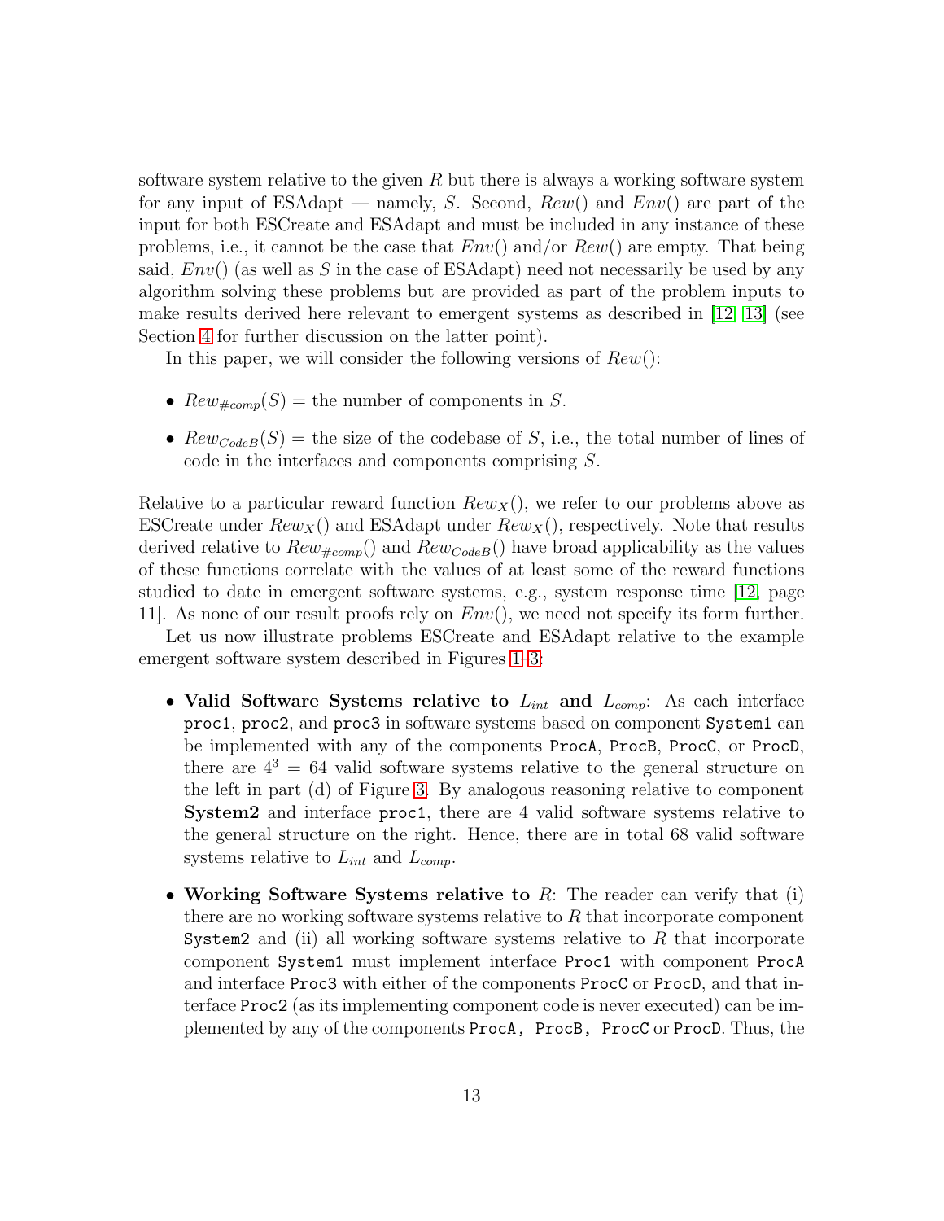software system relative to the given $R$ but there is always a working software system for any input of ESAdapt — namely, $S$. Second, $Rew()$ and $Env()$ are part of the input for both ESCreate and ESAdapt and must be included in any instance of these problems, i.e., it cannot be the case that $Env()$ and/or $Rew()$ are empty. That being said, $Env()$ (as well as $S$ in the case of ESAdapt) need not necessarily be used by any algorithm solving these problems but are provided as part of the problem inputs to make results derived here relevant to emergent systems as described in [12, 13] (see Section 4 for further discussion on the latter point).

In this paper, we will consider the following versions of $Rew()$:

- $Rew_{\#comp}(S)$ = the number of components in $S$.
- $Rew_{CodeB}(S)$ = the size of the codebase of $S$, i.e., the total number of lines of code in the interfaces and components comprising $S$.

Relative to a particular reward function $Rew_X()$, we refer to our problems above as ESCreate under $Rew_X()$ and ESAdapt under $Rew_X()$, respectively. Note that results derived relative to $Rew_{\#comp}()$ and $Rew_{CodeB}()$ have broad applicability as the values of these functions correlate with the values of at least some of the reward functions studied to date in emergent software systems, e.g., system response time [12, page 11]. As none of our result proofs rely on $Env()$, we need not specify its form further.

Let us now illustrate problems ESCreate and ESAdapt relative to the example emergent software system described in Figures 1–3:

- **Valid Software Systems relative to $L_{int}$ and $L_{comp}$**: As each interface `proc1`, `proc2`, and `proc3` in software systems based on component `System1` can be implemented with any of the components `ProcA`, `ProcB`, `ProcC`, or `ProcD`, there are $4^3 = 64$ valid software systems relative to the general structure on the left in part (d) of Figure 3. By analogous reasoning relative to component **System2** and interface `proc1`, there are 4 valid software systems relative to the general structure on the right. Hence, there are in total 68 valid software systems relative to $L_{int}$ and $L_{comp}$.
- **Working Software Systems relative to $R$**: The reader can verify that (i) there are no working software systems relative to $R$ that incorporate component `System2` and (ii) all working software systems relative to $R$ that incorporate component `System1` must implement interface `Proc1` with component `ProcA` and interface `Proc3` with either of the components `ProcC` or `ProcD`, and that interface `Proc2` (as its implementing component code is never executed) can be implemented by any of the components `ProcA, ProcB, ProcC` or `ProcD`. Thus, the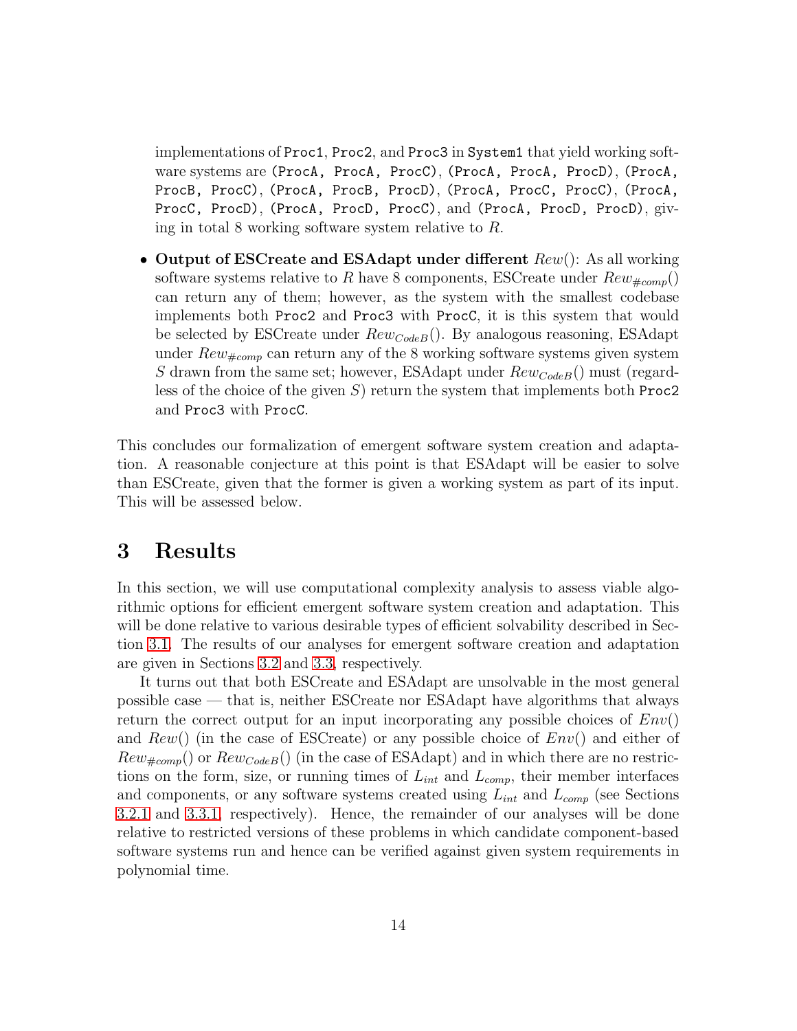implementations of `Proc1`, `Proc2`, and `Proc3` in `System1` that yield working software systems are `(ProcA, ProcA, ProcC)`, `(ProcA, ProcA, ProcD)`, `(ProcA, ProcB, ProcC)`, `(ProcA, ProcB, ProcD)`, `(ProcA, ProcC, ProcC)`, `(ProcA, ProcC, ProcD)`, `(ProcA, ProcD, ProcC)`, and `(ProcA, ProcD, ProcD)`, giving in total 8 working software system relative to $R$.

- **Output of ESCreate and ESAdapt under different** $Rew()$: As all working software systems relative to $R$ have 8 components, ESCreate under $Rew_{\#comp}()$ can return any of them; however, as the system with the smallest codebase implements both `Proc2` and `Proc3` with `ProcC`, it is this system that would be selected by ESCreate under $Rew_{CodeB}()$. By analogous reasoning, ESAdapt under $Rew_{\#comp}$ can return any of the 8 working software systems given system $S$ drawn from the same set; however, ESAdapt under $Rew_{CodeB}()$ must (regardless of the choice of the given $S$) return the system that implements both `Proc2` and `Proc3` with `ProcC`.

This concludes our formalization of emergent software system creation and adaptation. A reasonable conjecture at this point is that ESAdapt will be easier to solve than ESCreate, given that the former is given a working system as part of its input. This will be assessed below.

# 3 Results

In this section, we will use computational complexity analysis to assess viable algorithmic options for efficient emergent software system creation and adaptation. This will be done relative to various desirable types of efficient solvability described in Section 3.1. The results of our analyses for emergent software creation and adaptation are given in Sections 3.2 and 3.3, respectively.

It turns out that both ESCreate and ESAdapt are unsolvable in the most general possible case — that is, neither ESCreate nor ESAdapt have algorithms that always return the correct output for an input incorporating any possible choices of $Env()$ and $Rew()$ (in the case of ESCreate) or any possible choice of $Env()$ and either of $Rew_{\#comp}()$ or $Rew_{CodeB}()$ (in the case of ESAdapt) and in which there are no restrictions on the form, size, or running times of $L_{int}$ and $L_{comp}$, their member interfaces and components, or any software systems created using $L_{int}$ and $L_{comp}$ (see Sections 3.2.1 and 3.3.1, respectively). Hence, the remainder of our analyses will be done relative to restricted versions of these problems in which candidate component-based software systems run and hence can be verified against given system requirements in polynomial time.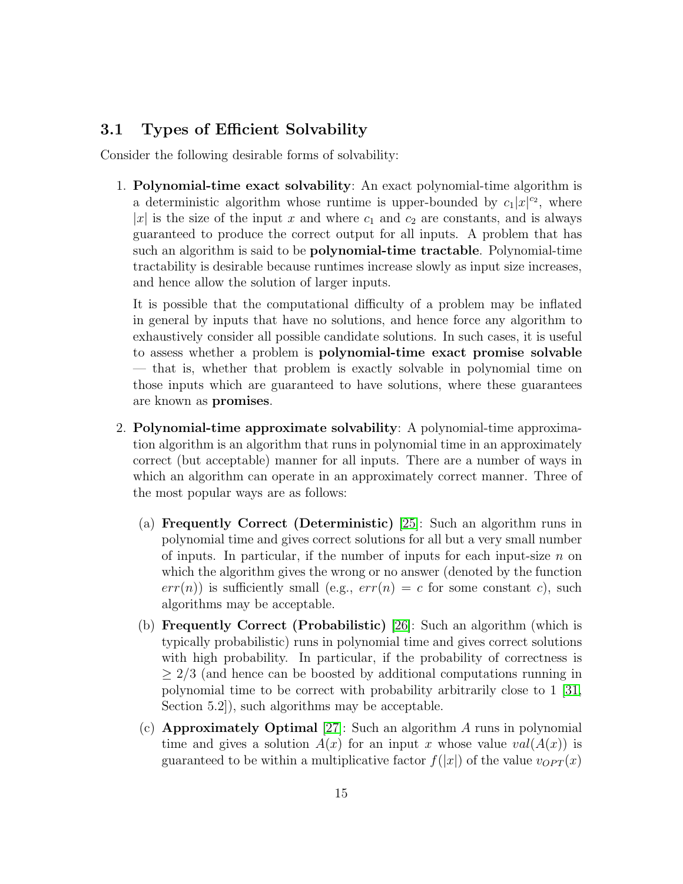### 3.1 Types of Efficient Solvability

Consider the following desirable forms of solvability:

1. **Polynomial-time exact solvability**: An exact polynomial-time algorithm is a deterministic algorithm whose runtime is upper-bounded by $c_1|x|^{c_2}$, where $|x|$ is the size of the input $x$ and where $c_1$ and $c_2$ are constants, and is always guaranteed to produce the correct output for all inputs. A problem that has such an algorithm is said to be **polynomial-time tractable**. Polynomial-time tractability is desirable because runtimes increase slowly as input size increases, and hence allow the solution of larger inputs.

   It is possible that the computational difficulty of a problem may be inflated in general by inputs that have no solutions, and hence force any algorithm to exhaustively consider all possible candidate solutions. In such cases, it is useful to assess whether a problem is **polynomial-time exact promise solvable** — that is, whether that problem is exactly solvable in polynomial time on those inputs which are guaranteed to have solutions, where these guarantees are known as **promises**.

2. **Polynomial-time approximate solvability**: A polynomial-time approximation algorithm is an algorithm that runs in polynomial time in an approximately correct (but acceptable) manner for all inputs. There are a number of ways in which an algorithm can operate in an approximately correct manner. Three of the most popular ways are as follows:

   (a) **Frequently Correct (Deterministic)** [25]: Such an algorithm runs in polynomial time and gives correct solutions for all but a very small number of inputs. In particular, if the number of inputs for each input-size $n$ on which the algorithm gives the wrong or no answer (denoted by the function $err(n)$) is sufficiently small (e.g., $err(n) = c$ for some constant $c$), such algorithms may be acceptable.

   (b) **Frequently Correct (Probabilistic)** [26]: Such an algorithm (which is typically probabilistic) runs in polynomial time and gives correct solutions with high probability. In particular, if the probability of correctness is $\geq 2/3$ (and hence can be boosted by additional computations running in polynomial time to be correct with probability arbitrarily close to 1 [31, Section 5.2]), such algorithms may be acceptable.

   (c) **Approximately Optimal** [27]: Such an algorithm $A$ runs in polynomial time and gives a solution $A(x)$ for an input $x$ whose value $val(A(x))$ is guaranteed to be within a multiplicative factor $f(|x|)$ of the value $v_{OPT}(x)$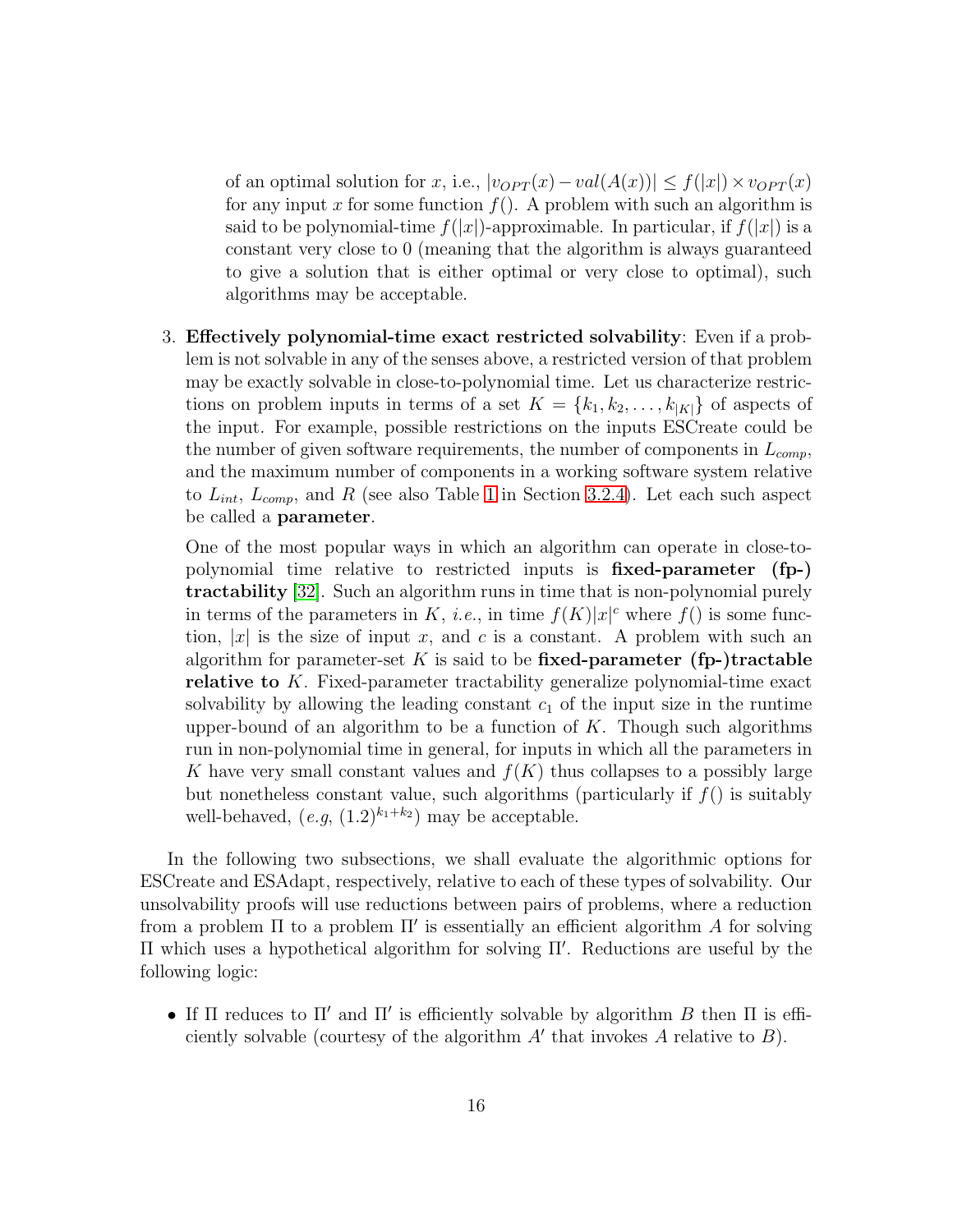of an optimal solution for $x$, i.e., $|v_{OPT}(x) - val(A(x))| \leq f(|x|) \times v_{OPT}(x)$ for any input $x$ for some function $f()$. A problem with such an algorithm is said to be polynomial-time $f(|x|)$-approximable. In particular, if $f(|x|)$ is a constant very close to 0 (meaning that the algorithm is always guaranteed to give a solution that is either optimal or very close to optimal), such algorithms may be acceptable.

3. **Effectively polynomial-time exact restricted solvability**: Even if a problem is not solvable in any of the senses above, a restricted version of that problem may be exactly solvable in close-to-polynomial time. Let us characterize restrictions on problem inputs in terms of a set $K = \{k_1, k_2, \ldots, k_{|K|}\}$ of aspects of the input. For example, possible restrictions on the inputs ESCreate could be the number of given software requirements, the number of components in $L_{comp}$, and the maximum number of components in a working software system relative to $L_{int}$, $L_{comp}$, and $R$ (see also Table 1 in Section 3.2.4). Let each such aspect be called a **parameter**.

   One of the most popular ways in which an algorithm can operate in close-to-polynomial time relative to restricted inputs is **fixed-parameter (fp-) tractability** [32]. Such an algorithm runs in time that is non-polynomial purely in terms of the parameters in $K$, *i.e.*, in time $f(K)|x|^c$ where $f()$ is some function, $|x|$ is the size of input $x$, and $c$ is a constant. A problem with such an algorithm for parameter-set $K$ is said to be **fixed-parameter (fp-)tractable relative to** $K$. Fixed-parameter tractability generalize polynomial-time exact solvability by allowing the leading constant $c_1$ of the input size in the runtime upper-bound of an algorithm to be a function of $K$. Though such algorithms run in non-polynomial time in general, for inputs in which all the parameters in $K$ have very small constant values and $f(K)$ thus collapses to a possibly large but nonetheless constant value, such algorithms (particularly if $f()$ is suitably well-behaved, (*e.g*, $(1.2)^{k_1+k_2}$) may be acceptable.

In the following two subsections, we shall evaluate the algorithmic options for ESCreate and ESAdapt, respectively, relative to each of these types of solvability. Our unsolvability proofs will use reductions between pairs of problems, where a reduction from a problem $\Pi$ to a problem $\Pi'$ is essentially an efficient algorithm $A$ for solving $\Pi$ which uses a hypothetical algorithm for solving $\Pi'$. Reductions are useful by the following logic:

- If $\Pi$ reduces to $\Pi'$ and $\Pi'$ is efficiently solvable by algorithm $B$ then $\Pi$ is efficiently solvable (courtesy of the algorithm $A'$ that invokes $A$ relative to $B$).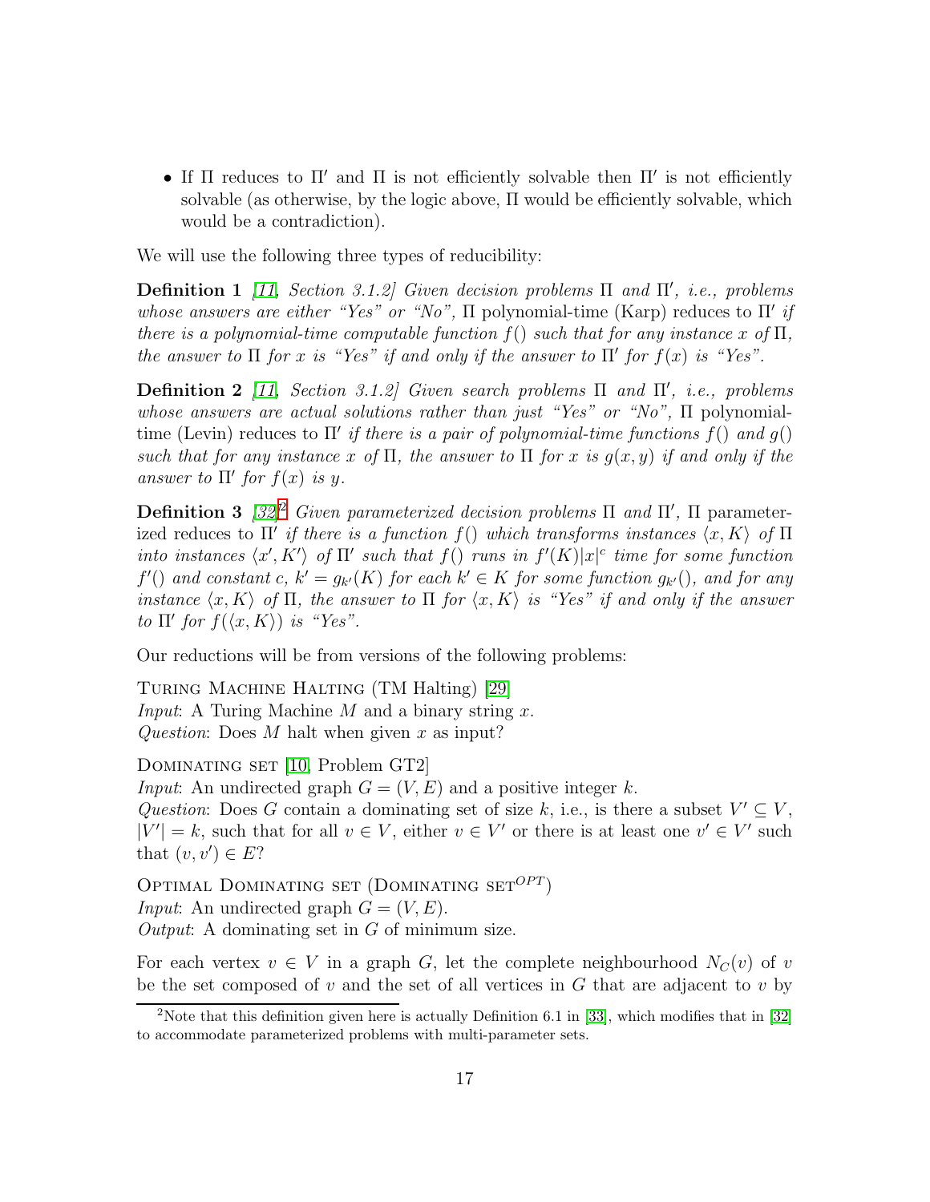- If $\Pi$ reduces to $\Pi'$ and $\Pi$ is not efficiently solvable then $\Pi'$ is not efficiently solvable (as otherwise, by the logic above, $\Pi$ would be efficiently solvable, which would be a contradiction).

We will use the following three types of reducibility:

**Definition 1** *[11, Section 3.1.2] Given decision problems $\Pi$ and $\Pi'$, i.e., problems whose answers are either "Yes" or "No",* $\Pi$ polynomial-time (Karp) reduces to $\Pi'$ *if there is a polynomial-time computable function $f()$ such that for any instance $x$ of $\Pi$, the answer to $\Pi$ for $x$ is "Yes" if and only if the answer to $\Pi'$ for $f(x)$ is "Yes".*

**Definition 2** *[11, Section 3.1.2] Given search problems $\Pi$ and $\Pi'$, i.e., problems whose answers are actual solutions rather than just "Yes" or "No",* $\Pi$ polynomial-time (Levin) reduces to $\Pi'$ *if there is a pair of polynomial-time functions $f()$ and $g()$ such that for any instance $x$ of $\Pi$, the answer to $\Pi$ for $x$ is $g(x, y)$ if and only if the answer to $\Pi'$ for $f(x)$ is $y$.*

**Definition 3** *[32][2] Given parameterized decision problems $\Pi$ and $\Pi'$,* $\Pi$ parameterized reduces to $\Pi'$ *if there is a function $f()$ which transforms instances $\langle x, K\rangle$ of $\Pi$ into instances $\langle x', K'\rangle$ of $\Pi'$ such that $f()$ runs in $f'(K)|x|^c$ time for some function $f'()$ and constant $c$, $k' = g_{k'}(K)$ for each $k' \in K$ for some function $g_{k'}()$, and for any instance $\langle x, K\rangle$ of $\Pi$, the answer to $\Pi$ for $\langle x, K\rangle$ is "Yes" if and only if the answer to $\Pi'$ for $f(\langle x, K\rangle)$ is "Yes".*

Our reductions will be from versions of the following problems:

Turing Machine Halting (TM Halting) [29]
*Input*: A Turing Machine $M$ and a binary string $x$.
*Question*: Does $M$ halt when given $x$ as input?

Dominating set [10, Problem GT2]
*Input*: An undirected graph $G = (V, E)$ and a positive integer $k$.
*Question*: Does $G$ contain a dominating set of size $k$, i.e., is there a subset $V' \subseteq V$, $|V'| = k$, such that for all $v \in V$, either $v \in V'$ or there is at least one $v' \in V'$ such that $(v, v') \in E$?

Optimal Dominating set (Dominating set$^{OPT}$)
*Input*: An undirected graph $G = (V, E)$.
*Output*: A dominating set in $G$ of minimum size.

For each vertex $v \in V$ in a graph $G$, let the complete neighbourhood $N_C(v)$ of $v$ be the set composed of $v$ and the set of all vertices in $G$ that are adjacent to $v$ by

[2] Note that this definition given here is actually Definition 6.1 in [33], which modifies that in [32] to accommodate parameterized problems with multi-parameter sets.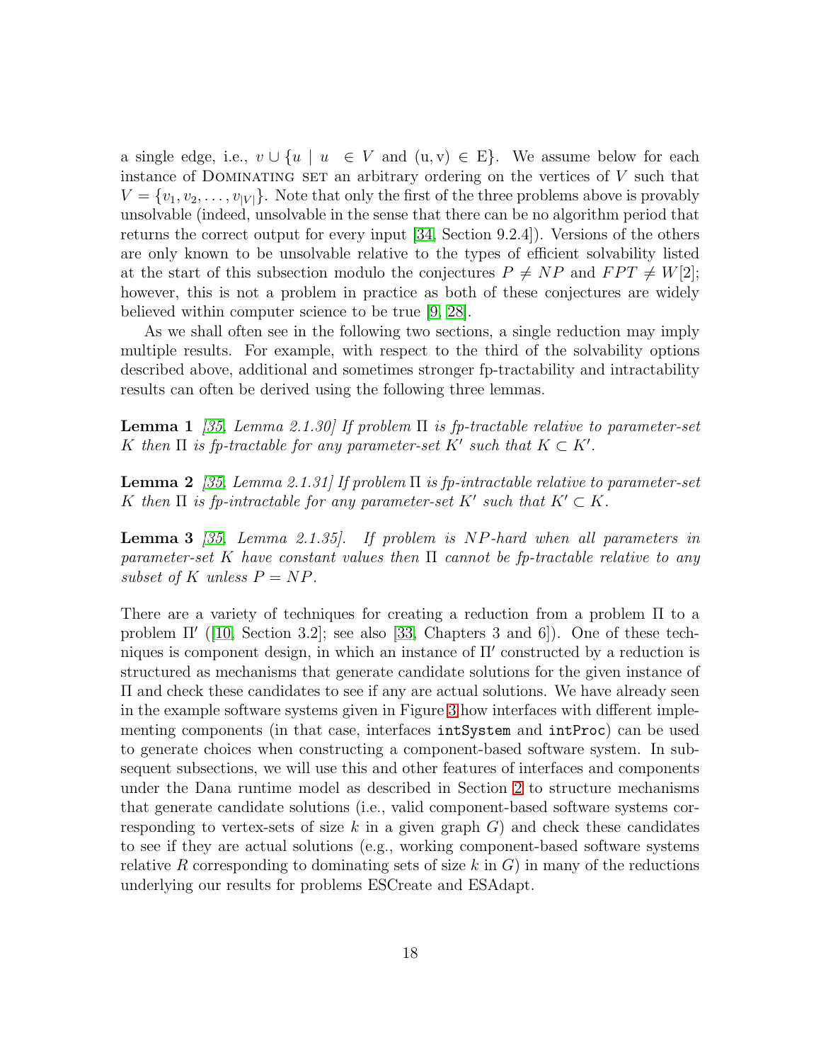a single edge, i.e., $v \cup \{u \mid u \in V$ and $(u, v) \in E\}$. We assume below for each instance of Dominating set an arbitrary ordering on the vertices of $V$ such that $V = \{v_1, v_2, \ldots, v_{|V|}\}$. Note that only the first of the three problems above is provably unsolvable (indeed, unsolvable in the sense that there can be no algorithm period that returns the correct output for every input [34, Section 9.2.4]). Versions of the others are only known to be unsolvable relative to the types of efficient solvability listed at the start of this subsection modulo the conjectures $P \neq NP$ and $FPT \neq W[2]$; however, this is not a problem in practice as both of these conjectures are widely believed within computer science to be true [9, 28].

As we shall often see in the following two sections, a single reduction may imply multiple results. For example, with respect to the third of the solvability options described above, additional and sometimes stronger fp-tractability and intractability results can often be derived using the following three lemmas.

**Lemma 1** *[35, Lemma 2.1.30] If problem $\Pi$ is fp-tractable relative to parameter-set $K$ then $\Pi$ is fp-tractable for any parameter-set $K'$ such that $K \subset K'$.*

**Lemma 2** *[35, Lemma 2.1.31] If problem $\Pi$ is fp-intractable relative to parameter-set $K$ then $\Pi$ is fp-intractable for any parameter-set $K'$ such that $K' \subset K$.*

**Lemma 3** *[35, Lemma 2.1.35]. If problem is $NP$-hard when all parameters in parameter-set $K$ have constant values then $\Pi$ cannot be fp-tractable relative to any subset of $K$ unless $P = NP$.*

There are a variety of techniques for creating a reduction from a problem $\Pi$ to a problem $\Pi'$ ([10, Section 3.2]; see also [33, Chapters 3 and 6]). One of these techniques is component design, in which an instance of $\Pi'$ constructed by a reduction is structured as mechanisms that generate candidate solutions for the given instance of $\Pi$ and check these candidates to see if any are actual solutions. We have already seen in the example software systems given in Figure 3 how interfaces with different implementing components (in that case, interfaces `intSystem` and `intProc`) can be used to generate choices when constructing a component-based software system. In subsequent subsections, we will use this and other features of interfaces and components under the Dana runtime model as described in Section 2 to structure mechanisms that generate candidate solutions (i.e., valid component-based software systems corresponding to vertex-sets of size $k$ in a given graph $G$) and check these candidates to see if they are actual solutions (e.g., working component-based software systems relative $R$ corresponding to dominating sets of size $k$ in $G$) in many of the reductions underlying our results for problems ESCreate and ESAdapt.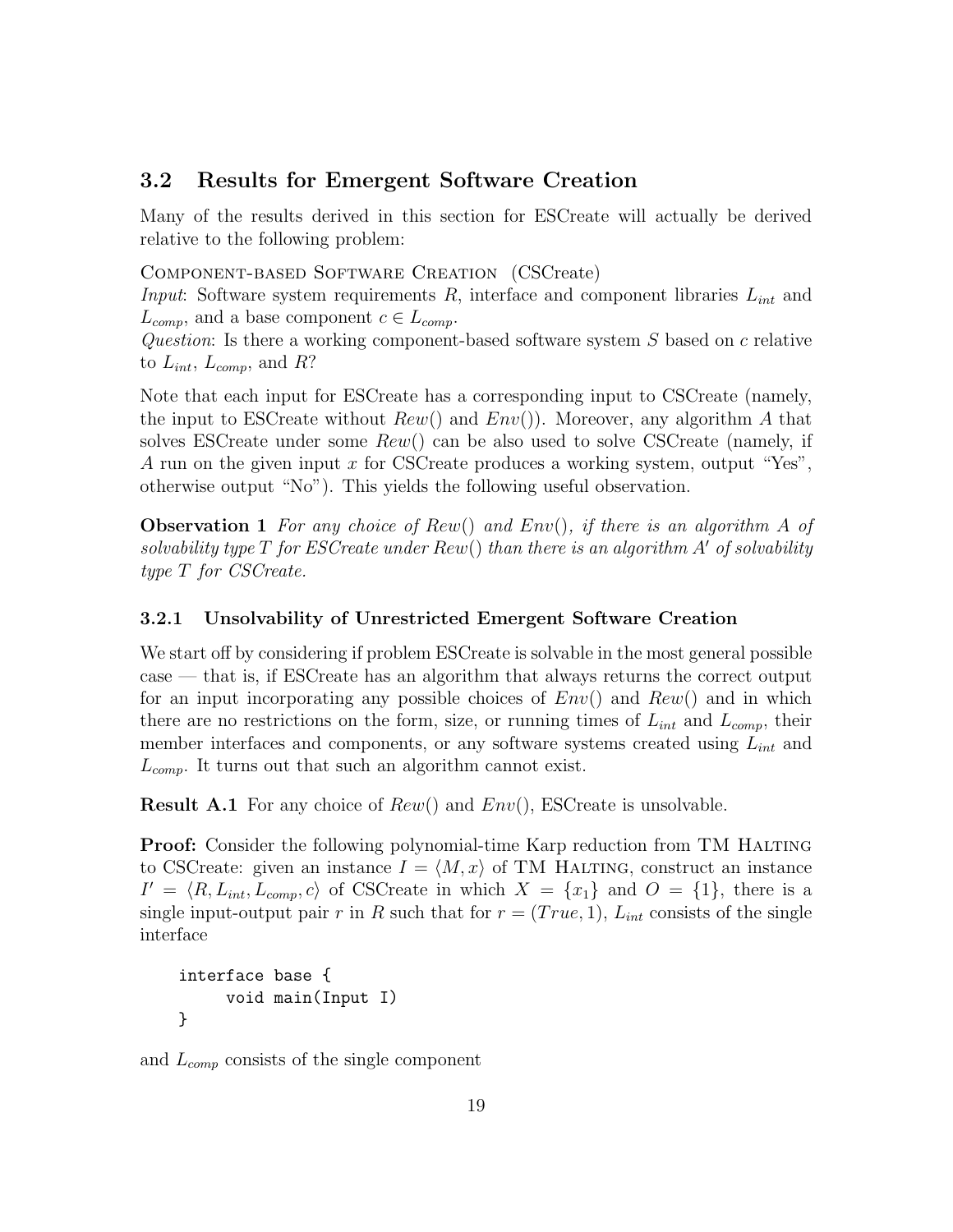## 3.2 Results for Emergent Software Creation

Many of the results derived in this section for ESCreate will actually be derived relative to the following problem:

COMPONENT-BASED SOFTWARE CREATION (CSCreate)
*Input*: Software system requirements $R$, interface and component libraries $L_{int}$ and $L_{comp}$, and a base component $c \in L_{comp}$.
*Question*: Is there a working component-based software system $S$ based on $c$ relative to $L_{int}$, $L_{comp}$, and $R$?

Note that each input for ESCreate has a corresponding input to CSCreate (namely, the input to ESCreate without $Rew()$ and $Env()$). Moreover, any algorithm $A$ that solves ESCreate under some $Rew()$ can be also used to solve CSCreate (namely, if $A$ run on the given input $x$ for CSCreate produces a working system, output "Yes", otherwise output "No"). This yields the following useful observation.

**Observation 1** *For any choice of $Rew()$ and $Env()$, if there is an algorithm $A$ of solvability type $T$ for ESCreate under $Rew()$ than there is an algorithm $A'$ of solvability type $T$ for CSCreate.*

### 3.2.1 Unsolvability of Unrestricted Emergent Software Creation

We start off by considering if problem ESCreate is solvable in the most general possible case — that is, if ESCreate has an algorithm that always returns the correct output for an input incorporating any possible choices of $Env()$ and $Rew()$ and in which there are no restrictions on the form, size, or running times of $L_{int}$ and $L_{comp}$, their member interfaces and components, or any software systems created using $L_{int}$ and $L_{comp}$. It turns out that such an algorithm cannot exist.

**Result A.1** For any choice of $Rew()$ and $Env()$, ESCreate is unsolvable.

**Proof:** Consider the following polynomial-time Karp reduction from TM HALTING to CSCreate: given an instance $I = \langle M, x\rangle$ of TM HALTING, construct an instance $I' = \langle R, L_{int}, L_{comp}, c\rangle$ of CSCreate in which $X = \{x_1\}$ and $O = \{1\}$, there is a single input-output pair $r$ in $R$ such that for $r = (True, 1)$, $L_{int}$ consists of the single interface

```
interface base {
     void main(Input I)
}
```

and $L_{comp}$ consists of the single component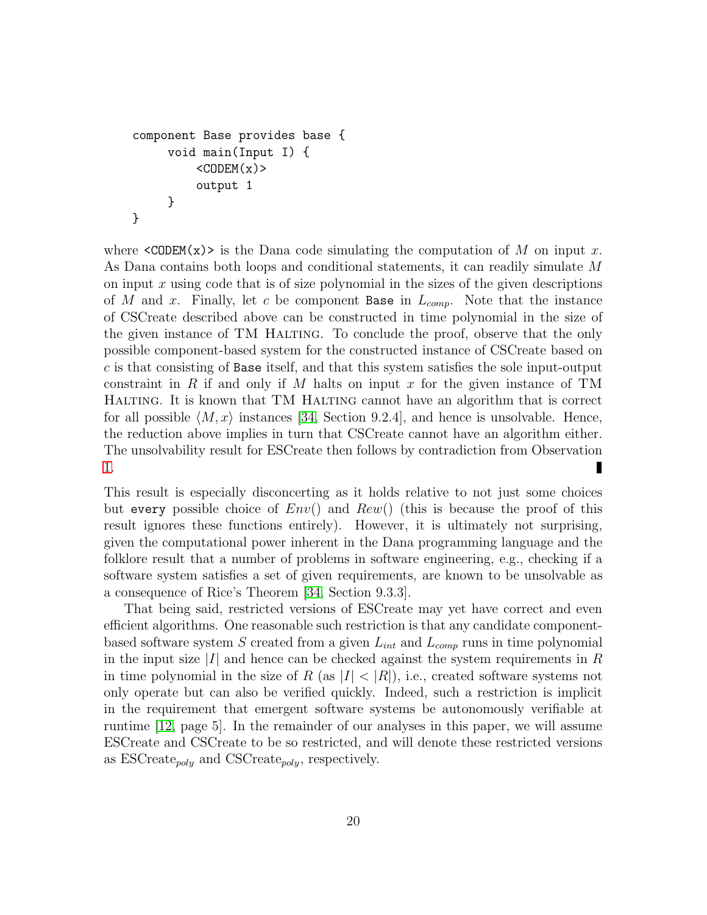```
component Base provides base {
     void main(Input I) {
          <CODEM(x)>
          output 1
     }
}
```

where `<CODEM(x)>` is the Dana code simulating the computation of $M$ on input $x$. As Dana contains both loops and conditional statements, it can readily simulate $M$ on input $x$ using code that is of size polynomial in the sizes of the given descriptions of $M$ and $x$. Finally, let $c$ be component `Base` in $L_{comp}$. Note that the instance of CSCreate described above can be constructed in time polynomial in the size of the given instance of TM Halting. To conclude the proof, observe that the only possible component-based system for the constructed instance of CSCreate based on $c$ is that consisting of `Base` itself, and that this system satisfies the sole input-output constraint in $R$ if and only if $M$ halts on input $x$ for the given instance of TM Halting. It is known that TM Halting cannot have an algorithm that is correct for all possible $\langle M, x\rangle$ instances [34, Section 9.2.4], and hence is unsolvable. Hence, the reduction above implies in turn that CSCreate cannot have an algorithm either. The unsolvability result for ESCreate then follows by contradiction from Observation 1. ∎

This result is especially disconcerting as it holds relative to not just some choices but `every` possible choice of $Env()$ and $Rew()$ (this is because the proof of this result ignores these functions entirely). However, it is ultimately not surprising, given the computational power inherent in the Dana programming language and the folklore result that a number of problems in software engineering, e.g., checking if a software system satisfies a set of given requirements, are known to be unsolvable as a consequence of Rice's Theorem [34, Section 9.3.3].

That being said, restricted versions of ESCreate may yet have correct and even efficient algorithms. One reasonable such restriction is that any candidate component-based software system $S$ created from a given $L_{int}$ and $L_{comp}$ runs in time polynomial in the input size $|I|$ and hence can be checked against the system requirements in $R$ in time polynomial in the size of $R$ (as $|I| < |R|$), i.e., created software systems not only operate but can also be verified quickly. Indeed, such a restriction is implicit in the requirement that emergent software systems be autonomously verifiable at runtime [12, page 5]. In the remainder of our analyses in this paper, we will assume ESCreate and CSCreate to be so restricted, and will denote these restricted versions as ESCreate$_{poly}$ and CSCreate$_{poly}$, respectively.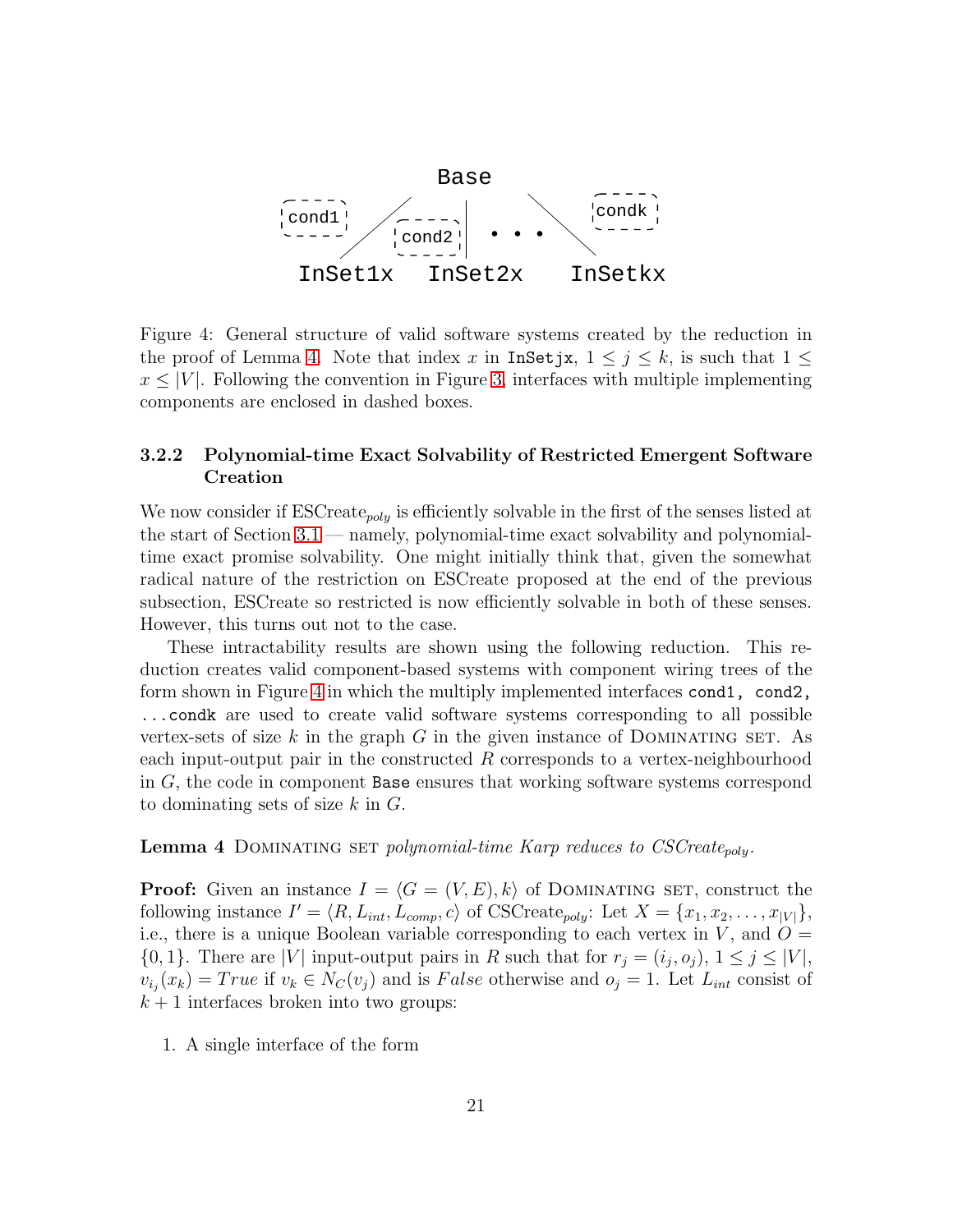Figure 4: General structure of valid software systems created by the reduction in the proof of Lemma 4. Note that index $x$ in InSetjx, $1 \leq j \leq k$, is such that $1 \leq x \leq |V|$. Following the convention in Figure 3, interfaces with multiple implementing components are enclosed in dashed boxes.

### 3.2.2 Polynomial-time Exact Solvability of Restricted Emergent Software Creation

We now consider if ESCreate$_{poly}$ is efficiently solvable in the first of the senses listed at the start of Section 3.1 — namely, polynomial-time exact solvability and polynomial-time exact promise solvability. One might initially think that, given the somewhat radical nature of the restriction on ESCreate proposed at the end of the previous subsection, ESCreate so restricted is now efficiently solvable in both of these senses. However, this turns out not to the case.

These intractability results are shown using the following reduction. This reduction creates valid component-based systems with component wiring trees of the form shown in Figure 4 in which the multiply implemented interfaces `cond1, cond2, ...condk` are used to create valid software systems corresponding to all possible vertex-sets of size $k$ in the graph $G$ in the given instance of Dominating set. As each input-output pair in the constructed $R$ corresponds to a vertex-neighbourhood in $G$, the code in component `Base` ensures that working software systems correspond to dominating sets of size $k$ in $G$.

**Lemma 4** Dominating set *polynomial-time Karp reduces to CSCreate$_{poly}$.*

**Proof:** Given an instance $I = \langle G = (V, E), k \rangle$ of Dominating set, construct the following instance $I' = \langle R, L_{int}, L_{comp}, c \rangle$ of CSCreate$_{poly}$: Let $X = \{x_1, x_2, \ldots, x_{|V|}\}$, i.e., there is a unique Boolean variable corresponding to each vertex in $V$, and $O = \{0, 1\}$. There are $|V|$ input-output pairs in $R$ such that for $r_j = (i_j, o_j)$, $1 \leq j \leq |V|$, $v_{i_j}(x_k) = True$ if $v_k \in N_C(v_j)$ and is $False$ otherwise and $o_j = 1$. Let $L_{int}$ consist of $k + 1$ interfaces broken into two groups:

1. A single interface of the form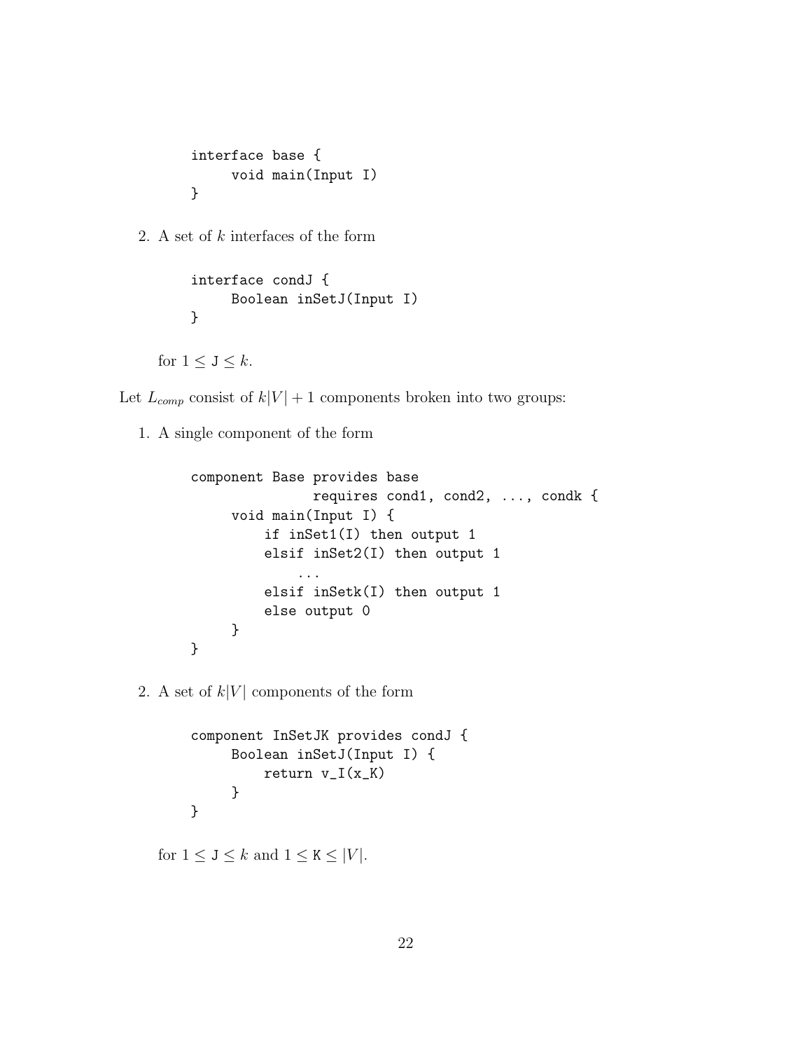```
interface base {
     void main(Input I)
}
```

2. A set of $k$ interfaces of the form

```
interface condJ {
     Boolean inSetJ(Input I)
}
```

for $1 \leq \mathtt{J} \leq k$.

Let $L_{comp}$ consist of $k|V| + 1$ components broken into two groups:

1. A single component of the form

```
component Base provides base
               requires cond1, cond2, ..., condk {
     void main(Input I) {
         if inSet1(I) then output 1
         elsif inSet2(I) then output 1
              ...
         elsif inSetk(I) then output 1
         else output 0
     }
}
```

2. A set of $k|V|$ components of the form

```
component InSetJK provides condJ {
     Boolean inSetJ(Input I) {
         return v_I(x_K)
     }
}
```

for $1 \leq \mathtt{J} \leq k$ and $1 \leq \mathtt{K} \leq |V|$.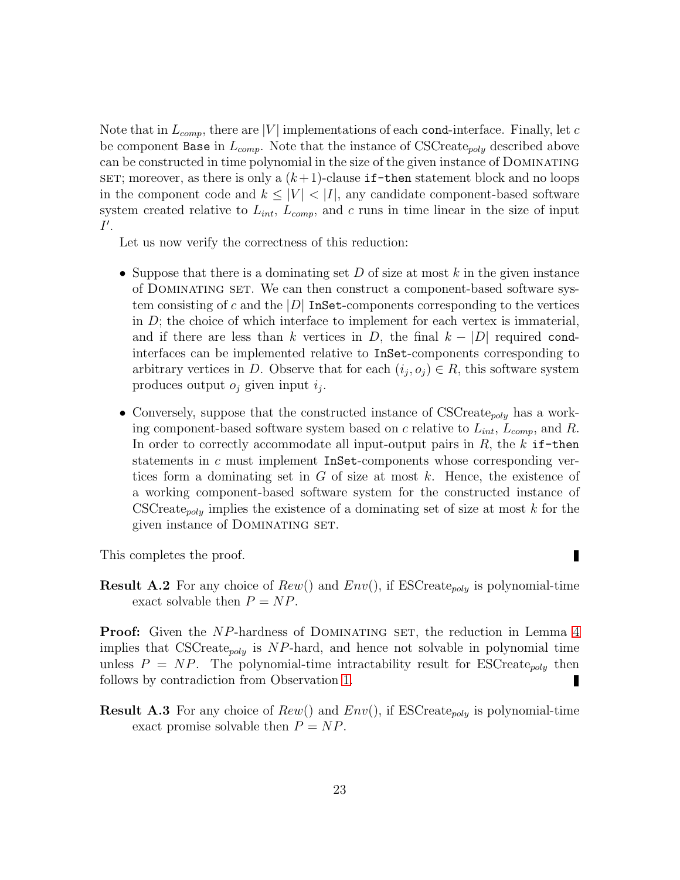Note that in $L_{comp}$, there are $|V|$ implementations of each `cond`-interface. Finally, let $c$ be component `Base` in $L_{comp}$. Note that the instance of CSCreate$_{poly}$ described above can be constructed in time polynomial in the size of the given instance of Dominating set; moreover, as there is only a $(k+1)$-clause `if-then` statement block and no loops in the component code and $k \leq |V| < |I|$, any candidate component-based software system created relative to $L_{int}$, $L_{comp}$, and $c$ runs in time linear in the size of input $I'$.

Let us now verify the correctness of this reduction:

- Suppose that there is a dominating set $D$ of size at most $k$ in the given instance of Dominating set. We can then construct a component-based software system consisting of $c$ and the $|D|$ `InSet`-components corresponding to the vertices in $D$; the choice of which interface to implement for each vertex is immaterial, and if there are less than $k$ vertices in $D$, the final $k - |D|$ required `cond`-interfaces can be implemented relative to `InSet`-components corresponding to arbitrary vertices in $D$. Observe that for each $(i_j, o_j) \in R$, this software system produces output $o_j$ given input $i_j$.

- Conversely, suppose that the constructed instance of CSCreate$_{poly}$ has a working component-based software system based on $c$ relative to $L_{int}$, $L_{comp}$, and $R$. In order to correctly accommodate all input-output pairs in $R$, the $k$ `if-then` statements in $c$ must implement `InSet`-components whose corresponding vertices form a dominating set in $G$ of size at most $k$. Hence, the existence of a working component-based software system for the constructed instance of CSCreate$_{poly}$ implies the existence of a dominating set of size at most $k$ for the given instance of Dominating set.

This completes the proof. ∎

**Result A.2** For any choice of $Rew()$ and $Env()$, if ESCreate$_{poly}$ is polynomial-time exact solvable then $P = NP$.

**Proof:** Given the $NP$-hardness of Dominating set, the reduction in Lemma 4 implies that CSCreate$_{poly}$ is $NP$-hard, and hence not solvable in polynomial time unless $P = NP$. The polynomial-time intractability result for ESCreate$_{poly}$ then follows by contradiction from Observation 1. ∎

**Result A.3** For any choice of $Rew()$ and $Env()$, if ESCreate$_{poly}$ is polynomial-time exact promise solvable then $P = NP$.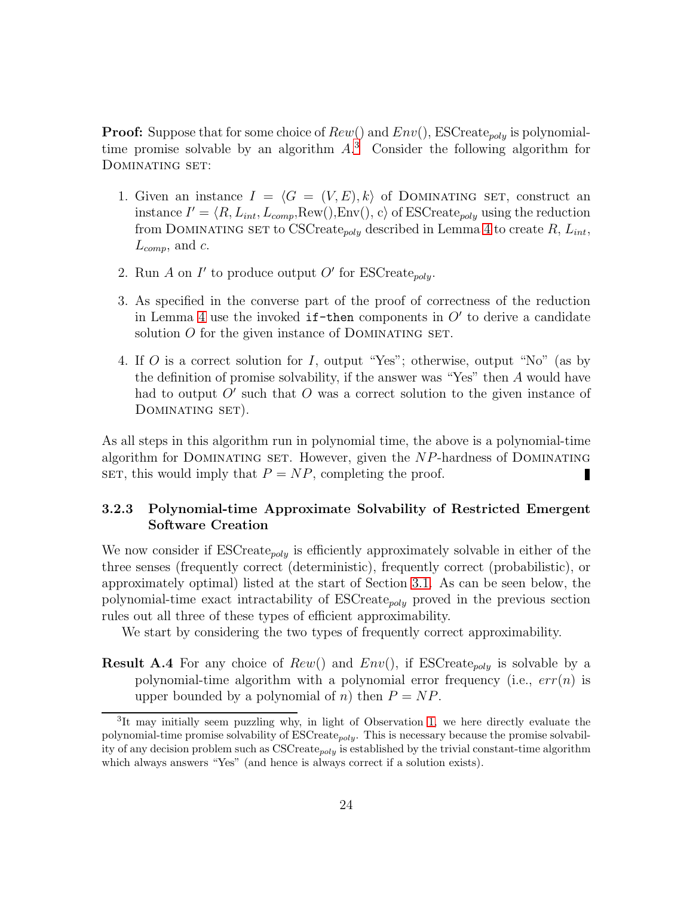**Proof:** Suppose that for some choice of $Rew()$ and $Env()$, ESCreate$_{poly}$ is polynomial-time promise solvable by an algorithm $A$.[3] Consider the following algorithm for DOMINATING SET:

1. Given an instance $I = \langle G = (V, E), k \rangle$ of DOMINATING SET, construct an instance $I' = \langle R, L_{int}, L_{comp}, \text{Rew()}, \text{Env()}, \text{c} \rangle$ of ESCreate$_{poly}$ using the reduction from DOMINATING SET to CSCreate$_{poly}$ described in Lemma 4 to create $R$, $L_{int}$, $L_{comp}$, and $c$.

2. Run $A$ on $I'$ to produce output $O'$ for ESCreate$_{poly}$.

3. As specified in the converse part of the proof of correctness of the reduction in Lemma 4 use the invoked `if-then` components in $O'$ to derive a candidate solution $O$ for the given instance of DOMINATING SET.

4. If $O$ is a correct solution for $I$, output "Yes"; otherwise, output "No" (as by the definition of promise solvability, if the answer was "Yes" then $A$ would have had to output $O'$ such that $O$ was a correct solution to the given instance of DOMINATING SET).

As all steps in this algorithm run in polynomial time, the above is a polynomial-time algorithm for DOMINATING SET. However, given the $NP$-hardness of DOMINATING SET, this would imply that $P = NP$, completing the proof. ∎

### 3.2.3 Polynomial-time Approximate Solvability of Restricted Emergent Software Creation

We now consider if ESCreate$_{poly}$ is efficiently approximately solvable in either of the three senses (frequently correct (deterministic), frequently correct (probabilistic), or approximately optimal) listed at the start of Section 3.1. As can be seen below, the polynomial-time exact intractability of ESCreate$_{poly}$ proved in the previous section rules out all three of these types of efficient approximability.

We start by considering the two types of frequently correct approximability.

**Result A.4** For any choice of $Rew()$ and $Env()$, if ESCreate$_{poly}$ is solvable by a polynomial-time algorithm with a polynomial error frequency (i.e., $err(n)$ is upper bounded by a polynomial of $n$) then $P = NP$.

[3] It may initially seem puzzling why, in light of Observation 1, we here directly evaluate the polynomial-time promise solvability of ESCreate$_{poly}$. This is necessary because the promise solvability of any decision problem such as CSCreate$_{poly}$ is established by the trivial constant-time algorithm which always answers "Yes" (and hence is always correct if a solution exists).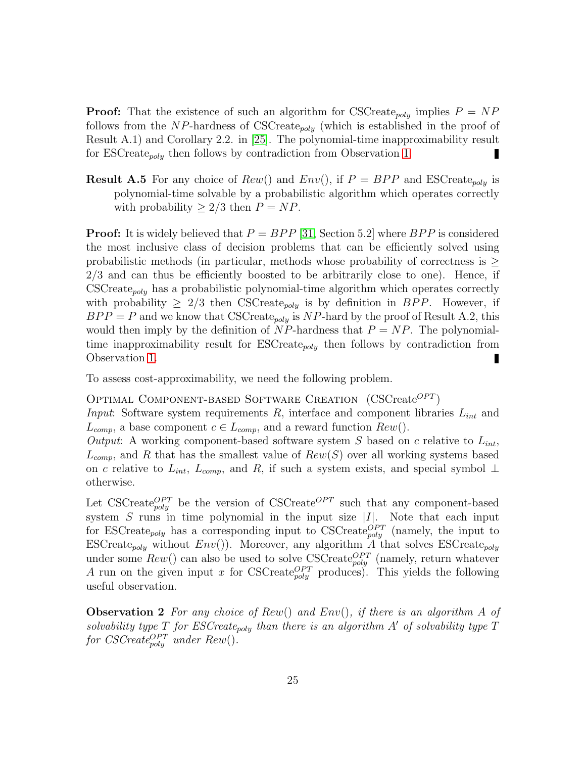**Proof:** That the existence of such an algorithm for CSCreate$_{poly}$ implies $P = NP$ follows from the $NP$-hardness of CSCreate$_{poly}$ (which is established in the proof of Result A.1) and Corollary 2.2. in [25]. The polynomial-time inapproximability result for ESCreate$_{poly}$ then follows by contradiction from Observation 1. ∎

**Result A.5** For any choice of $Rew()$ and $Env()$, if $P = BPP$ and ESCreate$_{poly}$ is polynomial-time solvable by a probabilistic algorithm which operates correctly with probability $\geq 2/3$ then $P = NP$.

**Proof:** It is widely believed that $P = BPP$ [31, Section 5.2] where $BPP$ is considered the most inclusive class of decision problems that can be efficiently solved using probabilistic methods (in particular, methods whose probability of correctness is $\geq 2/3$ and can thus be efficiently boosted to be arbitrarily close to one). Hence, if CSCreate$_{poly}$ has a probabilistic polynomial-time algorithm which operates correctly with probability $\geq 2/3$ then CSCreate$_{poly}$ is by definition in $BPP$. However, if $BPP = P$ and we know that CSCreate$_{poly}$ is $NP$-hard by the proof of Result A.2, this would then imply by the definition of $NP$-hardness that $P = NP$. The polynomial-time inapproximability result for ESCreate$_{poly}$ then follows by contradiction from Observation 1. ∎

To assess cost-approximability, we need the following problem.

Optimal Component-based Software Creation (CSCreate$^{OPT}$)
*Input*: Software system requirements $R$, interface and component libraries $L_{int}$ and $L_{comp}$, a base component $c \in L_{comp}$, and a reward function $Rew()$.
*Output*: A working component-based software system $S$ based on $c$ relative to $L_{int}$, $L_{comp}$, and $R$ that has the smallest value of $Rew(S)$ over all working systems based on $c$ relative to $L_{int}$, $L_{comp}$, and $R$, if such a system exists, and special symbol $\perp$ otherwise.

Let CSCreate$^{OPT}_{poly}$ be the version of CSCreate$^{OPT}$ such that any component-based system $S$ runs in time polynomial in the input size $|I|$. Note that each input for ESCreate$_{poly}$ has a corresponding input to CSCreate$^{OPT}_{poly}$ (namely, the input to ESCreate$_{poly}$ without $Env()$). Moreover, any algorithm $A$ that solves ESCreate$_{poly}$ under some $Rew()$ can also be used to solve CSCreate$^{OPT}_{poly}$ (namely, return whatever $A$ run on the given input $x$ for CSCreate$^{OPT}_{poly}$ produces). This yields the following useful observation.

**Observation 2** *For any choice of $Rew()$ and $Env()$, if there is an algorithm $A$ of solvability type $T$ for ESCreate$_{poly}$ than there is an algorithm $A'$ of solvability type $T$ for CSCreate$^{OPT}_{poly}$ under $Rew()$.*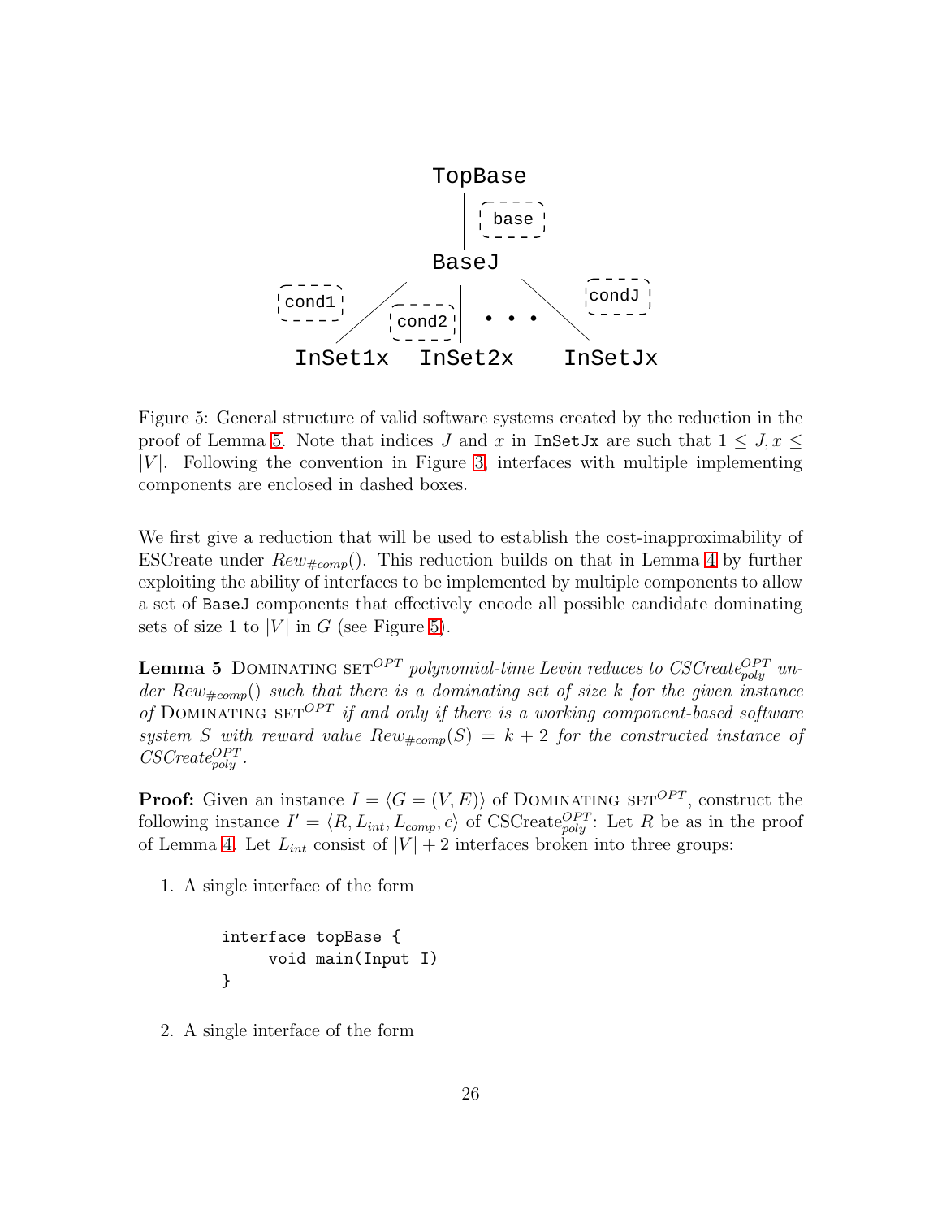Figure 5: General structure of valid software systems created by the reduction in the proof of Lemma 5. Note that indices $J$ and $x$ in `InSetJx` are such that $1 \leq J, x \leq |V|$. Following the convention in Figure 3, interfaces with multiple implementing components are enclosed in dashed boxes.

We first give a reduction that will be used to establish the cost-inapproximability of ESCreate under $Rew_{\#comp}()$. This reduction builds on that in Lemma 4 by further exploiting the ability of interfaces to be implemented by multiple components to allow a set of `BaseJ` components that effectively encode all possible candidate dominating sets of size 1 to $|V|$ in $G$ (see Figure 5).

**Lemma 5** DOMINATING SET$^{OPT}$ *polynomial-time Levin reduces to CSCreate*$^{OPT}_{poly}$ *under* $Rew_{\#comp}()$ *such that there is a dominating set of size* $k$ *for the given instance of* DOMINATING SET$^{OPT}$ *if and only if there is a working component-based software system* $S$ *with reward value* $Rew_{\#comp}(S) = k + 2$ *for the constructed instance of CSCreate*$^{OPT}_{poly}$.

**Proof:** Given an instance $I = \langle G = (V, E) \rangle$ of DOMINATING SET$^{OPT}$, construct the following instance $I' = \langle R, L_{int}, L_{comp}, c \rangle$ of CSCreate$^{OPT}_{poly}$: Let $R$ be as in the proof of Lemma 4. Let $L_{int}$ consist of $|V| + 2$ interfaces broken into three groups:

1. A single interface of the form

```
interface topBase {
    void main(Input I)
}
```

2. A single interface of the form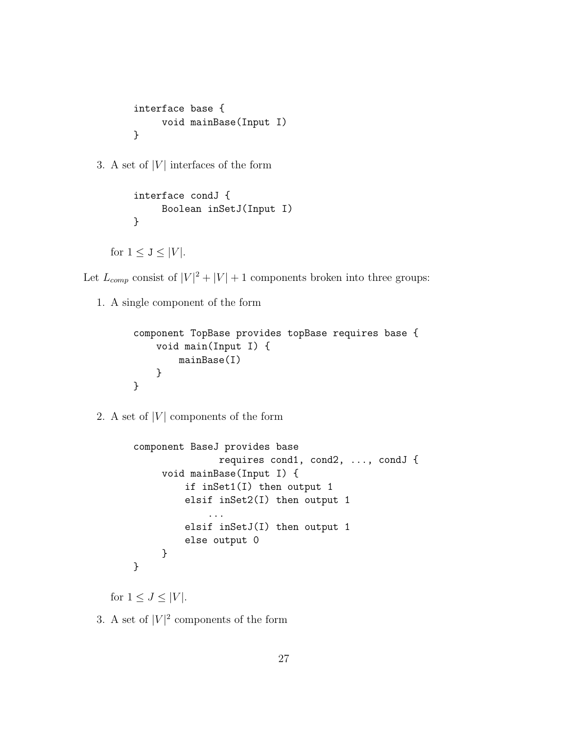```
interface base {
     void mainBase(Input I)
}
```

3. A set of $|V|$ interfaces of the form

```
interface condJ {
     Boolean inSetJ(Input I)
}
```

for $1 \leq \mathtt{J} \leq |V|$.

Let $L_{comp}$ consist of $|V|^2 + |V| + 1$ components broken into three groups:

1. A single component of the form

```
component TopBase provides topBase requires base {
    void main(Input I) {
        mainBase(I)
    }
}
```

2. A set of $|V|$ components of the form

```
component BaseJ provides base
               requires cond1, cond2, ..., condJ {
     void mainBase(Input I) {
         if inSet1(I) then output 1
         elsif inSet2(I) then output 1
             ...
         elsif inSetJ(I) then output 1
         else output 0
     }
}
```

for $1 \leq J \leq |V|$.

3. A set of $|V|^2$ components of the form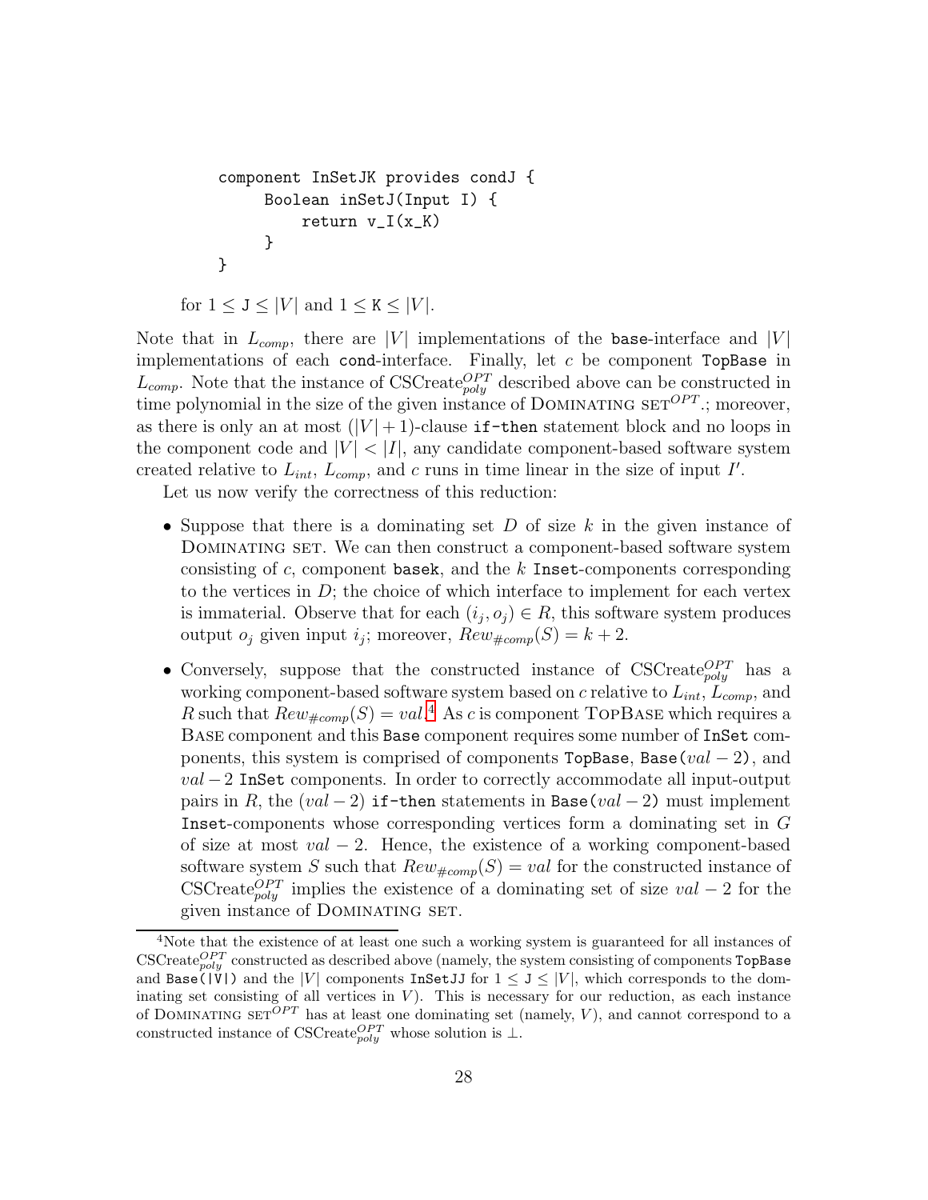```
component InSetJK provides condJ {
     Boolean inSetJ(Input I) {
         return v_I(x_K)
     }
}
```

for $1 \leq$ J $\leq |V|$ and $1 \leq$ K $\leq |V|$.

Note that in $L_{comp}$, there are $|V|$ implementations of the base-interface and $|V|$ implementations of each cond-interface. Finally, let $c$ be component TopBase in $L_{comp}$. Note that the instance of $\text{CSCreate}^{OPT}_{poly}$ described above can be constructed in time polynomial in the size of the given instance of DOMINATING SET$^{OPT}$.; moreover, as there is only an at most $(|V|+1)$-clause if-then statement block and no loops in the component code and $|V| < |I|$, any candidate component-based software system created relative to $L_{int}$, $L_{comp}$, and $c$ runs in time linear in the size of input $I'$.

Let us now verify the correctness of this reduction:

- Suppose that there is a dominating set $D$ of size $k$ in the given instance of DOMINATING SET. We can then construct a component-based software system consisting of $c$, component basek, and the $k$ Inset-components corresponding to the vertices in $D$; the choice of which interface to implement for each vertex is immaterial. Observe that for each $(i_j, o_j) \in R$, this software system produces output $o_j$ given input $i_j$; moreover, $Rew_{\#comp}(S) = k + 2$.
- Conversely, suppose that the constructed instance of $\text{CSCreate}^{OPT}_{poly}$ has a working component-based software system based on $c$ relative to $L_{int}$, $L_{comp}$, and $R$ such that $Rew_{\#comp}(S) = val$.[4] As $c$ is component TOPBASE which requires a BASE component and this Base component requires some number of InSet components, this system is comprised of components TopBase, Base($val - 2$), and $val - 2$ InSet components. In order to correctly accommodate all input-output pairs in $R$, the $(val - 2)$ if-then statements in Base($val - 2$) must implement Inset-components whose corresponding vertices form a dominating set in $G$ of size at most $val - 2$. Hence, the existence of a working component-based software system $S$ such that $Rew_{\#comp}(S) = val$ for the constructed instance of $\text{CSCreate}^{OPT}_{poly}$ implies the existence of a dominating set of size $val - 2$ for the given instance of DOMINATING SET.

[4] Note that the existence of at least one such a working system is guaranteed for all instances of $\text{CSCreate}^{OPT}_{poly}$ constructed as described above (namely, the system consisting of components TopBase and Base(|V|) and the $|V|$ components InSetJJ for $1 \leq$ J $\leq |V|$, which corresponds to the dominating set consisting of all vertices in $V$). This is necessary for our reduction, as each instance of DOMINATING SET$^{OPT}$ has at least one dominating set (namely, $V$), and cannot correspond to a constructed instance of $\text{CSCreate}^{OPT}_{poly}$ whose solution is $\perp$.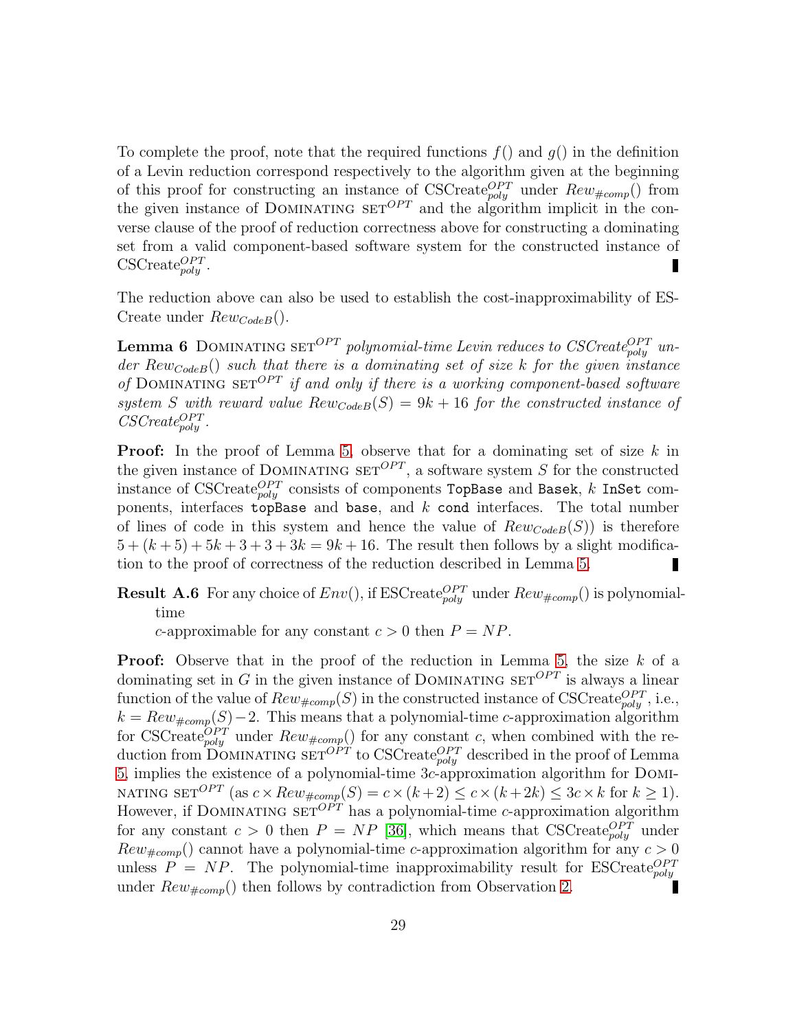To complete the proof, note that the required functions $f()$ and $g()$ in the definition of a Levin reduction correspond respectively to the algorithm given at the beginning of this proof for constructing an instance of CSCreate$^{OPT}_{poly}$ under $Rew_{\#comp}()$ from the given instance of DOMINATING SET$^{OPT}$ and the algorithm implicit in the converse clause of the proof of reduction correctness above for constructing a dominating set from a valid component-based software system for the constructed instance of CSCreate$^{OPT}_{poly}$. ∎

The reduction above can also be used to establish the cost-inapproximability of ESCreate under $Rew_{CodeB}()$.

**Lemma 6** DOMINATING SET$^{OPT}$ *polynomial-time Levin reduces to CSCreate*$^{OPT}_{poly}$ *under* $Rew_{CodeB}()$ *such that there is a dominating set of size* $k$ *for the given instance of* DOMINATING SET$^{OPT}$ *if and only if there is a working component-based software system* $S$ *with reward value* $Rew_{CodeB}(S) = 9k + 16$ *for the constructed instance of CSCreate*$^{OPT}_{poly}$.

**Proof:** In the proof of Lemma 5, observe that for a dominating set of size $k$ in the given instance of DOMINATING SET$^{OPT}$, a software system $S$ for the constructed instance of CSCreate$^{OPT}_{poly}$ consists of components `TopBase` and `Basek`, $k$ `InSet` components, interfaces `topBase` and `base`, and $k$ `cond` interfaces. The total number of lines of code in this system and hence the value of $Rew_{CodeB}(S)$) is therefore $5 + (k + 5) + 5k + 3 + 3 + 3k = 9k + 16$. The result then follows by a slight modification to the proof of correctness of the reduction described in Lemma 5. ∎

**Result A.6** For any choice of $Env()$, if ESCreate$^{OPT}_{poly}$ under $Rew_{\#comp}()$ is polynomial-time
$c$-approximable for any constant $c > 0$ then $P = NP$.

**Proof:** Observe that in the proof of the reduction in Lemma 5, the size $k$ of a dominating set in $G$ in the given instance of DOMINATING SET$^{OPT}$ is always a linear function of the value of $Rew_{\#comp}(S)$ in the constructed instance of CSCreate$^{OPT}_{poly}$, i.e., $k = Rew_{\#comp}(S) - 2$. This means that a polynomial-time $c$-approximation algorithm for CSCreate$^{OPT}_{poly}$ under $Rew_{\#comp}()$ for any constant $c$, when combined with the reduction from DOMINATING SET$^{OPT}$ to CSCreate$^{OPT}_{poly}$ described in the proof of Lemma 5, implies the existence of a polynomial-time $3c$-approximation algorithm for DOMINATING SET$^{OPT}$ (as $c \times Rew_{\#comp}(S) = c \times (k + 2) \leq c \times (k + 2k) \leq 3c \times k$ for $k \geq 1$). However, if DOMINATING SET$^{OPT}$ has a polynomial-time $c$-approximation algorithm for any constant $c > 0$ then $P = NP$ [36], which means that CSCreate$^{OPT}_{poly}$ under $Rew_{\#comp}()$ cannot have a polynomial-time $c$-approximation algorithm for any $c > 0$ unless $P = NP$. The polynomial-time inapproximability result for ESCreate$^{OPT}_{poly}$ under $Rew_{\#comp}()$ then follows by contradiction from Observation 2. ∎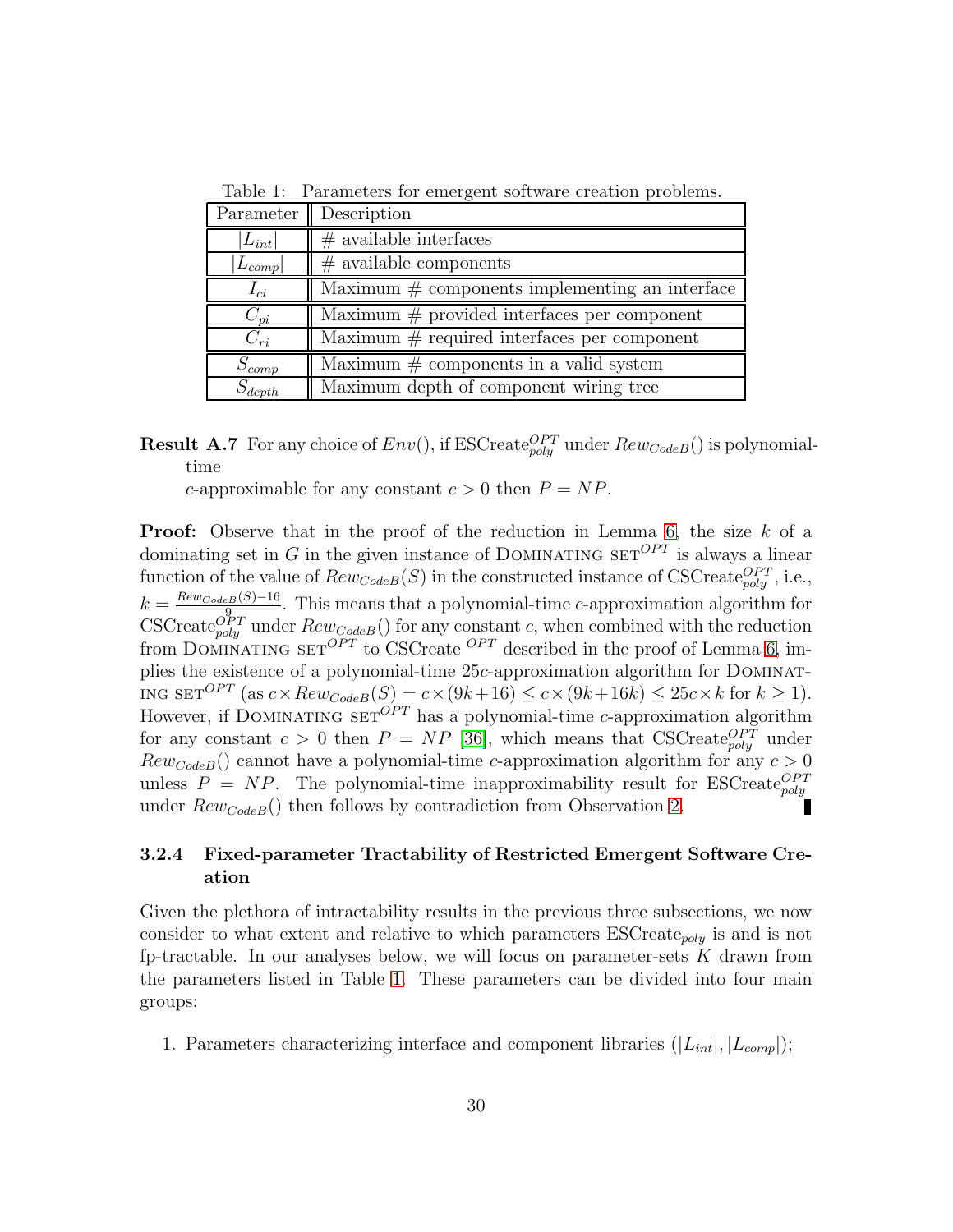Table 1: Parameters for emergent software creation problems.

| Parameter | Description |
|---|---|
| $\|L_{int}\|$ | # available interfaces |
| $\|L_{comp}\|$ | # available components |
| $I_{ci}$ | Maximum # components implementing an interface |
| $C_{pi}$ | Maximum # provided interfaces per component |
| $C_{ri}$ | Maximum # required interfaces per component |
| $S_{comp}$ | Maximum # components in a valid system |
| $S_{depth}$ | Maximum depth of component wiring tree |

**Result A.7** For any choice of $Env()$, if ESCreate$_{poly}^{OPT}$ under $Rew_{CodeB}()$ is polynomial-time $c$-approximable for any constant $c > 0$ then $P = NP$.

**Proof:** Observe that in the proof of the reduction in Lemma 6, the size $k$ of a dominating set in $G$ in the given instance of DOMINATING SET$^{OPT}$ is always a linear function of the value of $Rew_{CodeB}(S)$ in the constructed instance of CSCreate$_{poly}^{OPT}$, i.e., $k = \frac{Rew_{CodeB}(S)-16}{9}$. This means that a polynomial-time $c$-approximation algorithm for CSCreate$_{poly}^{OPT}$ under $Rew_{CodeB}()$ for any constant $c$, when combined with the reduction from DOMINATING SET$^{OPT}$ to CSCreate $^{OPT}$ described in the proof of Lemma 6, implies the existence of a polynomial-time $25c$-approximation algorithm for DOMINATING SET$^{OPT}$ (as $c \times Rew_{CodeB}(S) = c \times (9k+16) \leq c \times (9k+16k) \leq 25c \times k$ for $k \geq 1$). However, if DOMINATING SET$^{OPT}$ has a polynomial-time $c$-approximation algorithm for any constant $c > 0$ then $P = NP$ [36], which means that CSCreate$_{poly}^{OPT}$ under $Rew_{CodeB}()$ cannot have a polynomial-time $c$-approximation algorithm for any $c > 0$ unless $P = NP$. The polynomial-time inapproximability result for ESCreate$_{poly}^{OPT}$ under $Rew_{CodeB}()$ then follows by contradiction from Observation 2. ∎

#### 3.2.4 Fixed-parameter Tractability of Restricted Emergent Software Creation

Given the plethora of intractability results in the previous three subsections, we now consider to what extent and relative to which parameters ESCreate$_{poly}$ is and is not fp-tractable. In our analyses below, we will focus on parameter-sets $K$ drawn from the parameters listed in Table 1. These parameters can be divided into four main groups:

1. Parameters characterizing interface and component libraries ($|L_{int}|$, $|L_{comp}|$);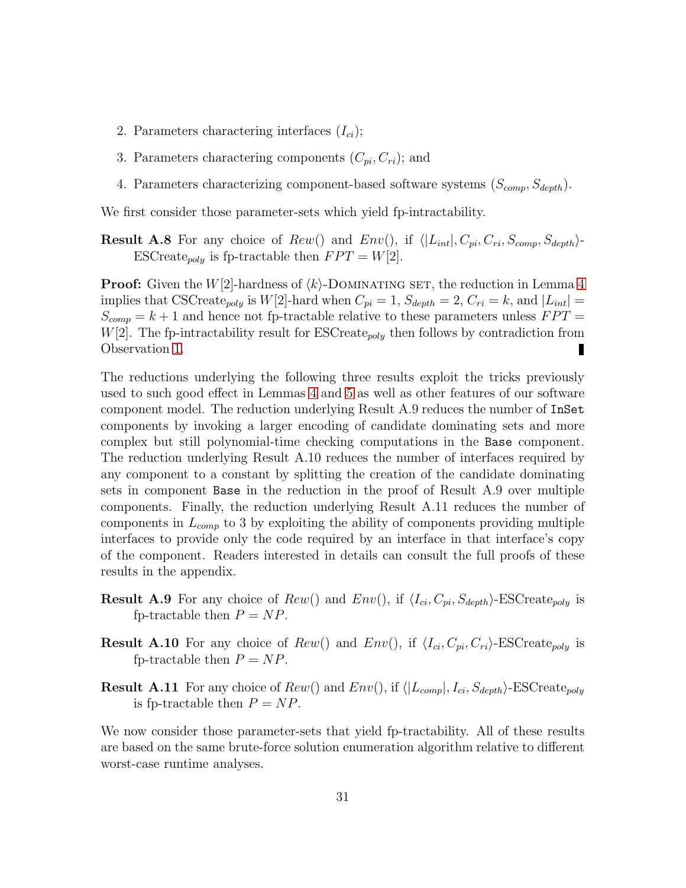2. Parameters charactering interfaces ($I_{ci}$);

3. Parameters charactering components ($C_{pi}, C_{ri}$); and

4. Parameters characterizing component-based software systems ($S_{comp}, S_{depth}$).

We first consider those parameter-sets which yield fp-intractability.

**Result A.8** For any choice of *Rew*() and *Env*(), if $\langle |L_{int}|, C_{pi}, C_{ri}, S_{comp}, S_{depth}\rangle$-ESCreate$_{poly}$ is fp-tractable then $FPT = W[2]$.

**Proof:** Given the $W[2]$-hardness of $\langle k\rangle$-Dominating set, the reduction in Lemma 4 implies that CSCreate$_{poly}$ is $W[2]$-hard when $C_{pi} = 1$, $S_{depth} = 2$, $C_{ri} = k$, and $|L_{int}| = S_{comp} = k + 1$ and hence not fp-tractable relative to these parameters unless $FPT = W[2]$. The fp-intractability result for ESCreate$_{poly}$ then follows by contradiction from Observation 1. ∎

The reductions underlying the following three results exploit the tricks previously used to such good effect in Lemmas 4 and 5 as well as other features of our software component model. The reduction underlying Result A.9 reduces the number of `InSet` components by invoking a larger encoding of candidate dominating sets and more complex but still polynomial-time checking computations in the `Base` component. The reduction underlying Result A.10 reduces the number of interfaces required by any component to a constant by splitting the creation of the candidate dominating sets in component `Base` in the reduction in the proof of Result A.9 over multiple components. Finally, the reduction underlying Result A.11 reduces the number of components in $L_{comp}$ to 3 by exploiting the ability of components providing multiple interfaces to provide only the code required by an interface in that interface's copy of the component. Readers interested in details can consult the full proofs of these results in the appendix.

**Result A.9** For any choice of *Rew*() and *Env*(), if $\langle I_{ci}, C_{pi}, S_{depth}\rangle$-ESCreate$_{poly}$ is fp-tractable then $P = NP$.

**Result A.10** For any choice of *Rew*() and *Env*(), if $\langle I_{ci}, C_{pi}, C_{ri}\rangle$-ESCreate$_{poly}$ is fp-tractable then $P = NP$.

**Result A.11** For any choice of *Rew*() and *Env*(), if $\langle |L_{comp}|, I_{ci}, S_{depth}\rangle$-ESCreate$_{poly}$ is fp-tractable then $P = NP$.

We now consider those parameter-sets that yield fp-tractability. All of these results are based on the same brute-force solution enumeration algorithm relative to different worst-case runtime analyses.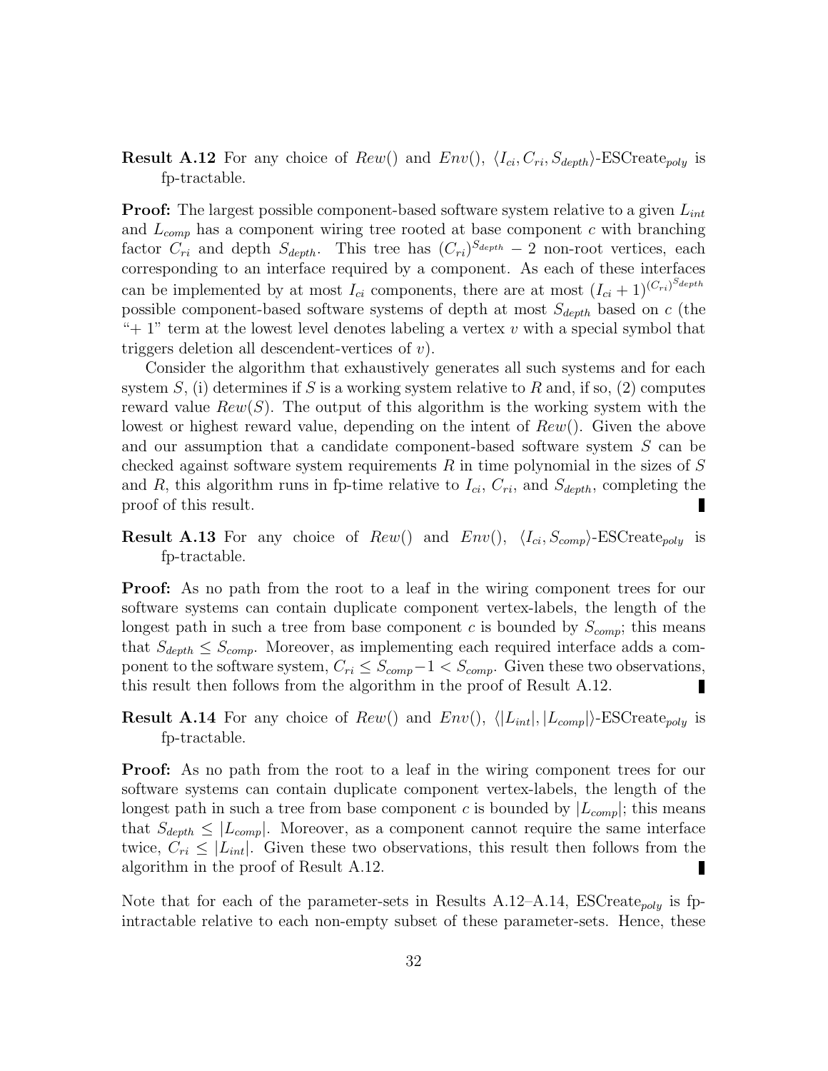**Result A.12** For any choice of $Rew()$ and $Env()$, $\langle I_{ci}, C_{ri}, S_{depth}\rangle$-ESCreate$_{poly}$ is fp-tractable.

**Proof:** The largest possible component-based software system relative to a given $L_{int}$ and $L_{comp}$ has a component wiring tree rooted at base component $c$ with branching factor $C_{ri}$ and depth $S_{depth}$. This tree has $(C_{ri})^{S_{depth}} - 2$ non-root vertices, each corresponding to an interface required by a component. As each of these interfaces can be implemented by at most $I_{ci}$ components, there are at most $(I_{ci} + 1)^{(C_{ri})^{S_{depth}}}$ possible component-based software systems of depth at most $S_{depth}$ based on $c$ (the "+ 1" term at the lowest level denotes labeling a vertex $v$ with a special symbol that triggers deletion all descendent-vertices of $v$).

Consider the algorithm that exhaustively generates all such systems and for each system $S$, (i) determines if $S$ is a working system relative to $R$ and, if so, (2) computes reward value $Rew(S)$. The output of this algorithm is the working system with the lowest or highest reward value, depending on the intent of $Rew()$. Given the above and our assumption that a candidate component-based software system $S$ can be checked against software system requirements $R$ in time polynomial in the sizes of $S$ and $R$, this algorithm runs in fp-time relative to $I_{ci}$, $C_{ri}$, and $S_{depth}$, completing the proof of this result. ∎

**Result A.13** For any choice of $Rew()$ and $Env()$, $\langle I_{ci}, S_{comp}\rangle$-ESCreate$_{poly}$ is fp-tractable.

**Proof:** As no path from the root to a leaf in the wiring component trees for our software systems can contain duplicate component vertex-labels, the length of the longest path in such a tree from base component $c$ is bounded by $S_{comp}$; this means that $S_{depth} \leq S_{comp}$. Moreover, as implementing each required interface adds a component to the software system, $C_{ri} \leq S_{comp} - 1 < S_{comp}$. Given these two observations, this result then follows from the algorithm in the proof of Result A.12. ∎

**Result A.14** For any choice of $Rew()$ and $Env()$, $\langle |L_{int}|, |L_{comp}|\rangle$-ESCreate$_{poly}$ is fp-tractable.

**Proof:** As no path from the root to a leaf in the wiring component trees for our software systems can contain duplicate component vertex-labels, the length of the longest path in such a tree from base component $c$ is bounded by $|L_{comp}|$; this means that $S_{depth} \leq |L_{comp}|$. Moreover, as a component cannot require the same interface twice, $C_{ri} \leq |L_{int}|$. Given these two observations, this result then follows from the algorithm in the proof of Result A.12. ∎

Note that for each of the parameter-sets in Results A.12–A.14, ESCreate$_{poly}$ is fp-intractable relative to each non-empty subset of these parameter-sets. Hence, these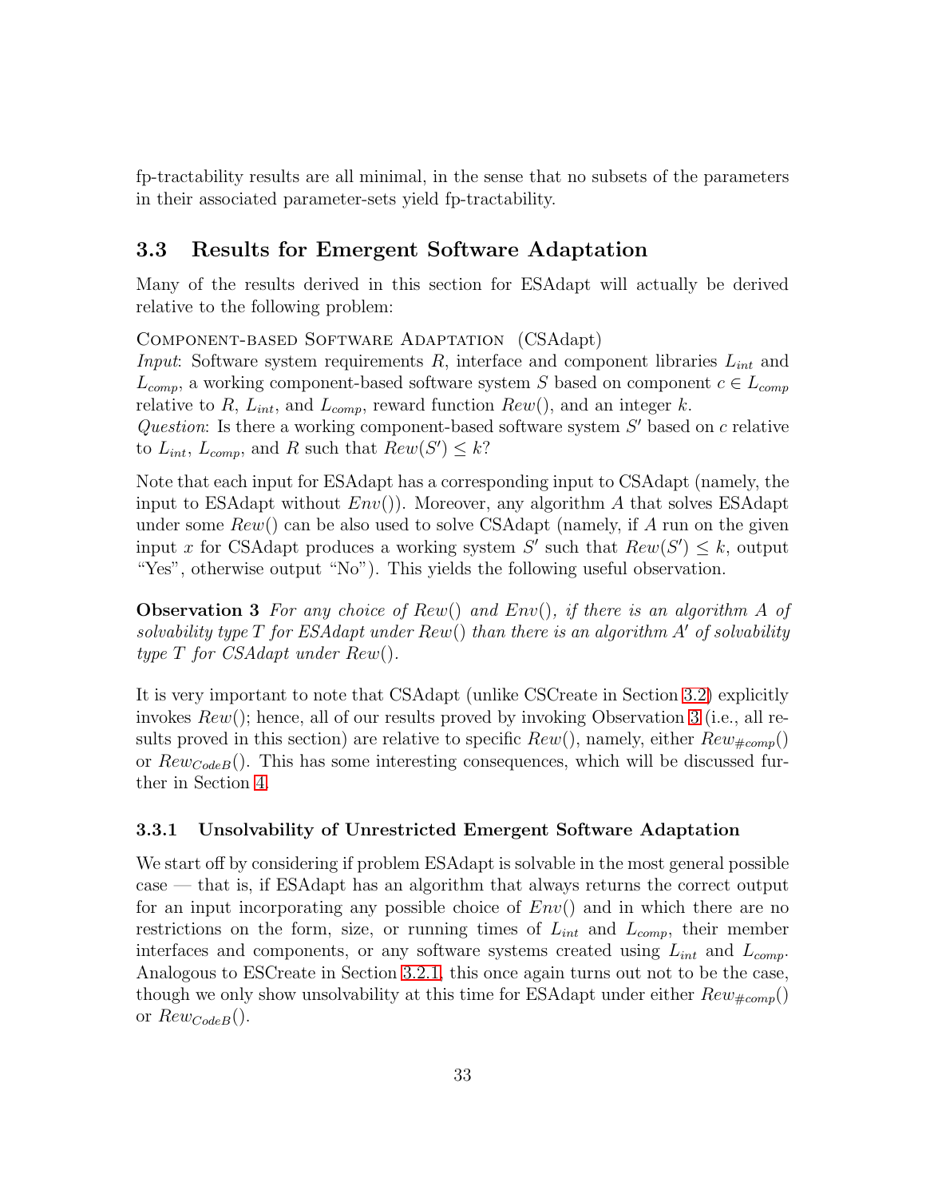fp-tractability results are all minimal, in the sense that no subsets of the parameters in their associated parameter-sets yield fp-tractability.

## 3.3 Results for Emergent Software Adaptation

Many of the results derived in this section for ESAdapt will actually be derived relative to the following problem:

Component-based Software Adaptation (CSAdapt)
*Input*: Software system requirements $R$, interface and component libraries $L_{int}$ and $L_{comp}$, a working component-based software system $S$ based on component $c \in L_{comp}$ relative to $R$, $L_{int}$, and $L_{comp}$, reward function $Rew()$, and an integer $k$.
*Question*: Is there a working component-based software system $S'$ based on $c$ relative to $L_{int}$, $L_{comp}$, and $R$ such that $Rew(S') \leq k$?

Note that each input for ESAdapt has a corresponding input to CSAdapt (namely, the input to ESAdapt without $Env()$). Moreover, any algorithm $A$ that solves ESAdapt under some $Rew()$ can be also used to solve CSAdapt (namely, if $A$ run on the given input $x$ for CSAdapt produces a working system $S'$ such that $Rew(S') \leq k$, output "Yes", otherwise output "No"). This yields the following useful observation.

**Observation 3** *For any choice of $Rew()$ and $Env()$, if there is an algorithm $A$ of solvability type $T$ for ESAdapt under $Rew()$ than there is an algorithm $A'$ of solvability type $T$ for CSAdapt under $Rew()$.*

It is very important to note that CSAdapt (unlike CSCreate in Section 3.2) explicitly invokes $Rew()$; hence, all of our results proved by invoking Observation 3 (i.e., all results proved in this section) are relative to specific $Rew()$, namely, either $Rew_{\#comp}()$ or $Rew_{CodeB}()$. This has some interesting consequences, which will be discussed further in Section 4.

### 3.3.1 Unsolvability of Unrestricted Emergent Software Adaptation

We start off by considering if problem ESAdapt is solvable in the most general possible case — that is, if ESAdapt has an algorithm that always returns the correct output for an input incorporating any possible choice of $Env()$ and in which there are no restrictions on the form, size, or running times of $L_{int}$ and $L_{comp}$, their member interfaces and components, or any software systems created using $L_{int}$ and $L_{comp}$. Analogous to ESCreate in Section 3.2.1, this once again turns out not to be the case, though we only show unsolvability at this time for ESAdapt under either $Rew_{\#comp}()$ or $Rew_{CodeB}()$.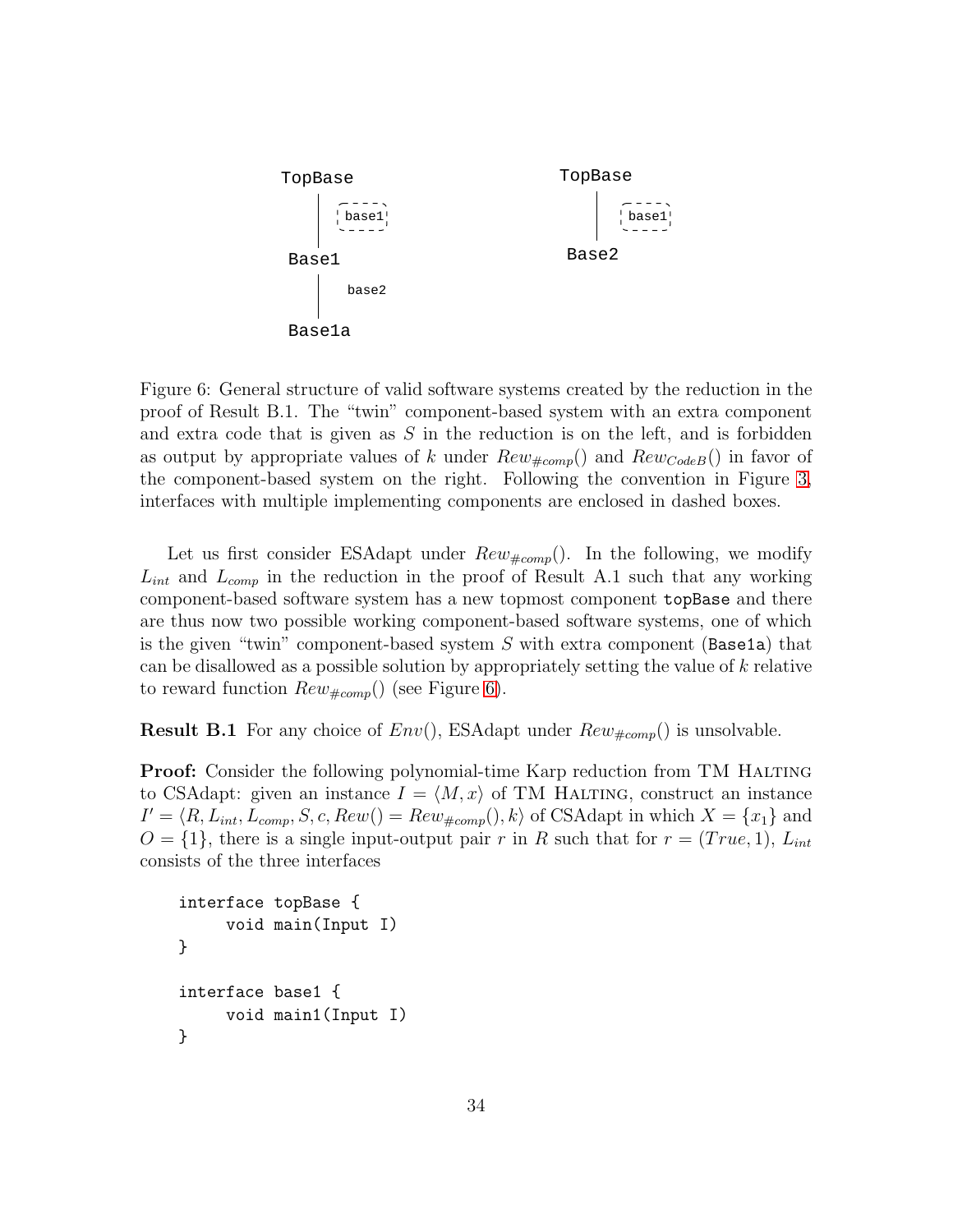TopBase

base1

Base1

base2

Base1a

TopBase

base1

Base2

Figure 6: General structure of valid software systems created by the reduction in the proof of Result B.1. The "twin" component-based system with an extra component and extra code that is given as $S$ in the reduction is on the left, and is forbidden as output by appropriate values of $k$ under $Rew_{\#comp}()$ and $Rew_{CodeB}()$ in favor of the component-based system on the right. Following the convention in Figure 3, interfaces with multiple implementing components are enclosed in dashed boxes.

Let us first consider ESAdapt under $Rew_{\#comp}()$. In the following, we modify $L_{int}$ and $L_{comp}$ in the reduction in the proof of Result A.1 such that any working component-based software system has a new topmost component `topBase` and there are thus now two possible working component-based software systems, one of which is the given "twin" component-based system $S$ with extra component (`Base1a`) that can be disallowed as a possible solution by appropriately setting the value of $k$ relative to reward function $Rew_{\#comp}()$ (see Figure 6).

**Result B.1** For any choice of $Env()$, ESAdapt under $Rew_{\#comp}()$ is unsolvable.

**Proof:** Consider the following polynomial-time Karp reduction from TM HALTING to CSAdapt: given an instance $I = \langle M, x \rangle$ of TM HALTING, construct an instance $I' = \langle R, L_{int}, L_{comp}, S, c, Rew() = Rew_{\#comp}(), k \rangle$ of CSAdapt in which $X = \{x_1\}$ and $O = \{1\}$, there is a single input-output pair $r$ in $R$ such that for $r = (True, 1)$, $L_{int}$ consists of the three interfaces

```
interface topBase {
     void main(Input I)
}

interface base1 {
     void main1(Input I)
}
```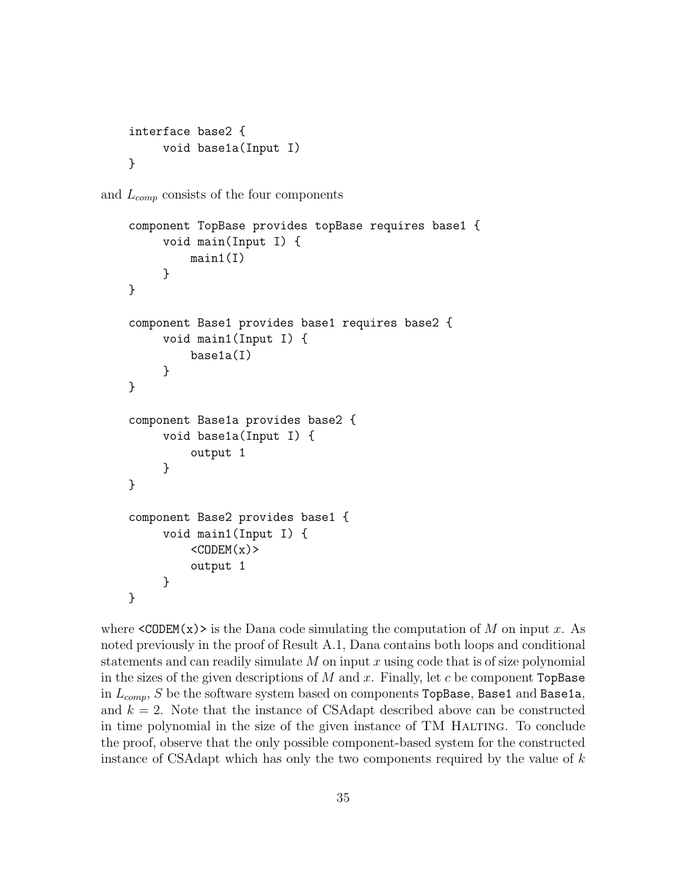```
interface base2 {
     void base1a(Input I)
}
```

and $L_{comp}$ consists of the four components

```
component TopBase provides topBase requires base1 {
     void main(Input I) {
         main1(I)
     }
}

component Base1 provides base1 requires base2 {
     void main1(Input I) {
         base1a(I)
     }
}

component Base1a provides base2 {
     void base1a(Input I) {
         output 1
     }
}

component Base2 provides base1 {
     void main1(Input I) {
         <CODEM(x)>
         output 1
     }
}
```

where `<CODEM(x)>` is the Dana code simulating the computation of $M$ on input $x$. As noted previously in the proof of Result A.1, Dana contains both loops and conditional statements and can readily simulate $M$ on input $x$ using code that is of size polynomial in the sizes of the given descriptions of $M$ and $x$. Finally, let $c$ be component `TopBase` in $L_{comp}$, $S$ be the software system based on components `TopBase`, `Base1` and `Base1a`, and $k = 2$. Note that the instance of CSAdapt described above can be constructed in time polynomial in the size of the given instance of TM HALTING. To conclude the proof, observe that the only possible component-based system for the constructed instance of CSAdapt which has only the two components required by the value of $k$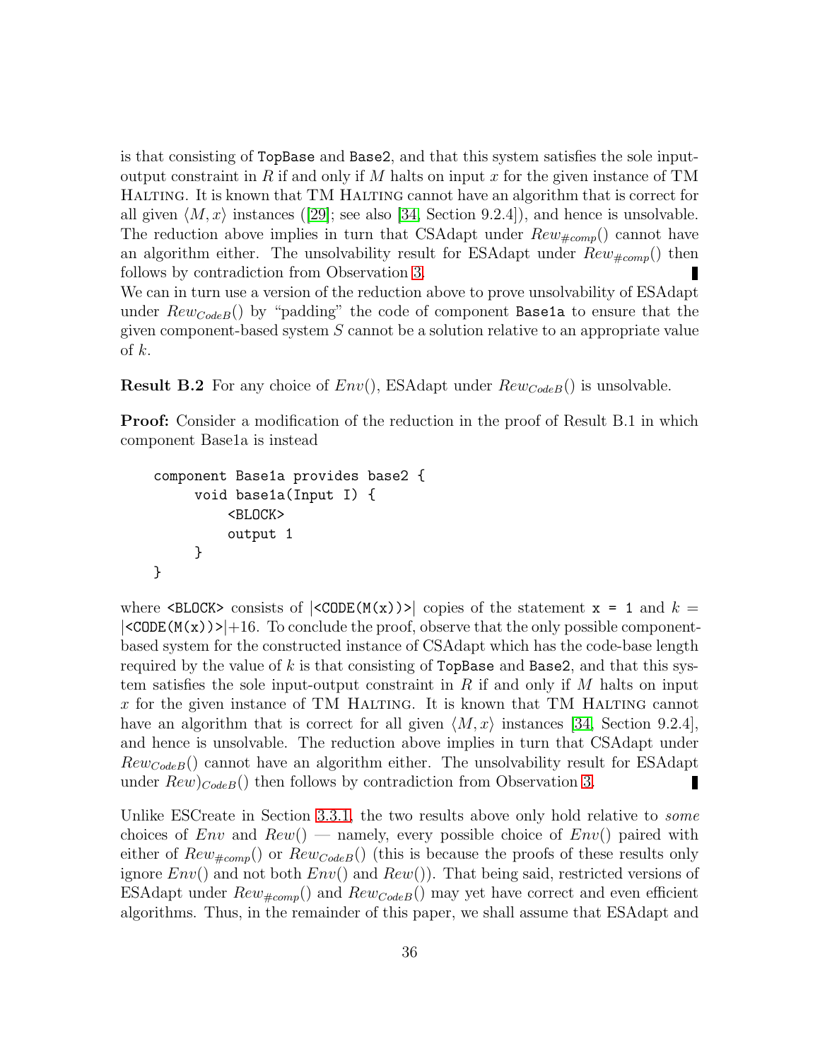is that consisting of `TopBase` and `Base2`, and that this system satisfies the sole input-output constraint in $R$ if and only if $M$ halts on input $x$ for the given instance of TM Halting. It is known that TM Halting cannot have an algorithm that is correct for all given $\langle M, x\rangle$ instances ([29]; see also [34, Section 9.2.4]), and hence is unsolvable. The reduction above implies in turn that CSAdapt under $Rew_{\#comp}()$ cannot have an algorithm either. The unsolvability result for ESAdapt under $Rew_{\#comp}()$ then follows by contradiction from Observation 3. ∎

We can in turn use a version of the reduction above to prove unsolvability of ESAdapt under $Rew_{CodeB}()$ by "padding" the code of component `Base1a` to ensure that the given component-based system $S$ cannot be a solution relative to an appropriate value of $k$.

**Result B.2** For any choice of $Env()$, ESAdapt under $Rew_{CodeB}()$ is unsolvable.

**Proof:** Consider a modification of the reduction in the proof of Result B.1 in which component Base1a is instead

```
component Base1a provides base2 {
     void base1a(Input I) {
         <BLOCK>
         output 1
     }
}
```

where `<BLOCK>` consists of |`<CODE(M(x))>`| copies of the statement `x = 1` and $k =$ |`<CODE(M(x))>`|$+16$. To conclude the proof, observe that the only possible component-based system for the constructed instance of CSAdapt which has the code-base length required by the value of $k$ is that consisting of `TopBase` and `Base2`, and that this system satisfies the sole input-output constraint in $R$ if and only if $M$ halts on input $x$ for the given instance of TM Halting. It is known that TM Halting cannot have an algorithm that is correct for all given $\langle M, x\rangle$ instances [34, Section 9.2.4], and hence is unsolvable. The reduction above implies in turn that CSAdapt under $Rew_{CodeB}()$ cannot have an algorithm either. The unsolvability result for ESAdapt under $Rew)_{CodeB}()$ then follows by contradiction from Observation 3. ∎

Unlike ESCreate in Section 3.3.1, the two results above only hold relative to *some* choices of $Env$ and $Rew()$ — namely, every possible choice of $Env()$ paired with either of $Rew_{\#comp}()$ or $Rew_{CodeB}()$ (this is because the proofs of these results only ignore $Env()$ and not both $Env()$ and $Rew()$). That being said, restricted versions of ESAdapt under $Rew_{\#comp}()$ and $Rew_{CodeB}()$ may yet have correct and even efficient algorithms. Thus, in the remainder of this paper, we shall assume that ESAdapt and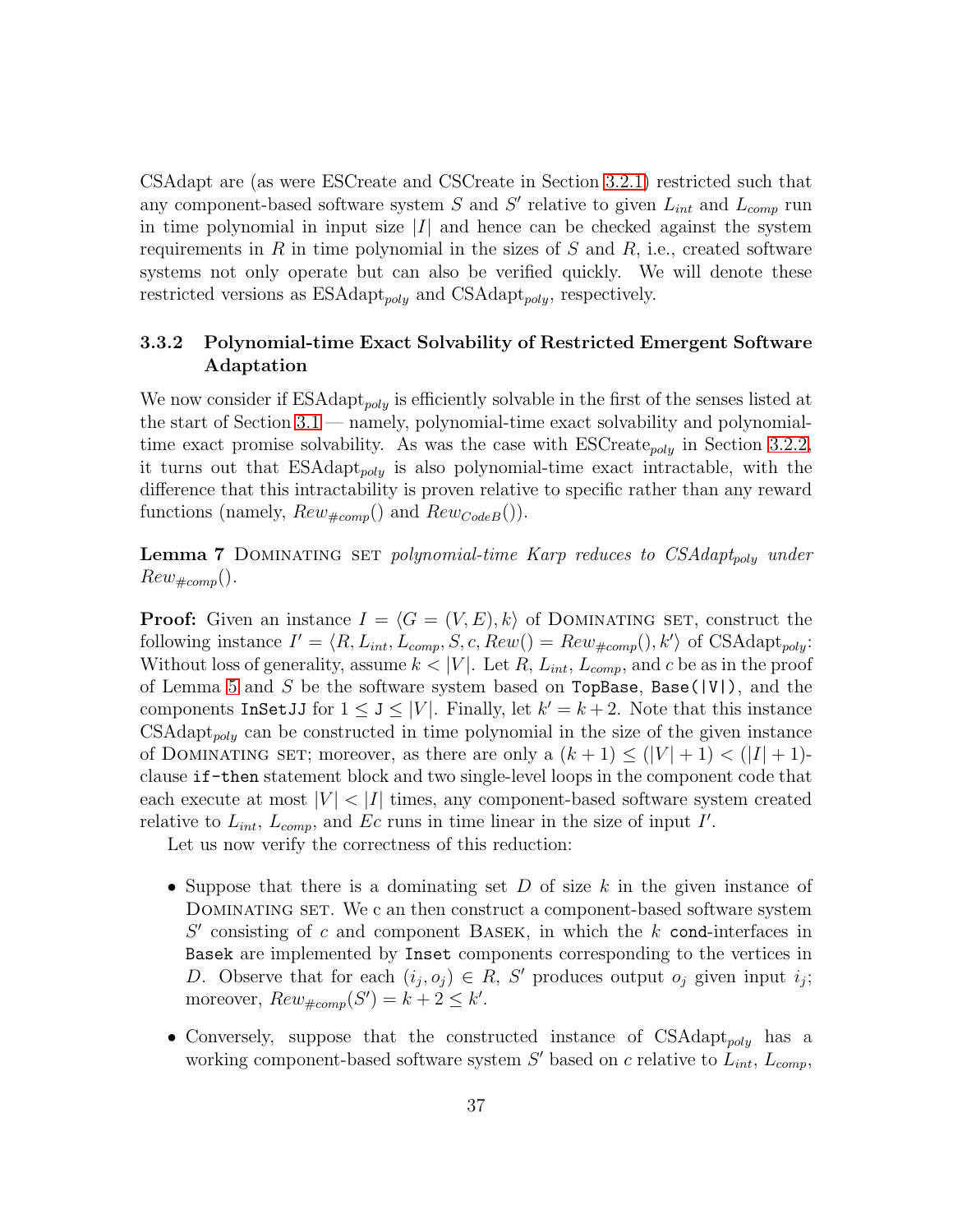CSAdapt are (as were ESCreate and CSCreate in Section 3.2.1) restricted such that any component-based software system $S$ and $S'$ relative to given $L_{int}$ and $L_{comp}$ run in time polynomial in input size $|I|$ and hence can be checked against the system requirements in $R$ in time polynomial in the sizes of $S$ and $R$, i.e., created software systems not only operate but can also be verified quickly. We will denote these restricted versions as ESAdapt$_{poly}$ and CSAdapt$_{poly}$, respectively.

### 3.3.2 Polynomial-time Exact Solvability of Restricted Emergent Software Adaptation

We now consider if ESAdapt$_{poly}$ is efficiently solvable in the first of the senses listed at the start of Section 3.1 — namely, polynomial-time exact solvability and polynomial-time exact promise solvability. As was the case with ESCreate$_{poly}$ in Section 3.2.2, it turns out that ESAdapt$_{poly}$ is also polynomial-time exact intractable, with the difference that this intractability is proven relative to specific rather than any reward functions (namely, $Rew_{\#comp}()$ and $Rew_{CodeB}()$).

**Lemma 7** Dominating set *polynomial-time Karp reduces to CSAdapt$_{poly}$ under $Rew_{\#comp}()$.*

**Proof:** Given an instance $I = \langle G = (V, E), k \rangle$ of Dominating set, construct the following instance $I' = \langle R, L_{int}, L_{comp}, S, c, Rew() = Rew_{\#comp}(), k' \rangle$ of CSAdapt$_{poly}$: Without loss of generality, assume $k < |V|$. Let $R$, $L_{int}$, $L_{comp}$, and $c$ be as in the proof of Lemma 5 and $S$ be the software system based on `TopBase`, `Base(|V|)`, and the components `InSetJJ` for $1 \leq$ `J` $\leq |V|$. Finally, let $k' = k + 2$. Note that this instance CSAdapt$_{poly}$ can be constructed in time polynomial in the size of the given instance of Dominating set; moreover, as there are only a $(k+1) \leq (|V|+1) < (|I|+1)$-clause `if-then` statement block and two single-level loops in the component code that each execute at most $|V| < |I|$ times, any component-based software system created relative to $L_{int}$, $L_{comp}$, and $Ec$ runs in time linear in the size of input $I'$.

Let us now verify the correctness of this reduction:

- Suppose that there is a dominating set $D$ of size $k$ in the given instance of Dominating set. We c an then construct a component-based software system $S'$ consisting of $c$ and component Basek, in which the $k$ `cond`-interfaces in `Basek` are implemented by `Inset` components corresponding to the vertices in $D$. Observe that for each $(i_j, o_j) \in R$, $S'$ produces output $o_j$ given input $i_j$; moreover, $Rew_{\#comp}(S') = k + 2 \leq k'$.
- Conversely, suppose that the constructed instance of CSAdapt$_{poly}$ has a working component-based software system $S'$ based on $c$ relative to $L_{int}$, $L_{comp}$,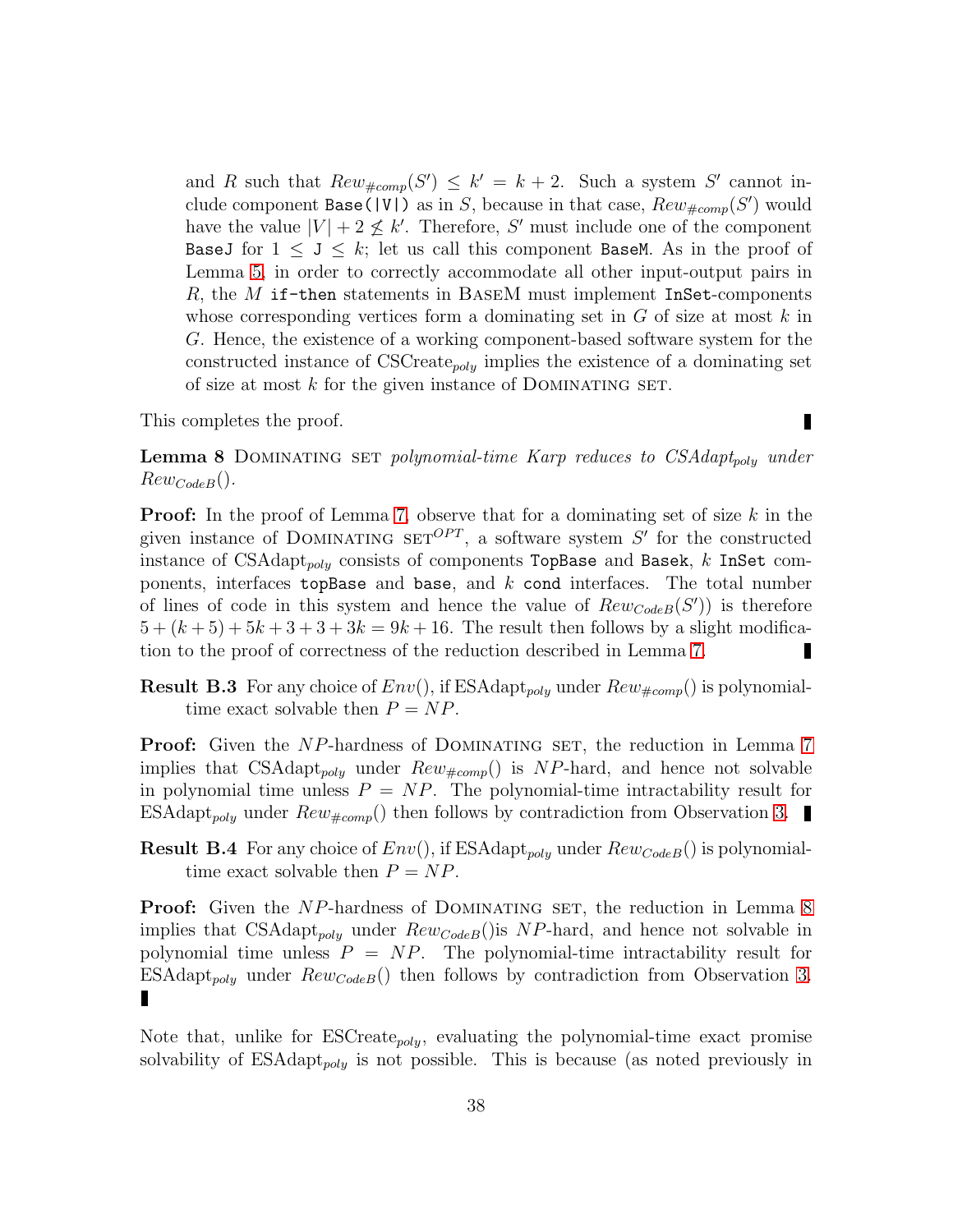and $R$ such that $Rew_{\#comp}(S') \leq k' = k + 2$. Such a system $S'$ cannot include component `Base(|V|)` as in $S$, because in that case, $Rew_{\#comp}(S')$ would have the value $|V| + 2 \not\leq k'$. Therefore, $S'$ must include one of the component `BaseJ` for $1 \leq$ `J` $\leq k$; let us call this component `BaseM`. As in the proof of Lemma 5, in order to correctly accommodate all other input-output pairs in $R$, the $M$ `if-then` statements in BaseM must implement `InSet`-components whose corresponding vertices form a dominating set in $G$ of size at most $k$ in $G$. Hence, the existence of a working component-based software system for the constructed instance of CSCreate$_{poly}$ implies the existence of a dominating set of size at most $k$ for the given instance of Dominating set.

This completes the proof. ∎

**Lemma 8** Dominating set *polynomial-time Karp reduces to CSAdapt$_{poly}$ under $Rew_{CodeB}()$.*

**Proof:** In the proof of Lemma 7, observe that for a dominating set of size $k$ in the given instance of Dominating set$^{OPT}$, a software system $S'$ for the constructed instance of CSAdapt$_{poly}$ consists of components `TopBase` and `Basek`, $k$ `InSet` components, interfaces `topBase` and `base`, and $k$ `cond` interfaces. The total number of lines of code in this system and hence the value of $Rew_{CodeB}(S')$) is therefore $5 + (k + 5) + 5k + 3 + 3 + 3k = 9k + 16$. The result then follows by a slight modification to the proof of correctness of the reduction described in Lemma 7. ∎

**Result B.3** For any choice of $Env()$, if ESAdapt$_{poly}$ under $Rew_{\#comp}()$ is polynomial-time exact solvable then $P = NP$.

**Proof:** Given the $NP$-hardness of Dominating set, the reduction in Lemma 7 implies that CSAdapt$_{poly}$ under $Rew_{\#comp}()$ is $NP$-hard, and hence not solvable in polynomial time unless $P = NP$. The polynomial-time intractability result for ESAdapt$_{poly}$ under $Rew_{\#comp}()$ then follows by contradiction from Observation 3. ∎

**Result B.4** For any choice of $Env()$, if ESAdapt$_{poly}$ under $Rew_{CodeB}()$ is polynomial-time exact solvable then $P = NP$.

**Proof:** Given the $NP$-hardness of Dominating set, the reduction in Lemma 8 implies that CSAdapt$_{poly}$ under $Rew_{CodeB}()$is $NP$-hard, and hence not solvable in polynomial time unless $P = NP$. The polynomial-time intractability result for ESAdapt$_{poly}$ under $Rew_{CodeB}()$ then follows by contradiction from Observation 3. ∎

Note that, unlike for ESCreate$_{poly}$, evaluating the polynomial-time exact promise solvability of ESAdapt$_{poly}$ is not possible. This is because (as noted previously in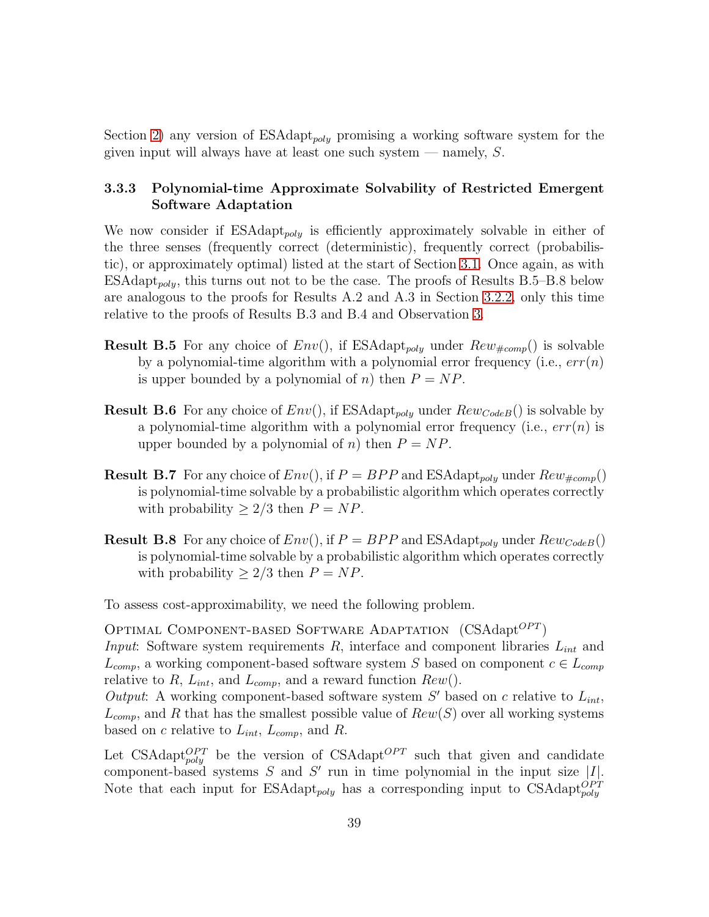Section 2) any version of $\text{ESAdapt}_{poly}$ promising a working software system for the given input will always have at least one such system — namely, $S$.

### 3.3.3 Polynomial-time Approximate Solvability of Restricted Emergent Software Adaptation

We now consider if $\text{ESAdapt}_{poly}$ is efficiently approximately solvable in either of the three senses (frequently correct (deterministic), frequently correct (probabilistic), or approximately optimal) listed at the start of Section 3.1. Once again, as with $\text{ESAdapt}_{poly}$, this turns out not to be the case. The proofs of Results B.5–B.8 below are analogous to the proofs for Results A.2 and A.3 in Section 3.2.2, only this time relative to the proofs of Results B.3 and B.4 and Observation 3.

**Result B.5** For any choice of $Env()$, if $\text{ESAdapt}_{poly}$ under $Rew_{\#comp}()$ is solvable by a polynomial-time algorithm with a polynomial error frequency (i.e., $err(n)$ is upper bounded by a polynomial of $n$) then $P = NP$.

**Result B.6** For any choice of $Env()$, if $\text{ESAdapt}_{poly}$ under $Rew_{CodeB}()$ is solvable by a polynomial-time algorithm with a polynomial error frequency (i.e., $err(n)$ is upper bounded by a polynomial of $n$) then $P = NP$.

**Result B.7** For any choice of $Env()$, if $P = BPP$ and $\text{ESAdapt}_{poly}$ under $Rew_{\#comp}()$ is polynomial-time solvable by a probabilistic algorithm which operates correctly with probability $\geq 2/3$ then $P = NP$.

**Result B.8** For any choice of $Env()$, if $P = BPP$ and $\text{ESAdapt}_{poly}$ under $Rew_{CodeB}()$ is polynomial-time solvable by a probabilistic algorithm which operates correctly with probability $\geq 2/3$ then $P = NP$.

To assess cost-approximability, we need the following problem.

Optimal Component-based Software Adaptation ($\text{CSAdapt}^{OPT}$)
*Input*: Software system requirements $R$, interface and component libraries $L_{int}$ and $L_{comp}$, a working component-based software system $S$ based on component $c \in L_{comp}$ relative to $R$, $L_{int}$, and $L_{comp}$, and a reward function $Rew()$.
*Output*: A working component-based software system $S'$ based on $c$ relative to $L_{int}$, $L_{comp}$, and $R$ that has the smallest possible value of $Rew(S)$ over all working systems based on $c$ relative to $L_{int}$, $L_{comp}$, and $R$.

Let $\text{CSAdapt}^{OPT}_{poly}$ be the version of $\text{CSAdapt}^{OPT}$ such that given and candidate component-based systems $S$ and $S'$ run in time polynomial in the input size $|I|$. Note that each input for $\text{ESAdapt}_{poly}$ has a corresponding input to $\text{CSAdapt}^{OPT}_{poly}$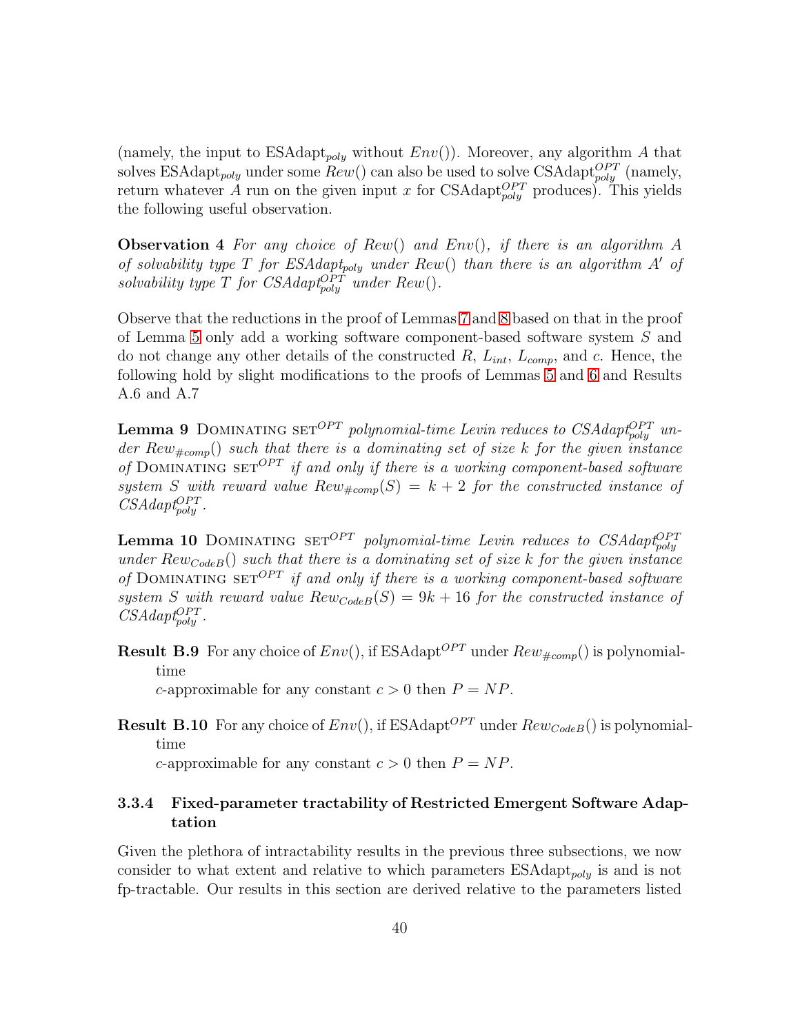(namely, the input to ESAdapt$_{poly}$ without $Env()$). Moreover, any algorithm $A$ that solves ESAdapt$_{poly}$ under some $Rew()$ can also be used to solve CSAdapt$^{OPT}_{poly}$ (namely, return whatever $A$ run on the given input $x$ for CSAdapt$^{OPT}_{poly}$ produces). This yields the following useful observation.

**Observation 4** *For any choice of $Rew()$ and $Env()$, if there is an algorithm $A$ of solvability type $T$ for ESAdapt$_{poly}$ under $Rew()$ than there is an algorithm $A'$ of solvability type $T$ for CSAdapt$^{OPT}_{poly}$ under $Rew()$.*

Observe that the reductions in the proof of Lemmas 7 and 8 based on that in the proof of Lemma 5 only add a working software component-based software system $S$ and do not change any other details of the constructed $R$, $L_{int}$, $L_{comp}$, and $c$. Hence, the following hold by slight modifications to the proofs of Lemmas 5 and 6 and Results A.6 and A.7

**Lemma 9** Dominating set$^{OPT}$ *polynomial-time Levin reduces to CSAdapt$^{OPT}_{poly}$ under $Rew_{\#comp}()$ such that there is a dominating set of size $k$ for the given instance of* Dominating set$^{OPT}$ *if and only if there is a working component-based software system $S$ with reward value $Rew_{\#comp}(S) = k + 2$ for the constructed instance of CSAdapt$^{OPT}_{poly}$.*

**Lemma 10** Dominating set$^{OPT}$ *polynomial-time Levin reduces to CSAdapt$^{OPT}_{poly}$ under $Rew_{CodeB}()$ such that there is a dominating set of size $k$ for the given instance of* Dominating set$^{OPT}$ *if and only if there is a working component-based software system $S$ with reward value $Rew_{CodeB}(S) = 9k + 16$ for the constructed instance of CSAdapt$^{OPT}_{poly}$.*

**Result B.9** For any choice of $Env()$, if ESAdapt$^{OPT}$ under $Rew_{\#comp}()$ is polynomial-time $c$-approximable for any constant $c > 0$ then $P = NP$.

**Result B.10** For any choice of $Env()$, if ESAdapt$^{OPT}$ under $Rew_{CodeB}()$ is polynomial-time $c$-approximable for any constant $c > 0$ then $P = NP$.

### 3.3.4 Fixed-parameter tractability of Restricted Emergent Software Adaptation

Given the plethora of intractability results in the previous three subsections, we now consider to what extent and relative to which parameters ESAdapt$_{poly}$ is and is not fp-tractable. Our results in this section are derived relative to the parameters listed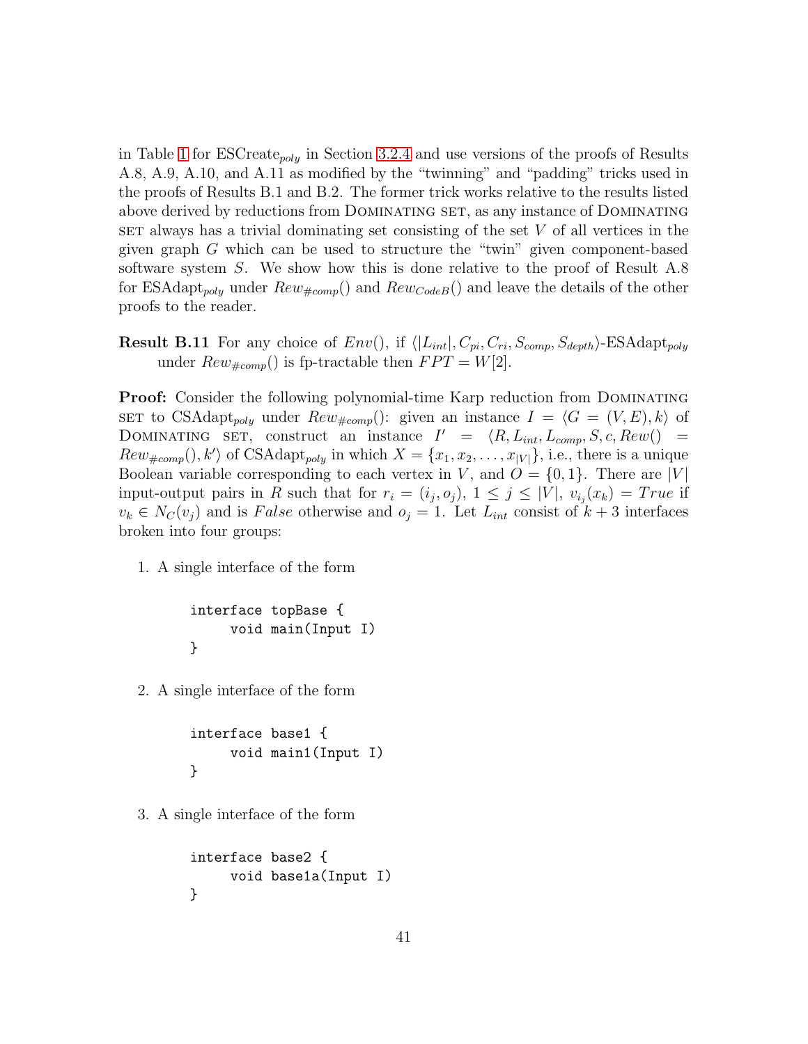in Table 1 for ESCreate$_{poly}$ in Section 3.2.4 and use versions of the proofs of Results A.8, A.9, A.10, and A.11 as modified by the "twinning" and "padding" tricks used in the proofs of Results B.1 and B.2. The former trick works relative to the results listed above derived by reductions from DOMINATING SET, as any instance of DOMINATING SET always has a trivial dominating set consisting of the set $V$ of all vertices in the given graph $G$ which can be used to structure the "twin" given component-based software system $S$. We show how this is done relative to the proof of Result A.8 for ESAdapt$_{poly}$ under $Rew_{\#comp}()$ and $Rew_{CodeB}()$ and leave the details of the other proofs to the reader.

**Result B.11** For any choice of $Env()$, if $\langle |L_{int}|, C_{pi}, C_{ri}, S_{comp}, S_{depth}\rangle$-ESAdapt$_{poly}$ under $Rew_{\#comp}()$ is fp-tractable then $FPT = W[2]$.

**Proof:** Consider the following polynomial-time Karp reduction from DOMINATING SET to CSAdapt$_{poly}$ under $Rew_{\#comp}()$: given an instance $I = \langle G = (V, E), k\rangle$ of DOMINATING SET, construct an instance $I' = \langle R, L_{int}, L_{comp}, S, c, Rew() = Rew_{\#comp}(), k'\rangle$ of CSAdapt$_{poly}$ in which $X = \{x_1, x_2, \ldots, x_{|V|}\}$, i.e., there is a unique Boolean variable corresponding to each vertex in $V$, and $O = \{0, 1\}$. There are $|V|$ input-output pairs in $R$ such that for $r_i = (i_j, o_j)$, $1 \leq j \leq |V|$, $v_{i_j}(x_k) = True$ if $v_k \in N_C(v_j)$ and is $False$ otherwise and $o_j = 1$. Let $L_{int}$ consist of $k + 3$ interfaces broken into four groups:

1. A single interface of the form

```
interface topBase {
     void main(Input I)
}
```

2. A single interface of the form

```
interface base1 {
     void main1(Input I)
}
```

3. A single interface of the form

```
interface base2 {
     void base1a(Input I)
}
```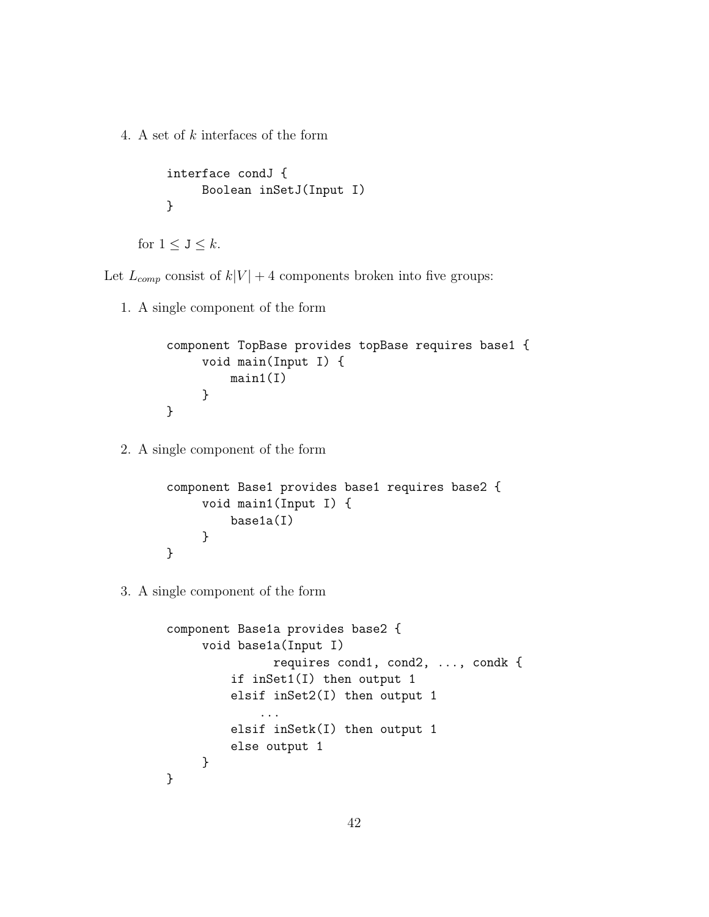4. A set of $k$ interfaces of the form

   ```
   interface condJ {
        Boolean inSetJ(Input I)
   }
   ```

   for $1 \leq \mathtt{J} \leq k$.

Let $L_{comp}$ consist of $k|V| + 4$ components broken into five groups:

1. A single component of the form

   ```
   component TopBase provides topBase requires base1 {
        void main(Input I) {
            main1(I)
        }
   }
   ```

2. A single component of the form

   ```
   component Base1 provides base1 requires base2 {
        void main1(Input I) {
            base1a(I)
        }
   }
   ```

3. A single component of the form

   ```
   component Base1a provides base2 {
        void base1a(Input I)
                  requires cond1, cond2, ..., condk {
            if inSet1(I) then output 1
            elsif inSet2(I) then output 1
                ...
            elsif inSetk(I) then output 1
            else output 1
        }
   }
   ```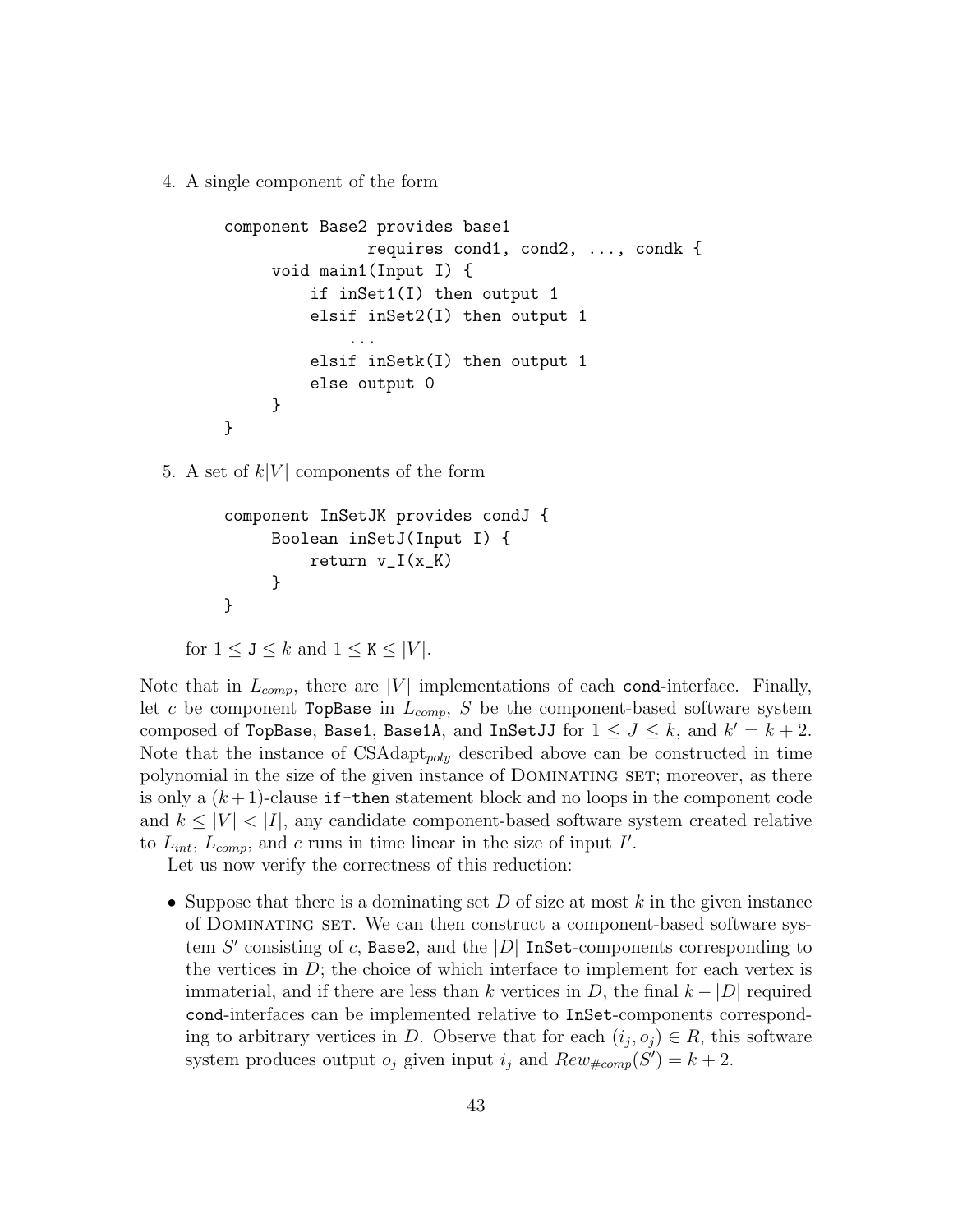4. A single component of the form

```
component Base2 provides base1
                requires cond1, cond2, ..., condk {
      void main1(Input I) {
          if inSet1(I) then output 1
          elsif inSet2(I) then output 1
              ...
          elsif inSetk(I) then output 1
          else output 0
      }
}
```

5. A set of $k|V|$ components of the form

```
component InSetJK provides condJ {
      Boolean inSetJ(Input I) {
          return v_I(x_K)
      }
}
```

   for $1 \leq \texttt{J} \leq k$ and $1 \leq \texttt{K} \leq |V|$.

Note that in $L_{comp}$, there are $|V|$ implementations of each `cond`-interface. Finally, let $c$ be component `TopBase` in $L_{comp}$, $S$ be the component-based software system composed of `TopBase`, `Base1`, `Base1A`, and `InSetJJ` for $1 \leq J \leq k$, and $k' = k+2$. Note that the instance of CSAdapt$_{poly}$ described above can be constructed in time polynomial in the size of the given instance of Dominating set; moreover, as there is only a $(k+1)$-clause `if-then` statement block and no loops in the component code and $k \leq |V| < |I|$, any candidate component-based software system created relative to $L_{int}$, $L_{comp}$, and $c$ runs in time linear in the size of input $I'$.

Let us now verify the correctness of this reduction:

- Suppose that there is a dominating set $D$ of size at most $k$ in the given instance of Dominating set. We can then construct a component-based software system $S'$ consisting of $c$, `Base2`, and the $|D|$ `InSet`-components corresponding to the vertices in $D$; the choice of which interface to implement for each vertex is immaterial, and if there are less than $k$ vertices in $D$, the final $k - |D|$ required `cond`-interfaces can be implemented relative to `InSet`-components corresponding to arbitrary vertices in $D$. Observe that for each $(i_j, o_j) \in R$, this software system produces output $o_j$ given input $i_j$ and $Rew_{\#comp}(S') = k+2$.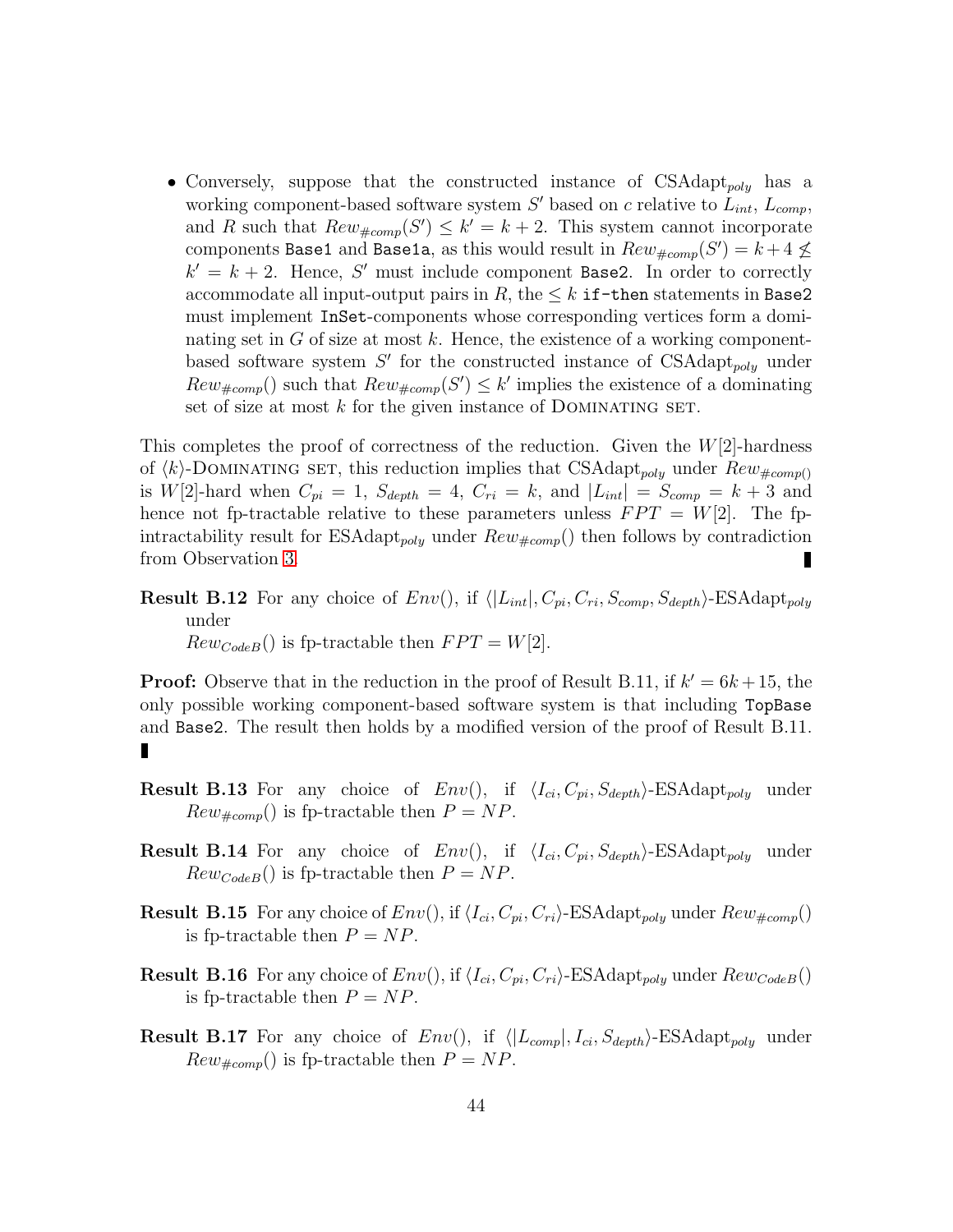- Conversely, suppose that the constructed instance of CSAdapt$_{poly}$ has a working component-based software system $S'$ based on $c$ relative to $L_{int}$, $L_{comp}$, and $R$ such that $Rew_{\#comp}(S') \leq k' = k + 2$. This system cannot incorporate components `Base1` and `Base1a`, as this would result in $Rew_{\#comp}(S') = k + 4 \not\leq k' = k + 2$. Hence, $S'$ must include component `Base2`. In order to correctly accommodate all input-output pairs in $R$, the $\leq k$ `if-then` statements in `Base2` must implement `InSet`-components whose corresponding vertices form a dominating set in $G$ of size at most $k$. Hence, the existence of a working component-based software system $S'$ for the constructed instance of CSAdapt$_{poly}$ under $Rew_{\#comp}()$ such that $Rew_{\#comp}(S') \leq k'$ implies the existence of a dominating set of size at most $k$ for the given instance of Dominating set.

This completes the proof of correctness of the reduction. Given the $W[2]$-hardness of $\langle k \rangle$-Dominating set, this reduction implies that CSAdapt$_{poly}$ under $Rew_{\#comp()}$ is $W[2]$-hard when $C_{pi} = 1$, $S_{depth} = 4$, $C_{ri} = k$, and $|L_{int}| = S_{comp} = k + 3$ and hence not fp-tractable relative to these parameters unless $FPT = W[2]$. The fp-intractability result for ESAdapt$_{poly}$ under $Rew_{\#comp}()$ then follows by contradiction from Observation 3. ∎

**Result B.12** For any choice of $Env()$, if $\langle |L_{int}|, C_{pi}, C_{ri}, S_{comp}, S_{depth} \rangle$-ESAdapt$_{poly}$ under $Rew_{CodeB}()$ is fp-tractable then $FPT = W[2]$.

**Proof:** Observe that in the reduction in the proof of Result B.11, if $k' = 6k + 15$, the only possible working component-based software system is that including `TopBase` and `Base2`. The result then holds by a modified version of the proof of Result B.11. ∎

**Result B.13** For any choice of $Env()$, if $\langle I_{ci}, C_{pi}, S_{depth} \rangle$-ESAdapt$_{poly}$ under $Rew_{\#comp}()$ is fp-tractable then $P = NP$.

**Result B.14** For any choice of $Env()$, if $\langle I_{ci}, C_{pi}, S_{depth} \rangle$-ESAdapt$_{poly}$ under $Rew_{CodeB}()$ is fp-tractable then $P = NP$.

**Result B.15** For any choice of $Env()$, if $\langle I_{ci}, C_{pi}, C_{ri} \rangle$-ESAdapt$_{poly}$ under $Rew_{\#comp}()$ is fp-tractable then $P = NP$.

**Result B.16** For any choice of $Env()$, if $\langle I_{ci}, C_{pi}, C_{ri} \rangle$-ESAdapt$_{poly}$ under $Rew_{CodeB}()$ is fp-tractable then $P = NP$.

**Result B.17** For any choice of $Env()$, if $\langle |L_{comp}|, I_{ci}, S_{depth} \rangle$-ESAdapt$_{poly}$ under $Rew_{\#comp}()$ is fp-tractable then $P = NP$.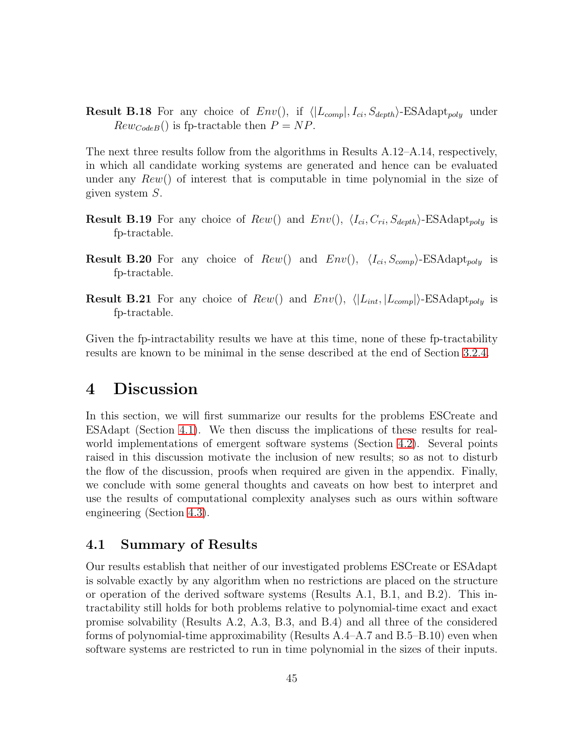**Result B.18** For any choice of $Env()$, if $\langle |L_{comp}|, I_{ci}, S_{depth}\rangle$-ESAdapt$_{poly}$ under $Rew_{CodeB}()$ is fp-tractable then $P = NP$.

The next three results follow from the algorithms in Results A.12–A.14, respectively, in which all candidate working systems are generated and hence can be evaluated under any $Rew()$ of interest that is computable in time polynomial in the size of given system $S$.

**Result B.19** For any choice of $Rew()$ and $Env()$, $\langle I_{ci}, C_{ri}, S_{depth}\rangle$-ESAdapt$_{poly}$ is fp-tractable.

**Result B.20** For any choice of $Rew()$ and $Env()$, $\langle I_{ci}, S_{comp}\rangle$-ESAdapt$_{poly}$ is fp-tractable.

**Result B.21** For any choice of $Rew()$ and $Env()$, $\langle |L_{int}, |L_{comp}|\rangle$-ESAdapt$_{poly}$ is fp-tractable.

Given the fp-intractability results we have at this time, none of these fp-tractability results are known to be minimal in the sense described at the end of Section 3.2.4.

# 4 Discussion

In this section, we will first summarize our results for the problems ESCreate and ESAdapt (Section 4.1). We then discuss the implications of these results for real-world implementations of emergent software systems (Section 4.2). Several points raised in this discussion motivate the inclusion of new results; so as not to disturb the flow of the discussion, proofs when required are given in the appendix. Finally, we conclude with some general thoughts and caveats on how best to interpret and use the results of computational complexity analyses such as ours within software engineering (Section 4.3).

## 4.1 Summary of Results

Our results establish that neither of our investigated problems ESCreate or ESAdapt is solvable exactly by any algorithm when no restrictions are placed on the structure or operation of the derived software systems (Results A.1, B.1, and B.2). This intractability still holds for both problems relative to polynomial-time exact and exact promise solvability (Results A.2, A.3, B.3, and B.4) and all three of the considered forms of polynomial-time approximability (Results A.4–A.7 and B.5–B.10) even when software systems are restricted to run in time polynomial in the sizes of their inputs.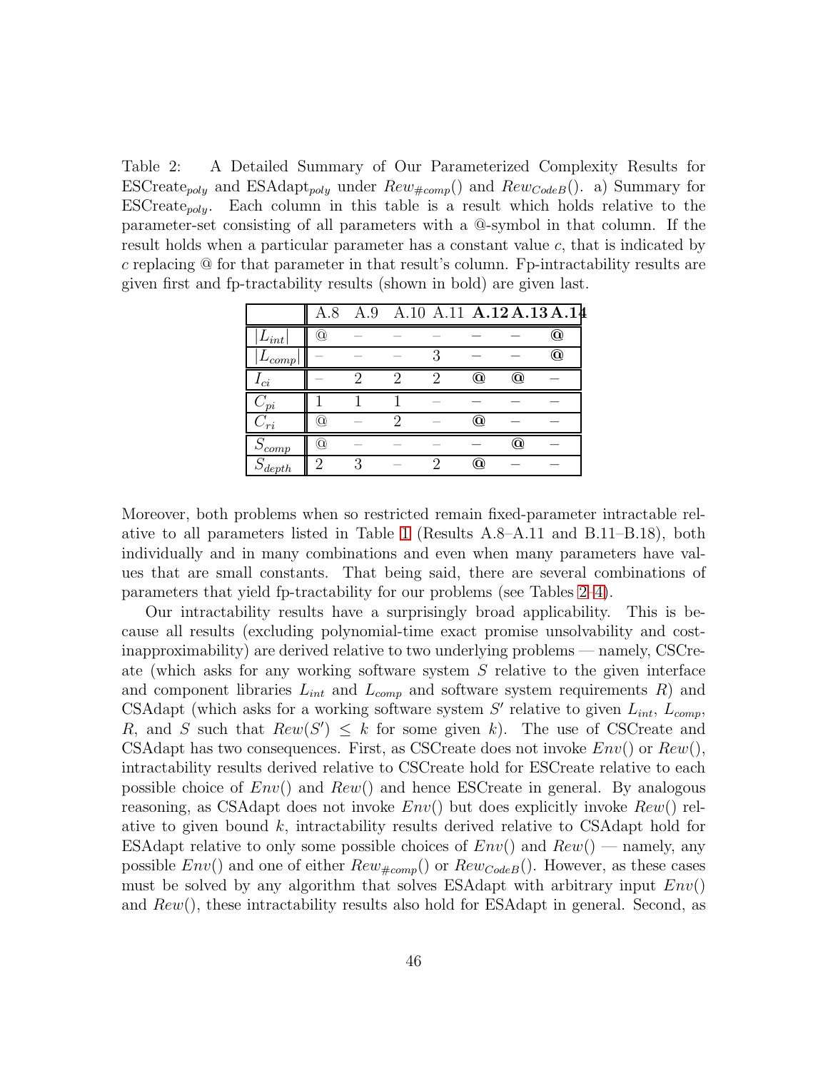Table 2: A Detailed Summary of Our Parameterized Complexity Results for ESCreate$_{poly}$ and ESAdapt$_{poly}$ under $Rew_{\#comp}()$ and $Rew_{CodeB}()$. a) Summary for ESCreate$_{poly}$. Each column in this table is a result which holds relative to the parameter-set consisting of all parameters with a @-symbol in that column. If the result holds when a particular parameter has a constant value $c$, that is indicated by $c$ replacing @ for that parameter in that result's column. Fp-intractability results are given first and fp-tractability results (shown in bold) are given last.

| | A.8 | A.9 | A.10 | A.11 | **A.12** | **A.13** | **A.14** |
|---|---|---|---|---|---|---|---|
| $\|L_{int}\|$ | @ | – | – | – | – | – | **@** |
| $\|L_{comp}\|$ | – | – | – | 3 | – | – | **@** |
| $I_{ci}$ | – | 2 | 2 | 2 | **@** | **@** | – |
| $C_{pi}$ | 1 | 1 | 1 | – | – | – | – |
| $C_{ri}$ | @ | – | 2 | – | **@** | – | – |
| $S_{comp}$ | @ | – | – | – | – | **@** | – |
| $S_{depth}$ | 2 | 3 | – | 2 | **@** | – | – |

Moreover, both problems when so restricted remain fixed-parameter intractable relative to all parameters listed in Table 1 (Results A.8–A.11 and B.11–B.18), both individually and in many combinations and even when many parameters have values that are small constants. That being said, there are several combinations of parameters that yield fp-tractability for our problems (see Tables 2–4).

Our intractability results have a surprisingly broad applicability. This is because all results (excluding polynomial-time exact promise unsolvability and cost-inapproximability) are derived relative to two underlying problems — namely, CSCreate (which asks for any working software system $S$ relative to the given interface and component libraries $L_{int}$ and $L_{comp}$ and software system requirements $R$) and CSAdapt (which asks for a working software system $S'$ relative to given $L_{int}$, $L_{comp}$, $R$, and $S$ such that $Rew(S') \leq k$ for some given $k$). The use of CSCreate and CSAdapt has two consequences. First, as CSCreate does not invoke $Env()$ or $Rew()$, intractability results derived relative to CSCreate hold for ESCreate relative to each possible choice of $Env()$ and $Rew()$ and hence ESCreate in general. By analogous reasoning, as CSAdapt does not invoke $Env()$ but does explicitly invoke $Rew()$ relative to given bound $k$, intractability results derived relative to CSAdapt hold for ESAdapt relative to only some possible choices of $Env()$ and $Rew()$ — namely, any possible $Env()$ and one of either $Rew_{\#comp}()$ or $Rew_{CodeB}()$. However, as these cases must be solved by any algorithm that solves ESAdapt with arbitrary input $Env()$ and $Rew()$, these intractability results also hold for ESAdapt in general. Second, as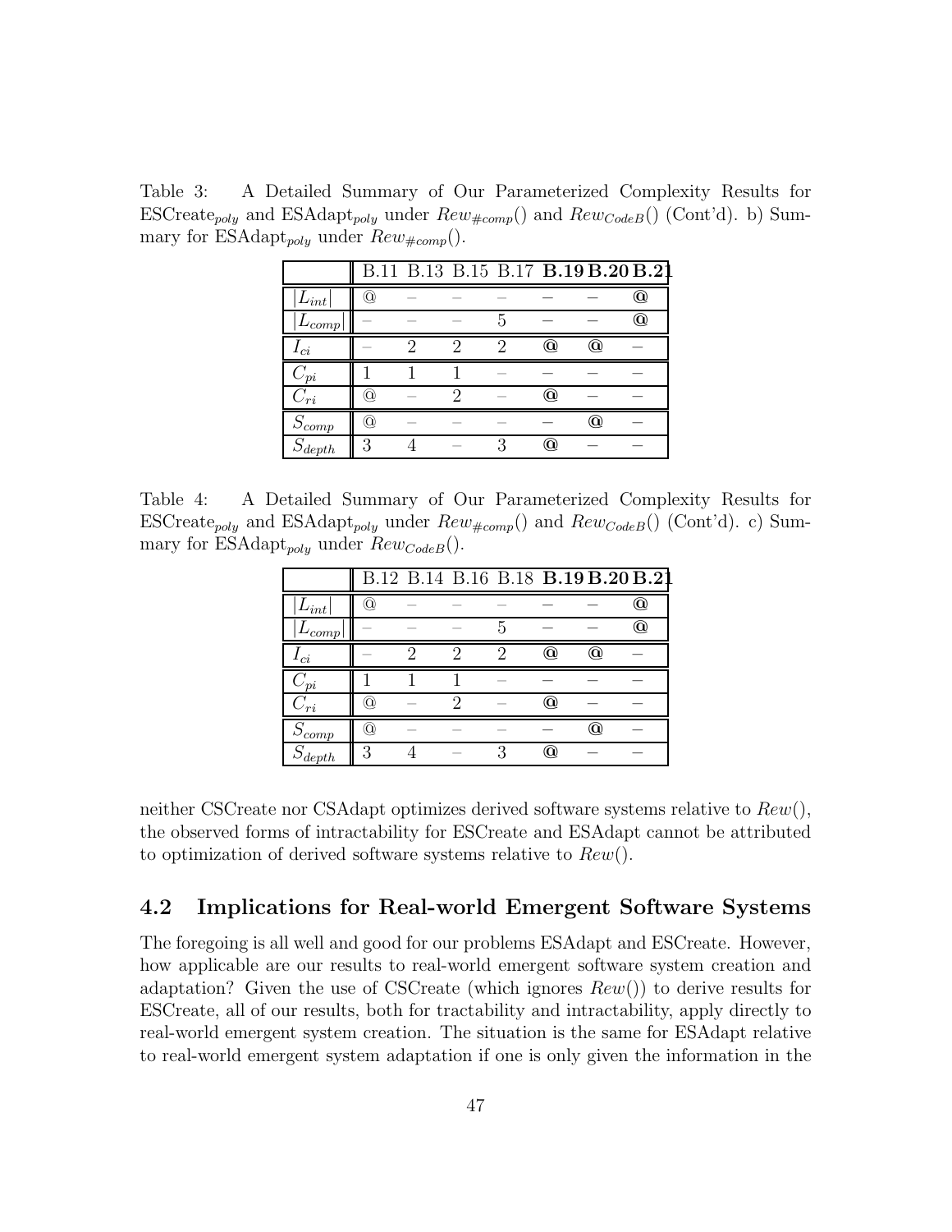Table 3: A Detailed Summary of Our Parameterized Complexity Results for $\text{ESCreate}_{poly}$ and $\text{ESAdapt}_{poly}$ under $Rew_{\#comp}()$ and $Rew_{CodeB}()$ (Cont'd). b) Summary for $\text{ESAdapt}_{poly}$ under $Rew_{\#comp}()$.

| | B.11 | B.13 | B.15 | B.17 | **B.19** | **B.20** | **B.21** |
|---|---|---|---|---|---|---|---|
| $\lvert L_{int}\rvert$ | @ | – | – | – | – | – | **@** |
| $\lvert L_{comp}\rvert$ | – | – | – | 5 | – | – | **@** |
| $I_{ci}$ | – | 2 | 2 | 2 | **@** | **@** | – |
| $C_{pi}$ | 1 | 1 | 1 | – | – | – | – |
| $C_{ri}$ | @ | – | 2 | – | **@** | – | – |
| $S_{comp}$ | @ | – | – | – | – | **@** | – |
| $S_{depth}$ | 3 | 4 | – | 3 | **@** | – | – |

Table 4: A Detailed Summary of Our Parameterized Complexity Results for $\text{ESCreate}_{poly}$ and $\text{ESAdapt}_{poly}$ under $Rew_{\#comp}()$ and $Rew_{CodeB}()$ (Cont'd). c) Summary for $\text{ESAdapt}_{poly}$ under $Rew_{CodeB}()$.

| | B.12 | B.14 | B.16 | B.18 | **B.19** | **B.20** | **B.21** |
|---|---|---|---|---|---|---|---|
| $\lvert L_{int}\rvert$ | @ | – | – | – | – | – | **@** |
| $\lvert L_{comp}\rvert$ | – | – | – | 5 | – | – | **@** |
| $I_{ci}$ | – | 2 | 2 | 2 | **@** | **@** | – |
| $C_{pi}$ | 1 | 1 | 1 | – | – | – | – |
| $C_{ri}$ | @ | – | 2 | – | **@** | – | – |
| $S_{comp}$ | @ | – | – | – | – | **@** | – |
| $S_{depth}$ | 3 | 4 | – | 3 | **@** | – | – |

neither CSCreate nor CSAdapt optimizes derived software systems relative to $Rew()$, the observed forms of intractability for ESCreate and ESAdapt cannot be attributed to optimization of derived software systems relative to $Rew()$.

## 4.2 Implications for Real-world Emergent Software Systems

The foregoing is all well and good for our problems ESAdapt and ESCreate. However, how applicable are our results to real-world emergent software system creation and adaptation? Given the use of CSCreate (which ignores $Rew()$) to derive results for ESCreate, all of our results, both for tractability and intractability, apply directly to real-world emergent system creation. The situation is the same for ESAdapt relative to real-world emergent system adaptation if one is only given the information in the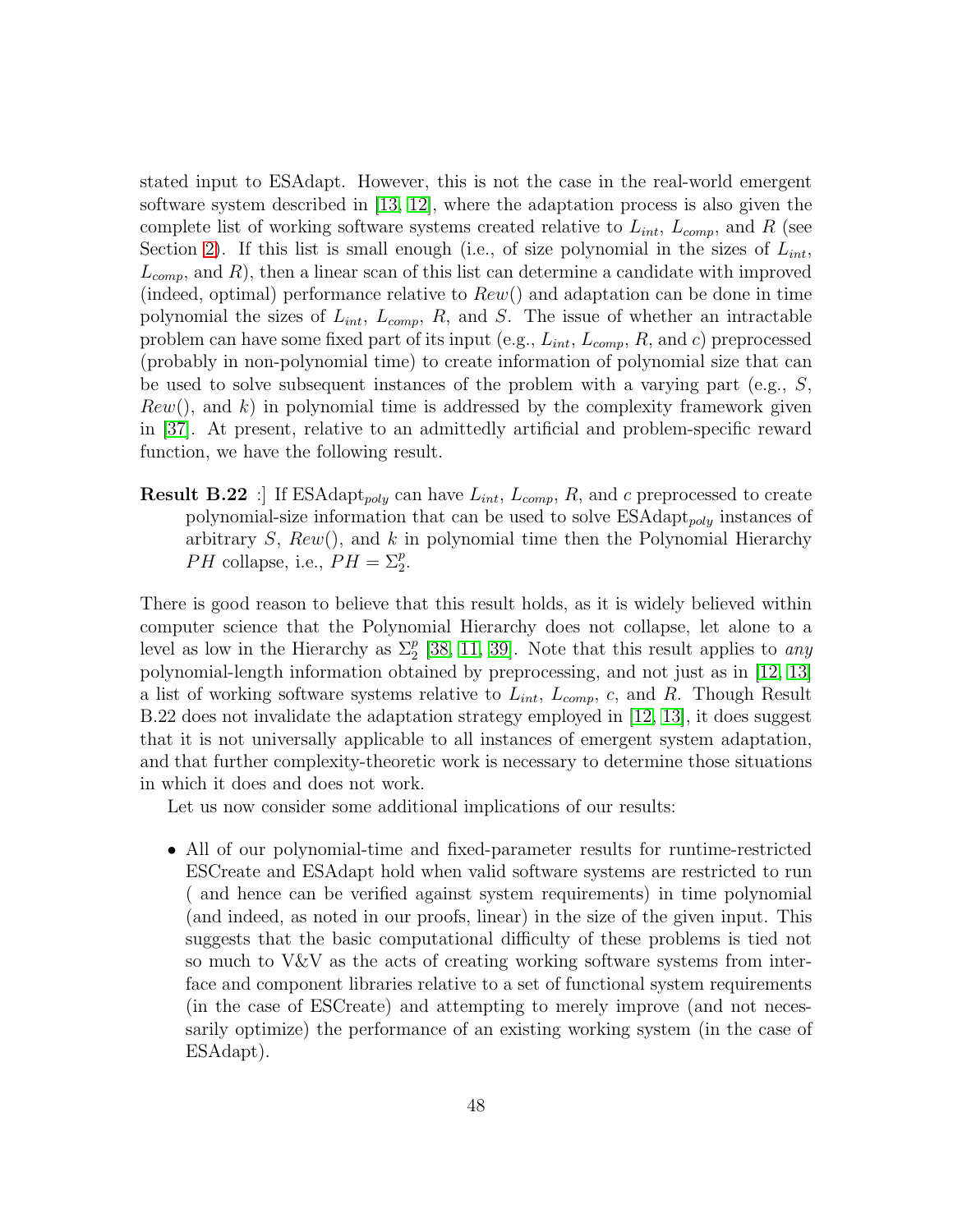stated input to ESAdapt. However, this is not the case in the real-world emergent software system described in [13, 12], where the adaptation process is also given the complete list of working software systems created relative to $L_{int}$, $L_{comp}$, and $R$ (see Section 2). If this list is small enough (i.e., of size polynomial in the sizes of $L_{int}$, $L_{comp}$, and $R$), then a linear scan of this list can determine a candidate with improved (indeed, optimal) performance relative to $Rew()$ and adaptation can be done in time polynomial the sizes of $L_{int}$, $L_{comp}$, $R$, and $S$. The issue of whether an intractable problem can have some fixed part of its input (e.g., $L_{int}$, $L_{comp}$, $R$, and $c$) preprocessed (probably in non-polynomial time) to create information of polynomial size that can be used to solve subsequent instances of the problem with a varying part (e.g., $S$, $Rew()$, and $k$) in polynomial time is addressed by the complexity framework given in [37]. At present, relative to an admittedly artificial and problem-specific reward function, we have the following result.

**Result B.22** :] If ESAdapt$_{poly}$ can have $L_{int}$, $L_{comp}$, $R$, and $c$ preprocessed to create polynomial-size information that can be used to solve ESAdapt$_{poly}$ instances of arbitrary $S$, $Rew()$, and $k$ in polynomial time then the Polynomial Hierarchy $PH$ collapse, i.e., $PH = \Sigma_2^p$.

There is good reason to believe that this result holds, as it is widely believed within computer science that the Polynomial Hierarchy does not collapse, let alone to a level as low in the Hierarchy as $\Sigma_2^p$ [38, 11, 39]. Note that this result applies to *any* polynomial-length information obtained by preprocessing, and not just as in [12, 13] a list of working software systems relative to $L_{int}$, $L_{comp}$, $c$, and $R$. Though Result B.22 does not invalidate the adaptation strategy employed in [12, 13], it does suggest that it is not universally applicable to all instances of emergent system adaptation, and that further complexity-theoretic work is necessary to determine those situations in which it does and does not work.

Let us now consider some additional implications of our results:

- All of our polynomial-time and fixed-parameter results for runtime-restricted ESCreate and ESAdapt hold when valid software systems are restricted to run ( and hence can be verified against system requirements) in time polynomial (and indeed, as noted in our proofs, linear) in the size of the given input. This suggests that the basic computational difficulty of these problems is tied not so much to V&V as the acts of creating working software systems from interface and component libraries relative to a set of functional system requirements (in the case of ESCreate) and attempting to merely improve (and not necessarily optimize) the performance of an existing working system (in the case of ESAdapt).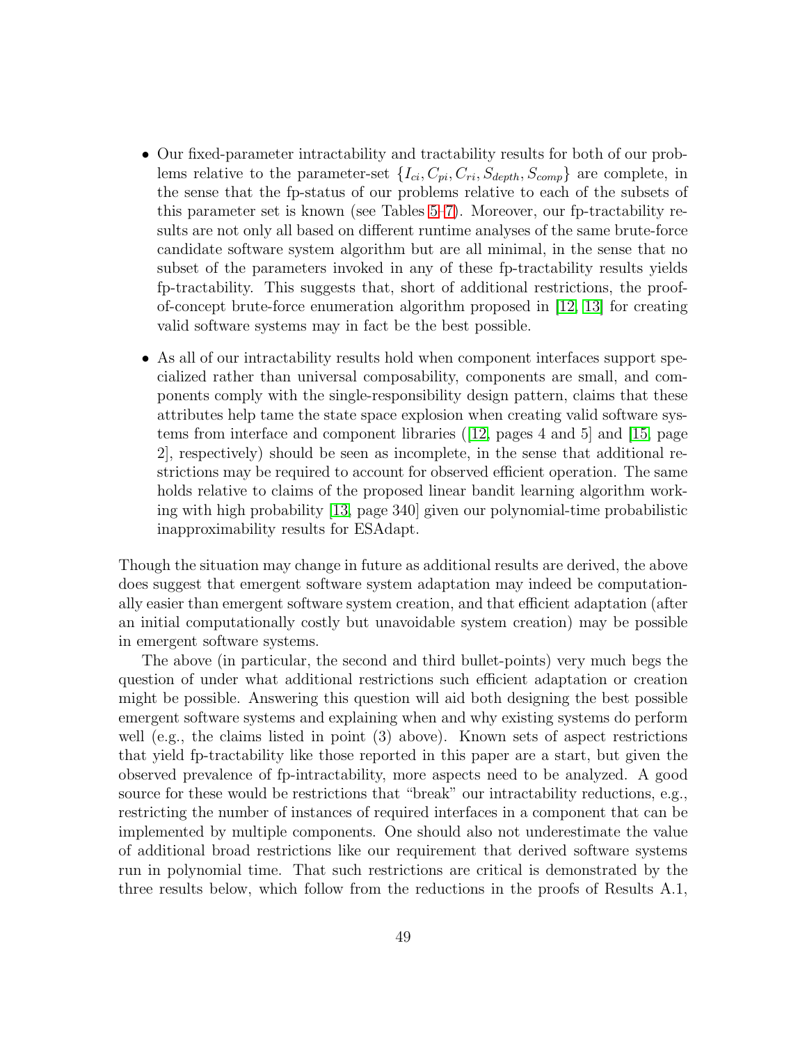- Our fixed-parameter intractability and tractability results for both of our problems relative to the parameter-set $\{I_{ci}, C_{pi}, C_{ri}, S_{depth}, S_{comp}\}$ are complete, in the sense that the fp-status of our problems relative to each of the subsets of this parameter set is known (see Tables 5–7). Moreover, our fp-tractability results are not only all based on different runtime analyses of the same brute-force candidate software system algorithm but are all minimal, in the sense that no subset of the parameters invoked in any of these fp-tractability results yields fp-tractability. This suggests that, short of additional restrictions, the proof-of-concept brute-force enumeration algorithm proposed in [12, 13] for creating valid software systems may in fact be the best possible.

- As all of our intractability results hold when component interfaces support specialized rather than universal composability, components are small, and components comply with the single-responsibility design pattern, claims that these attributes help tame the state space explosion when creating valid software systems from interface and component libraries ([12, pages 4 and 5] and [15, page 2], respectively) should be seen as incomplete, in the sense that additional restrictions may be required to account for observed efficient operation. The same holds relative to claims of the proposed linear bandit learning algorithm working with high probability [13, page 340] given our polynomial-time probabilistic inapproximability results for ESAdapt.

Though the situation may change in future as additional results are derived, the above does suggest that emergent software system adaptation may indeed be computationally easier than emergent software system creation, and that efficient adaptation (after an initial computationally costly but unavoidable system creation) may be possible in emergent software systems.

The above (in particular, the second and third bullet-points) very much begs the question of under what additional restrictions such efficient adaptation or creation might be possible. Answering this question will aid both designing the best possible emergent software systems and explaining when and why existing systems do perform well (e.g., the claims listed in point (3) above). Known sets of aspect restrictions that yield fp-tractability like those reported in this paper are a start, but given the observed prevalence of fp-intractability, more aspects need to be analyzed. A good source for these would be restrictions that "break" our intractability reductions, e.g., restricting the number of instances of required interfaces in a component that can be implemented by multiple components. One should also not underestimate the value of additional broad restrictions like our requirement that derived software systems run in polynomial time. That such restrictions are critical is demonstrated by the three results below, which follow from the reductions in the proofs of Results A.1,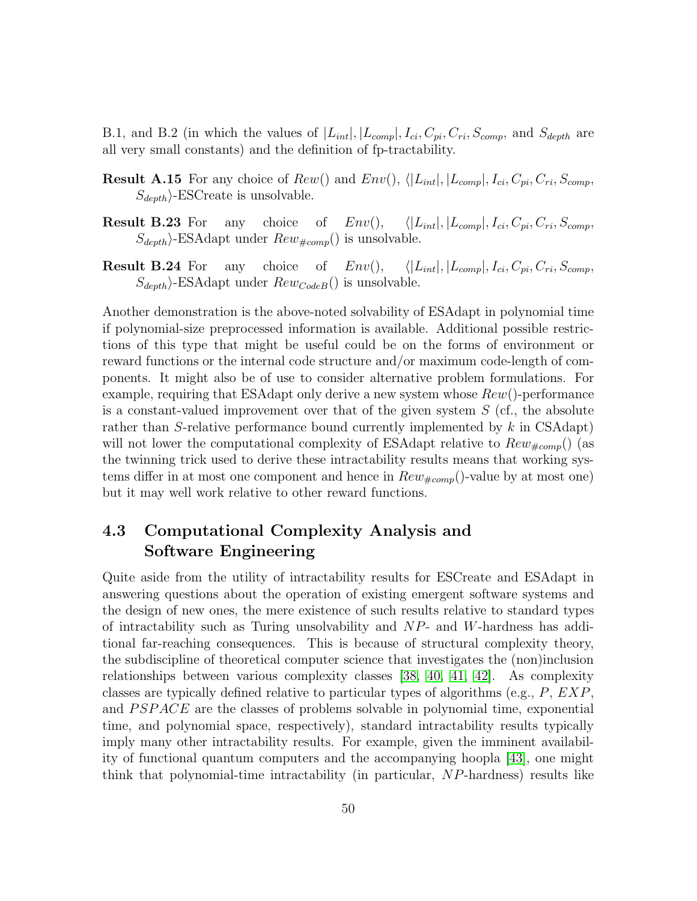B.1, and B.2 (in which the values of $|L_{int}|, |L_{comp}|, I_{ci}, C_{pi}, C_{ri}, S_{comp}$, and $S_{depth}$ are all very small constants) and the definition of fp-tractability.

**Result A.15** For any choice of $Rew()$ and $Env()$, $\langle |L_{int}|, |L_{comp}|, I_{ci}, C_{pi}, C_{ri}, S_{comp}, S_{depth}\rangle$-ESCreate is unsolvable.

**Result B.23** For any choice of $Env()$, $\langle |L_{int}|, |L_{comp}|, I_{ci}, C_{pi}, C_{ri}, S_{comp}, S_{depth}\rangle$-ESAdapt under $Rew_{\#comp}()$ is unsolvable.

**Result B.24** For any choice of $Env()$, $\langle |L_{int}|, |L_{comp}|, I_{ci}, C_{pi}, C_{ri}, S_{comp}, S_{depth}\rangle$-ESAdapt under $Rew_{CodeB}()$ is unsolvable.

Another demonstration is the above-noted solvability of ESAdapt in polynomial time if polynomial-size preprocessed information is available. Additional possible restrictions of this type that might be useful could be on the forms of environment or reward functions or the internal code structure and/or maximum code-length of components. It might also be of use to consider alternative problem formulations. For example, requiring that ESAdapt only derive a new system whose $Rew()$-performance is a constant-valued improvement over that of the given system $S$ (cf., the absolute rather than $S$-relative performance bound currently implemented by $k$ in CSAdapt) will not lower the computational complexity of ESAdapt relative to $Rew_{\#comp}()$ (as the twinning trick used to derive these intractability results means that working systems differ in at most one component and hence in $Rew_{\#comp}()$-value by at most one) but it may well work relative to other reward functions.

## 4.3 Computational Complexity Analysis and Software Engineering

Quite aside from the utility of intractability results for ESCreate and ESAdapt in answering questions about the operation of existing emergent software systems and the design of new ones, the mere existence of such results relative to standard types of intractability such as Turing unsolvability and $NP$- and $W$-hardness has additional far-reaching consequences. This is because of structural complexity theory, the subdiscipline of theoretical computer science that investigates the (non)inclusion relationships between various complexity classes [38, 40, 41, 42]. As complexity classes are typically defined relative to particular types of algorithms (e.g., $P$, $EXP$, and $PSPACE$ are the classes of problems solvable in polynomial time, exponential time, and polynomial space, respectively), standard intractability results typically imply many other intractability results. For example, given the imminent availability of functional quantum computers and the accompanying hoopla [43], one might think that polynomial-time intractability (in particular, $NP$-hardness) results like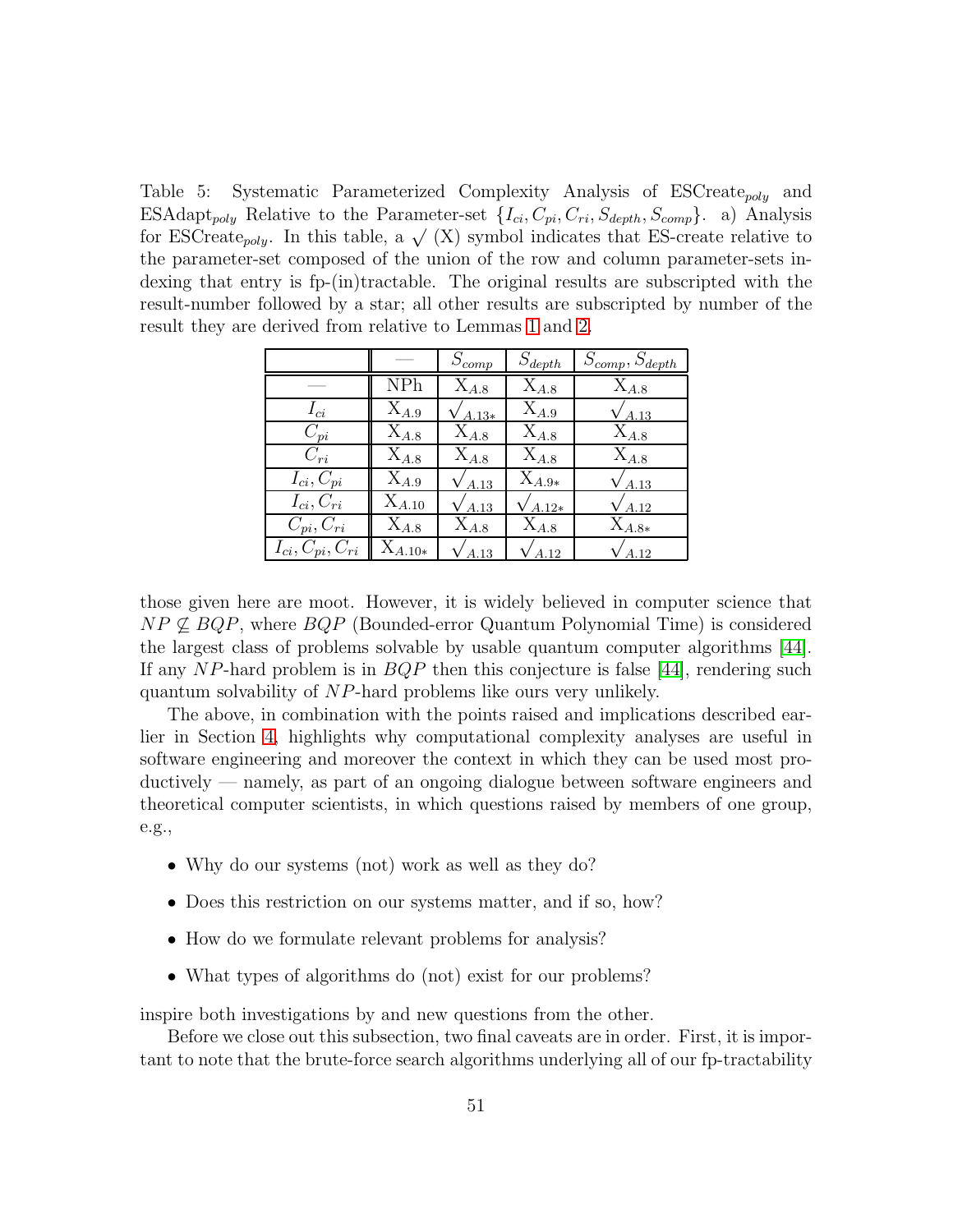Table 5: Systematic Parameterized Complexity Analysis of ESCreate$_{poly}$ and ESAdapt$_{poly}$ Relative to the Parameter-set $\{I_{ci}, C_{pi}, C_{ri}, S_{depth}, S_{comp}\}$. a) Analysis for ESCreate$_{poly}$. In this table, a $\surd$ (X) symbol indicates that ES-create relative to the parameter-set composed of the union of the row and column parameter-sets indexing that entry is fp-(in)tractable. The original results are subscripted with the result-number followed by a star; all other results are subscripted by number of the result they are derived from relative to Lemmas 1 and 2.

| | — | $S_{comp}$ | $S_{depth}$ | $S_{comp}, S_{depth}$ |
|---|---|---|---|---|
| — | NPh | $X_{A.8}$ | $X_{A.8}$ | $X_{A.8}$ |
| $I_{ci}$ | $X_{A.9}$ | $\surd_{A.13*}$ | $X_{A.9}$ | $\surd_{A.13}$ |
| $C_{pi}$ | $X_{A.8}$ | $X_{A.8}$ | $X_{A.8}$ | $X_{A.8}$ |
| $C_{ri}$ | $X_{A.8}$ | $X_{A.8}$ | $X_{A.8}$ | $X_{A.8}$ |
| $I_{ci}, C_{pi}$ | $X_{A.9}$ | $\surd_{A.13}$ | $X_{A.9*}$ | $\surd_{A.13}$ |
| $I_{ci}, C_{ri}$ | $X_{A.10}$ | $\surd_{A.13}$ | $\surd_{A.12*}$ | $\surd_{A.12}$ |
| $C_{pi}, C_{ri}$ | $X_{A.8}$ | $X_{A.8}$ | $X_{A.8}$ | $X_{A.8*}$ |
| $I_{ci}, C_{pi}, C_{ri}$ | $X_{A.10*}$ | $\surd_{A.13}$ | $\surd_{A.12}$ | $\surd_{A.12}$ |

those given here are moot. However, it is widely believed in computer science that $NP \not\subseteq BQP$, where $BQP$ (Bounded-error Quantum Polynomial Time) is considered the largest class of problems solvable by usable quantum computer algorithms [44]. If any $NP$-hard problem is in $BQP$ then this conjecture is false [44], rendering such quantum solvability of $NP$-hard problems like ours very unlikely.

The above, in combination with the points raised and implications described earlier in Section 4, highlights why computational complexity analyses are useful in software engineering and moreover the context in which they can be used most productively — namely, as part of an ongoing dialogue between software engineers and theoretical computer scientists, in which questions raised by members of one group, e.g.,

- Why do our systems (not) work as well as they do?
- Does this restriction on our systems matter, and if so, how?
- How do we formulate relevant problems for analysis?
- What types of algorithms do (not) exist for our problems?

inspire both investigations by and new questions from the other.

Before we close out this subsection, two final caveats are in order. First, it is important to note that the brute-force search algorithms underlying all of our fp-tractability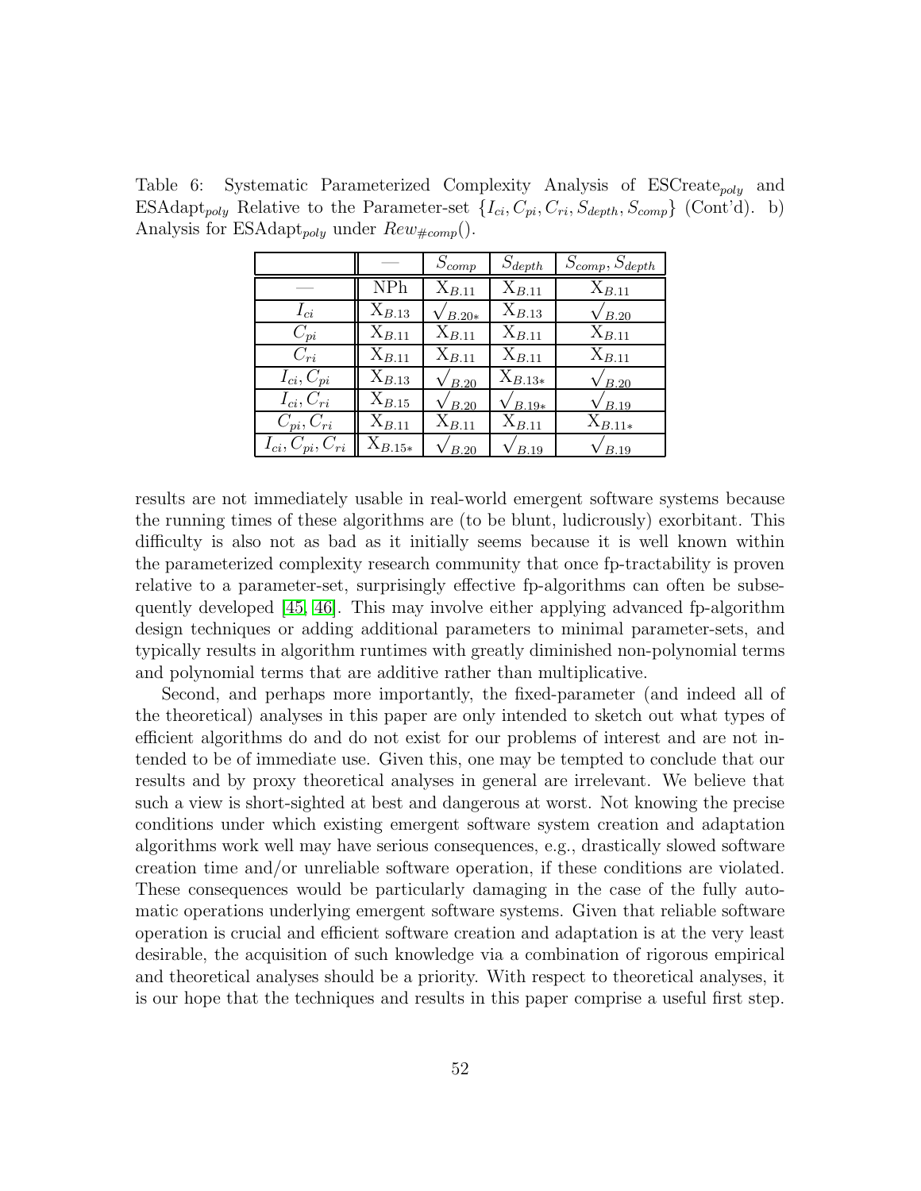Table 6: Systematic Parameterized Complexity Analysis of ESCreate$_{poly}$ and ESAdapt$_{poly}$ Relative to the Parameter-set $\{I_{ci}, C_{pi}, C_{ri}, S_{depth}, S_{comp}\}$ (Cont'd). b) Analysis for ESAdapt$_{poly}$ under $Rew_{\#comp}()$.

| | — | $S_{comp}$ | $S_{depth}$ | $S_{comp}, S_{depth}$ |
|---|---|---|---|---|
| — | NPh | $X_{B.11}$ | $X_{B.11}$ | $X_{B.11}$ |
| $I_{ci}$ | $X_{B.13}$ | $\surd_{B.20*}$ | $X_{B.13}$ | $\surd_{B.20}$ |
| $C_{pi}$ | $X_{B.11}$ | $X_{B.11}$ | $X_{B.11}$ | $X_{B.11}$ |
| $C_{ri}$ | $X_{B.11}$ | $X_{B.11}$ | $X_{B.11}$ | $X_{B.11}$ |
| $I_{ci}, C_{pi}$ | $X_{B.13}$ | $\surd_{B.20}$ | $X_{B.13*}$ | $\surd_{B.20}$ |
| $I_{ci}, C_{ri}$ | $X_{B.15}$ | $\surd_{B.20}$ | $\surd_{B.19*}$ | $\surd_{B.19}$ |
| $C_{pi}, C_{ri}$ | $X_{B.11}$ | $X_{B.11}$ | $X_{B.11}$ | $X_{B.11*}$ |
| $I_{ci}, C_{pi}, C_{ri}$ | $X_{B.15*}$ | $\surd_{B.20}$ | $\surd_{B.19}$ | $\surd_{B.19}$ |

results are not immediately usable in real-world emergent software systems because the running times of these algorithms are (to be blunt, ludicrously) exorbitant. This difficulty is also not as bad as it initially seems because it is well known within the parameterized complexity research community that once fp-tractability is proven relative to a parameter-set, surprisingly effective fp-algorithms can often be subsequently developed [45, 46]. This may involve either applying advanced fp-algorithm design techniques or adding additional parameters to minimal parameter-sets, and typically results in algorithm runtimes with greatly diminished non-polynomial terms and polynomial terms that are additive rather than multiplicative.

Second, and perhaps more importantly, the fixed-parameter (and indeed all of the theoretical) analyses in this paper are only intended to sketch out what types of efficient algorithms do and do not exist for our problems of interest and are not intended to be of immediate use. Given this, one may be tempted to conclude that our results and by proxy theoretical analyses in general are irrelevant. We believe that such a view is short-sighted at best and dangerous at worst. Not knowing the precise conditions under which existing emergent software system creation and adaptation algorithms work well may have serious consequences, e.g., drastically slowed software creation time and/or unreliable software operation, if these conditions are violated. These consequences would be particularly damaging in the case of the fully automatic operations underlying emergent software systems. Given that reliable software operation is crucial and efficient software creation and adaptation is at the very least desirable, the acquisition of such knowledge via a combination of rigorous empirical and theoretical analyses should be a priority. With respect to theoretical analyses, it is our hope that the techniques and results in this paper comprise a useful first step.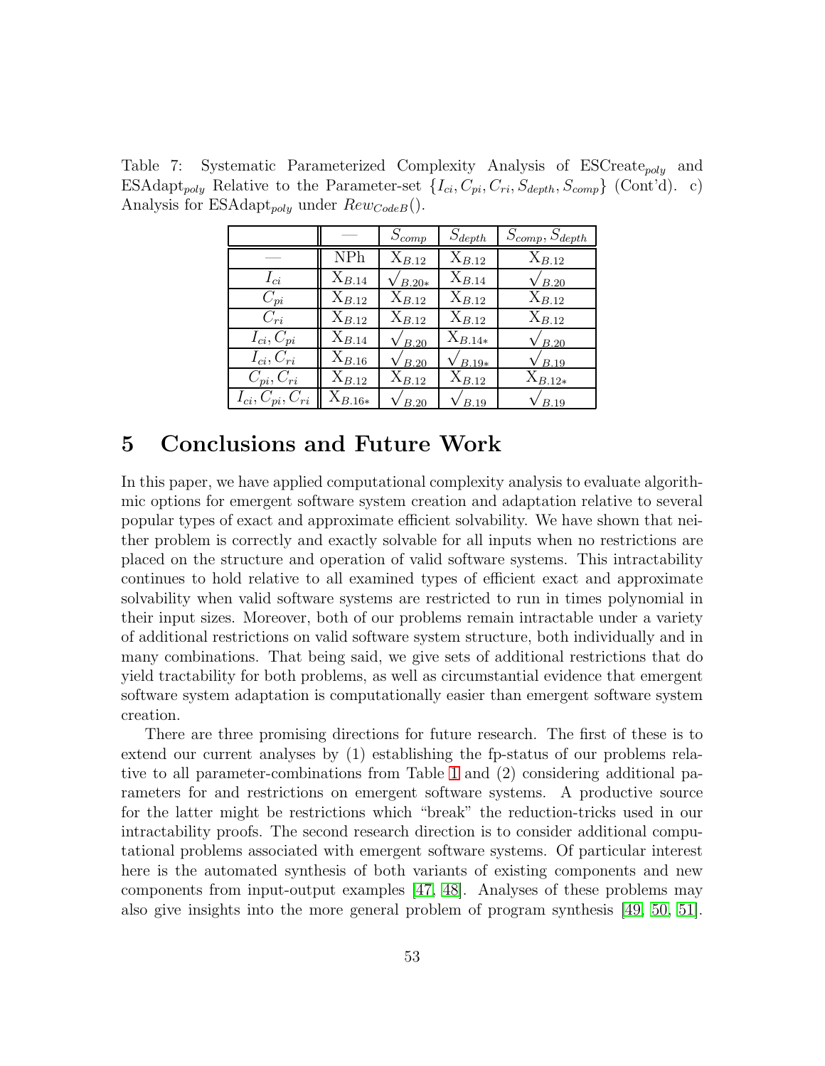Table 7: Systematic Parameterized Complexity Analysis of ESCreate$_{poly}$ and ESAdapt$_{poly}$ Relative to the Parameter-set $\{I_{ci}, C_{pi}, C_{ri}, S_{depth}, S_{comp}\}$ (Cont'd). c) Analysis for ESAdapt$_{poly}$ under $Rew_{CodeB}()$.

| | — | $S_{comp}$ | $S_{depth}$ | $S_{comp}, S_{depth}$ |
|---|---|---|---|---|
| — | NPh | $\text{X}_{B.12}$ | $\text{X}_{B.12}$ | $\text{X}_{B.12}$ |
| $I_{ci}$ | $\text{X}_{B.14}$ | $\surd_{B.20*}$ | $\text{X}_{B.14}$ | $\surd_{B.20}$ |
| $C_{pi}$ | $\text{X}_{B.12}$ | $\text{X}_{B.12}$ | $\text{X}_{B.12}$ | $\text{X}_{B.12}$ |
| $C_{ri}$ | $\text{X}_{B.12}$ | $\text{X}_{B.12}$ | $\text{X}_{B.12}$ | $\text{X}_{B.12}$ |
| $I_{ci}, C_{pi}$ | $\text{X}_{B.14}$ | $\surd_{B.20}$ | $\text{X}_{B.14*}$ | $\surd_{B.20}$ |
| $I_{ci}, C_{ri}$ | $\text{X}_{B.16}$ | $\surd_{B.20}$ | $\surd_{B.19*}$ | $\surd_{B.19}$ |
| $C_{pi}, C_{ri}$ | $\text{X}_{B.12}$ | $\text{X}_{B.12}$ | $\text{X}_{B.12}$ | $\text{X}_{B.12*}$ |
| $I_{ci}, C_{pi}, C_{ri}$ | $\text{X}_{B.16*}$ | $\surd_{B.20}$ | $\surd_{B.19}$ | $\surd_{B.19}$ |

# 5 Conclusions and Future Work

In this paper, we have applied computational complexity analysis to evaluate algorithmic options for emergent software system creation and adaptation relative to several popular types of exact and approximate efficient solvability. We have shown that neither problem is correctly and exactly solvable for all inputs when no restrictions are placed on the structure and operation of valid software systems. This intractability continues to hold relative to all examined types of efficient exact and approximate solvability when valid software systems are restricted to run in times polynomial in their input sizes. Moreover, both of our problems remain intractable under a variety of additional restrictions on valid software system structure, both individually and in many combinations. That being said, we give sets of additional restrictions that do yield tractability for both problems, as well as circumstantial evidence that emergent software system adaptation is computationally easier than emergent software system creation.

There are three promising directions for future research. The first of these is to extend our current analyses by (1) establishing the fp-status of our problems relative to all parameter-combinations from Table 1 and (2) considering additional parameters for and restrictions on emergent software systems. A productive source for the latter might be restrictions which "break" the reduction-tricks used in our intractability proofs. The second research direction is to consider additional computational problems associated with emergent software systems. Of particular interest here is the automated synthesis of both variants of existing components and new components from input-output examples [47, 48]. Analyses of these problems may also give insights into the more general problem of program synthesis [49, 50, 51].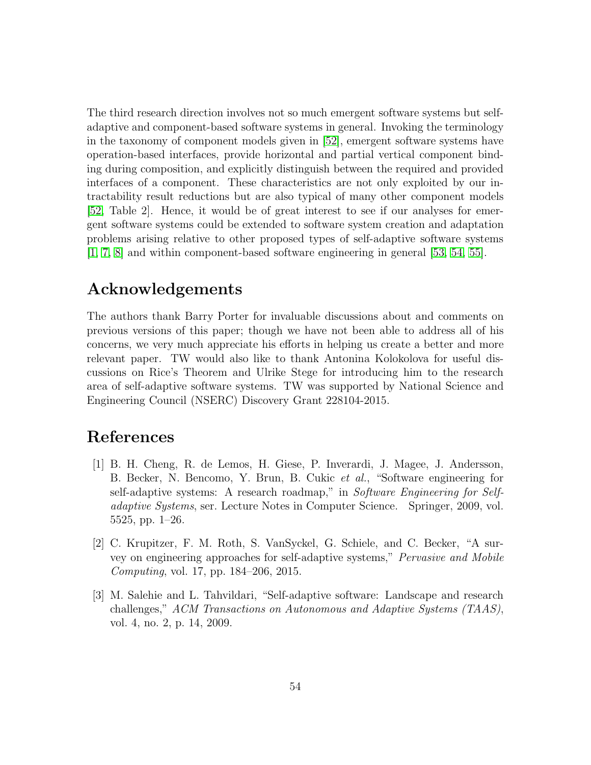The third research direction involves not so much emergent software systems but self-adaptive and component-based software systems in general. Invoking the terminology in the taxonomy of component models given in [52], emergent software systems have operation-based interfaces, provide horizontal and partial vertical component binding during composition, and explicitly distinguish between the required and provided interfaces of a component. These characteristics are not only exploited by our intractability result reductions but are also typical of many other component models [52, Table 2]. Hence, it would be of great interest to see if our analyses for emergent software systems could be extended to software system creation and adaptation problems arising relative to other proposed types of self-adaptive software systems [1, 7, 8] and within component-based software engineering in general [53, 54, 55].

## Acknowledgements

The authors thank Barry Porter for invaluable discussions about and comments on previous versions of this paper; though we have not been able to address all of his concerns, we very much appreciate his efforts in helping us create a better and more relevant paper. TW would also like to thank Antonina Kolokolova for useful discussions on Rice's Theorem and Ulrike Stege for introducing him to the research area of self-adaptive software systems. TW was supported by National Science and Engineering Council (NSERC) Discovery Grant 228104-2015.

## References

[1] B. H. Cheng, R. de Lemos, H. Giese, P. Inverardi, J. Magee, J. Andersson, B. Becker, N. Bencomo, Y. Brun, B. Cukic *et al.*, "Software engineering for self-adaptive systems: A research roadmap," in *Software Engineering for Self-adaptive Systems*, ser. Lecture Notes in Computer Science. Springer, 2009, vol. 5525, pp. 1–26.

[2] C. Krupitzer, F. M. Roth, S. VanSyckel, G. Schiele, and C. Becker, "A survey on engineering approaches for self-adaptive systems," *Pervasive and Mobile Computing*, vol. 17, pp. 184–206, 2015.

[3] M. Salehie and L. Tahvildari, "Self-adaptive software: Landscape and research challenges," *ACM Transactions on Autonomous and Adaptive Systems (TAAS)*, vol. 4, no. 2, p. 14, 2009.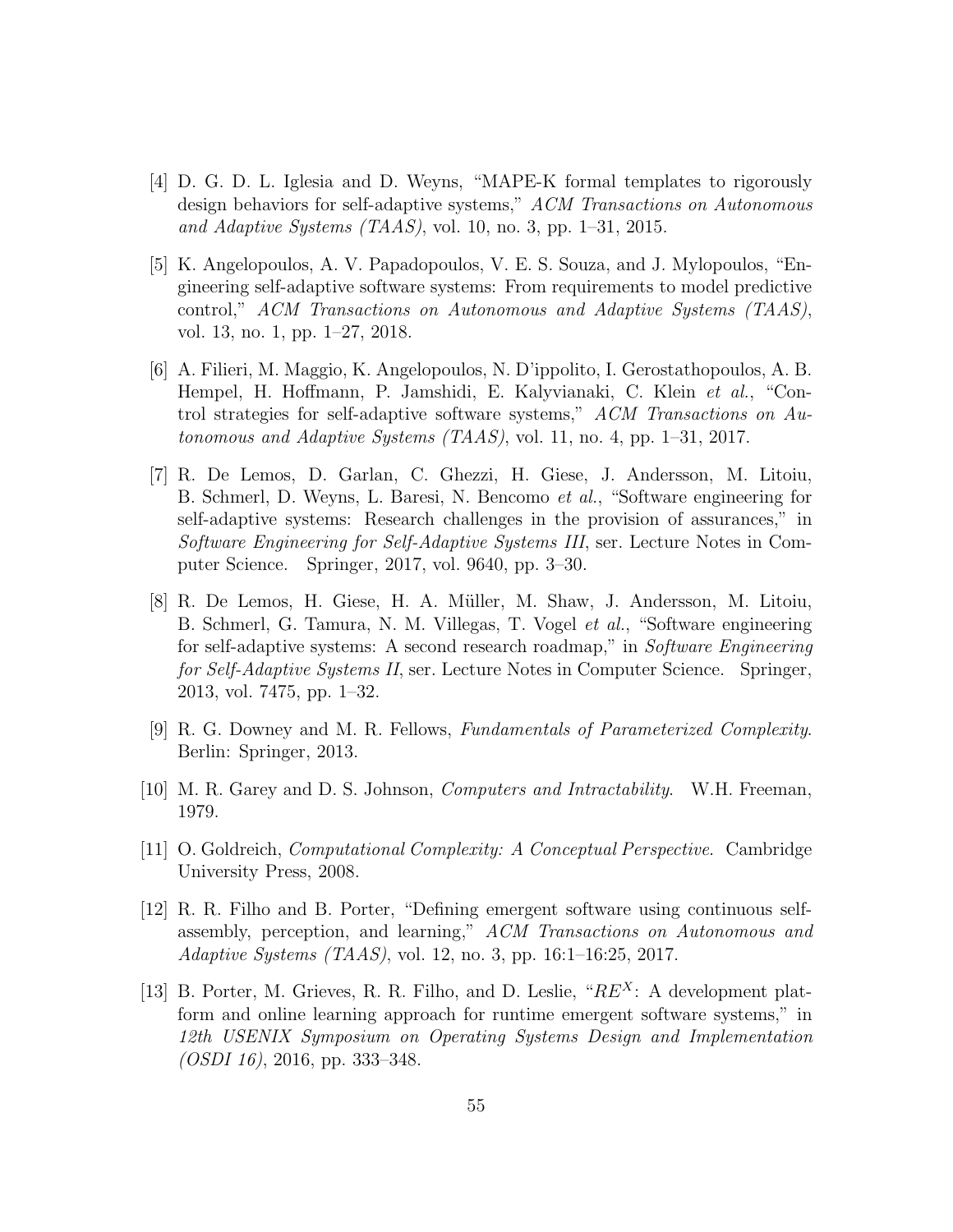[4] D. G. D. L. Iglesia and D. Weyns, "MAPE-K formal templates to rigorously design behaviors for self-adaptive systems," *ACM Transactions on Autonomous and Adaptive Systems (TAAS)*, vol. 10, no. 3, pp. 1–31, 2015.

[5] K. Angelopoulos, A. V. Papadopoulos, V. E. S. Souza, and J. Mylopoulos, "Engineering self-adaptive software systems: From requirements to model predictive control," *ACM Transactions on Autonomous and Adaptive Systems (TAAS)*, vol. 13, no. 1, pp. 1–27, 2018.

[6] A. Filieri, M. Maggio, K. Angelopoulos, N. D'ippolito, I. Gerostathopoulos, A. B. Hempel, H. Hoffmann, P. Jamshidi, E. Kalyvianaki, C. Klein *et al.*, "Control strategies for self-adaptive software systems," *ACM Transactions on Autonomous and Adaptive Systems (TAAS)*, vol. 11, no. 4, pp. 1–31, 2017.

[7] R. De Lemos, D. Garlan, C. Ghezzi, H. Giese, J. Andersson, M. Litoiu, B. Schmerl, D. Weyns, L. Baresi, N. Bencomo *et al.*, "Software engineering for self-adaptive systems: Research challenges in the provision of assurances," in *Software Engineering for Self-Adaptive Systems III*, ser. Lecture Notes in Computer Science. Springer, 2017, vol. 9640, pp. 3–30.

[8] R. De Lemos, H. Giese, H. A. Müller, M. Shaw, J. Andersson, M. Litoiu, B. Schmerl, G. Tamura, N. M. Villegas, T. Vogel *et al.*, "Software engineering for self-adaptive systems: A second research roadmap," in *Software Engineering for Self-Adaptive Systems II*, ser. Lecture Notes in Computer Science. Springer, 2013, vol. 7475, pp. 1–32.

[9] R. G. Downey and M. R. Fellows, *Fundamentals of Parameterized Complexity*. Berlin: Springer, 2013.

[10] M. R. Garey and D. S. Johnson, *Computers and Intractability*. W.H. Freeman, 1979.

[11] O. Goldreich, *Computational Complexity: A Conceptual Perspective*. Cambridge University Press, 2008.

[12] R. R. Filho and B. Porter, "Defining emergent software using continuous self-assembly, perception, and learning," *ACM Transactions on Autonomous and Adaptive Systems (TAAS)*, vol. 12, no. 3, pp. 16:1–16:25, 2017.

[13] B. Porter, M. Grieves, R. R. Filho, and D. Leslie, "$RE^X$: A development platform and online learning approach for runtime emergent software systems," in *12th USENIX Symposium on Operating Systems Design and Implementation (OSDI 16)*, 2016, pp. 333–348.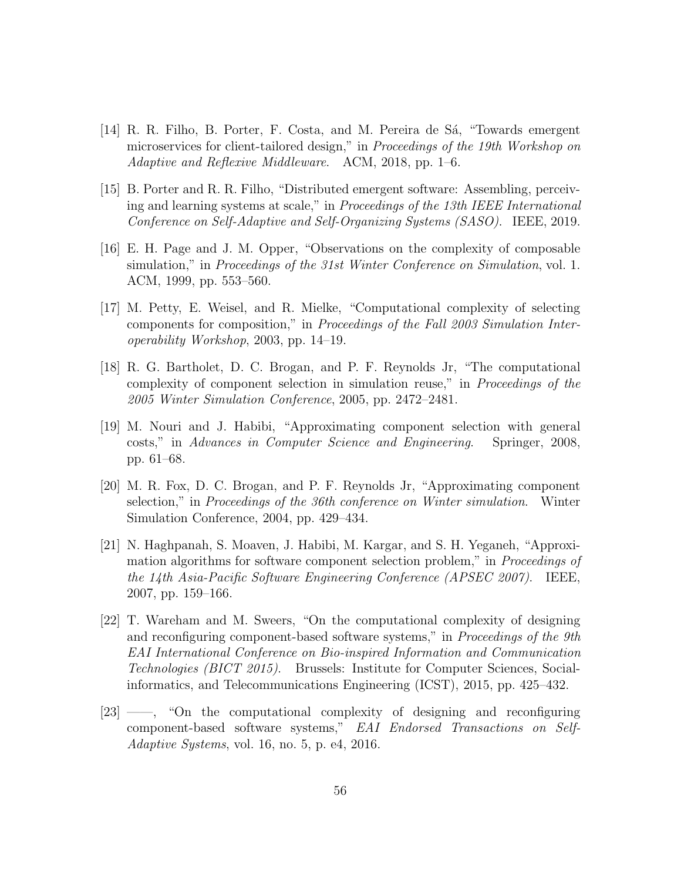[14] R. R. Filho, B. Porter, F. Costa, and M. Pereira de Sá, "Towards emergent microservices for client-tailored design," in *Proceedings of the 19th Workshop on Adaptive and Reflexive Middleware*. ACM, 2018, pp. 1–6.

[15] B. Porter and R. R. Filho, "Distributed emergent software: Assembling, perceiving and learning systems at scale," in *Proceedings of the 13th IEEE International Conference on Self-Adaptive and Self-Organizing Systems (SASO)*. IEEE, 2019.

[16] E. H. Page and J. M. Opper, "Observations on the complexity of composable simulation," in *Proceedings of the 31st Winter Conference on Simulation*, vol. 1. ACM, 1999, pp. 553–560.

[17] M. Petty, E. Weisel, and R. Mielke, "Computational complexity of selecting components for composition," in *Proceedings of the Fall 2003 Simulation Interoperability Workshop*, 2003, pp. 14–19.

[18] R. G. Bartholet, D. C. Brogan, and P. F. Reynolds Jr, "The computational complexity of component selection in simulation reuse," in *Proceedings of the 2005 Winter Simulation Conference*, 2005, pp. 2472–2481.

[19] M. Nouri and J. Habibi, "Approximating component selection with general costs," in *Advances in Computer Science and Engineering*. Springer, 2008, pp. 61–68.

[20] M. R. Fox, D. C. Brogan, and P. F. Reynolds Jr, "Approximating component selection," in *Proceedings of the 36th conference on Winter simulation*. Winter Simulation Conference, 2004, pp. 429–434.

[21] N. Haghpanah, S. Moaven, J. Habibi, M. Kargar, and S. H. Yeganeh, "Approximation algorithms for software component selection problem," in *Proceedings of the 14th Asia-Pacific Software Engineering Conference (APSEC 2007)*. IEEE, 2007, pp. 159–166.

[22] T. Wareham and M. Sweers, "On the computational complexity of designing and reconfiguring component-based software systems," in *Proceedings of the 9th EAI International Conference on Bio-inspired Information and Communication Technologies (BICT 2015)*. Brussels: Institute for Computer Sciences, Social-informatics, and Telecommunications Engineering (ICST), 2015, pp. 425–432.

[23] ——, "On the computational complexity of designing and reconfiguring component-based software systems," *EAI Endorsed Transactions on Self-Adaptive Systems*, vol. 16, no. 5, p. e4, 2016.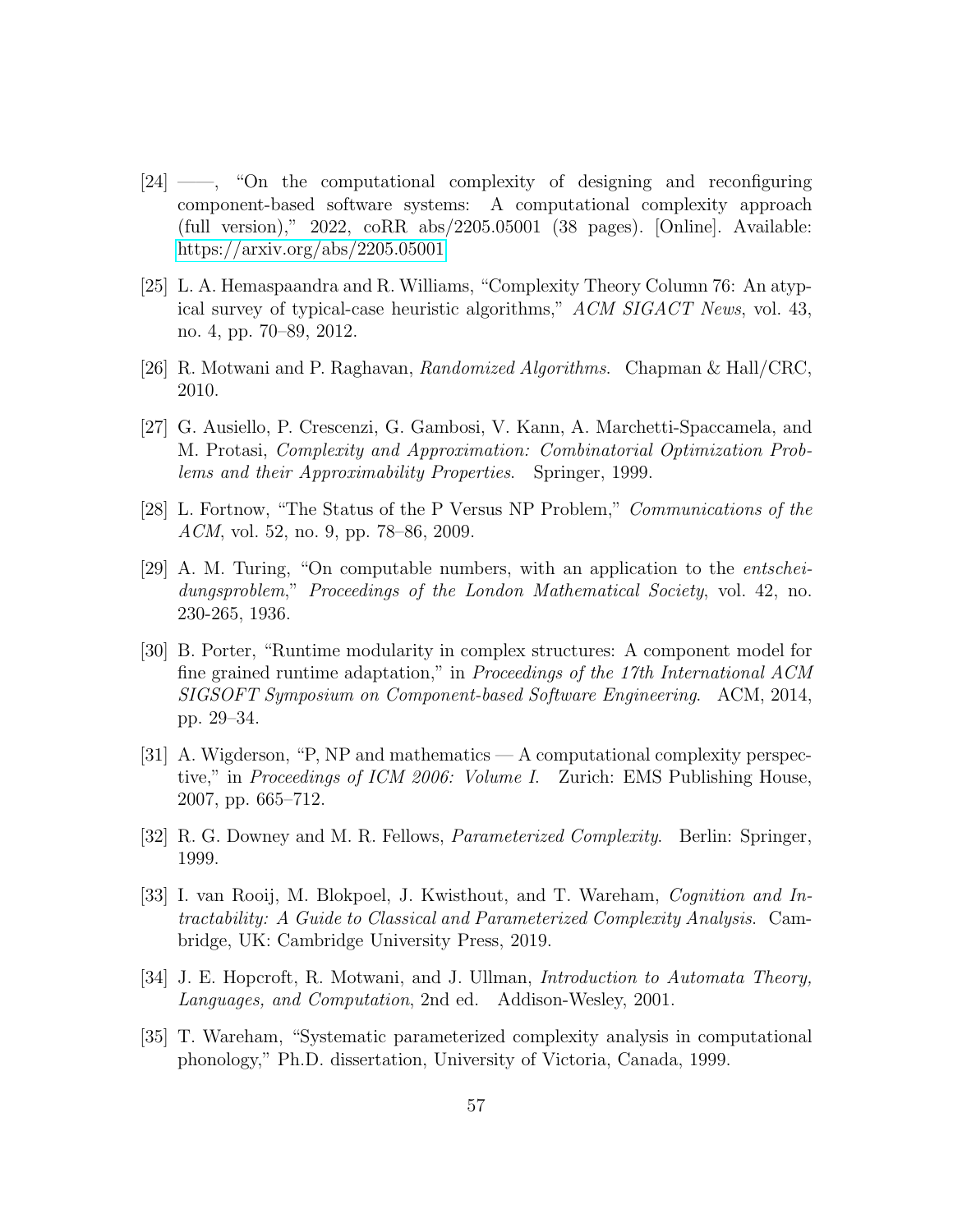[24] ——, "On the computational complexity of designing and reconfiguring component-based software systems: A computational complexity approach (full version)," 2022, coRR abs/2205.05001 (38 pages). [Online]. Available: https://arxiv.org/abs/2205.05001

[25] L. A. Hemaspaandra and R. Williams, "Complexity Theory Column 76: An atypical survey of typical-case heuristic algorithms," *ACM SIGACT News*, vol. 43, no. 4, pp. 70–89, 2012.

[26] R. Motwani and P. Raghavan, *Randomized Algorithms*. Chapman & Hall/CRC, 2010.

[27] G. Ausiello, P. Crescenzi, G. Gambosi, V. Kann, A. Marchetti-Spaccamela, and M. Protasi, *Complexity and Approximation: Combinatorial Optimization Problems and their Approximability Properties*. Springer, 1999.

[28] L. Fortnow, "The Status of the P Versus NP Problem," *Communications of the ACM*, vol. 52, no. 9, pp. 78–86, 2009.

[29] A. M. Turing, "On computable numbers, with an application to the *entscheidungsproblem*," *Proceedings of the London Mathematical Society*, vol. 42, no. 230-265, 1936.

[30] B. Porter, "Runtime modularity in complex structures: A component model for fine grained runtime adaptation," in *Proceedings of the 17th International ACM SIGSOFT Symposium on Component-based Software Engineering*. ACM, 2014, pp. 29–34.

[31] A. Wigderson, "P, NP and mathematics — A computational complexity perspective," in *Proceedings of ICM 2006: Volume I*. Zurich: EMS Publishing House, 2007, pp. 665–712.

[32] R. G. Downey and M. R. Fellows, *Parameterized Complexity*. Berlin: Springer, 1999.

[33] I. van Rooij, M. Blokpoel, J. Kwisthout, and T. Wareham, *Cognition and Intractability: A Guide to Classical and Parameterized Complexity Analysis*. Cambridge, UK: Cambridge University Press, 2019.

[34] J. E. Hopcroft, R. Motwani, and J. Ullman, *Introduction to Automata Theory, Languages, and Computation*, 2nd ed. Addison-Wesley, 2001.

[35] T. Wareham, "Systematic parameterized complexity analysis in computational phonology," Ph.D. dissertation, University of Victoria, Canada, 1999.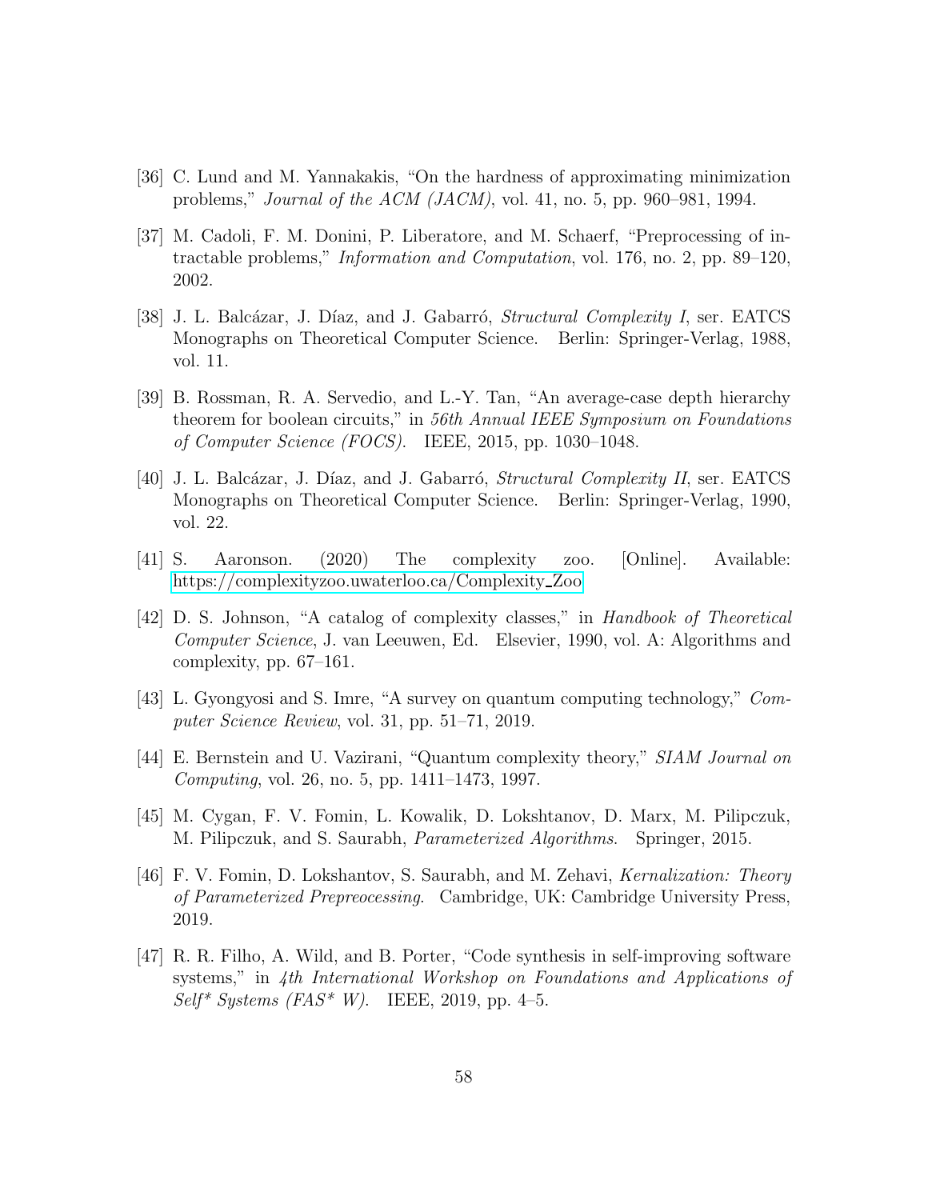[36] C. Lund and M. Yannakakis, “On the hardness of approximating minimization problems,” *Journal of the ACM (JACM)*, vol. 41, no. 5, pp. 960–981, 1994.

[37] M. Cadoli, F. M. Donini, P. Liberatore, and M. Schaerf, “Preprocessing of intractable problems,” *Information and Computation*, vol. 176, no. 2, pp. 89–120, 2002.

[38] J. L. Balcázar, J. Díaz, and J. Gabarró, *Structural Complexity I*, ser. EATCS Monographs on Theoretical Computer Science. Berlin: Springer-Verlag, 1988, vol. 11.

[39] B. Rossman, R. A. Servedio, and L.-Y. Tan, “An average-case depth hierarchy theorem for boolean circuits,” in *56th Annual IEEE Symposium on Foundations of Computer Science (FOCS)*. IEEE, 2015, pp. 1030–1048.

[40] J. L. Balcázar, J. Díaz, and J. Gabarró, *Structural Complexity II*, ser. EATCS Monographs on Theoretical Computer Science. Berlin: Springer-Verlag, 1990, vol. 22.

[41] S. Aaronson. (2020) The complexity zoo. [Online]. Available: https://complexityzoo.uwaterloo.ca/Complexity_Zoo

[42] D. S. Johnson, “A catalog of complexity classes,” in *Handbook of Theoretical Computer Science*, J. van Leeuwen, Ed. Elsevier, 1990, vol. A: Algorithms and complexity, pp. 67–161.

[43] L. Gyongyosi and S. Imre, “A survey on quantum computing technology,” *Computer Science Review*, vol. 31, pp. 51–71, 2019.

[44] E. Bernstein and U. Vazirani, “Quantum complexity theory,” *SIAM Journal on Computing*, vol. 26, no. 5, pp. 1411–1473, 1997.

[45] M. Cygan, F. V. Fomin, L. Kowalik, D. Lokshtanov, D. Marx, M. Pilipczuk, M. Pilipczuk, and S. Saurabh, *Parameterized Algorithms*. Springer, 2015.

[46] F. V. Fomin, D. Lokshantov, S. Saurabh, and M. Zehavi, *Kernalization: Theory of Parameterized Prepreocessing*. Cambridge, UK: Cambridge University Press, 2019.

[47] R. R. Filho, A. Wild, and B. Porter, “Code synthesis in self-improving software systems,” in *4th International Workshop on Foundations and Applications of Self* Systems (FAS* W)*. IEEE, 2019, pp. 4–5.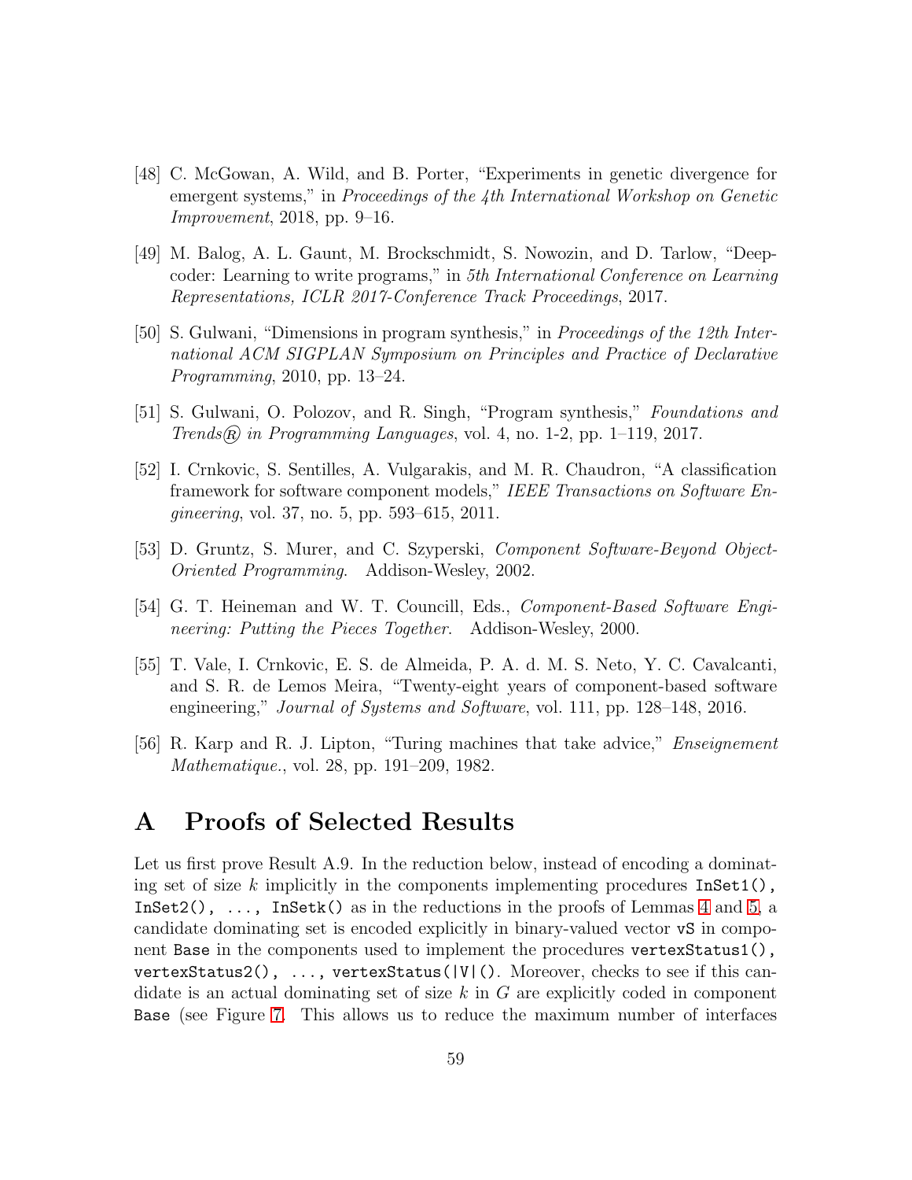[48] C. McGowan, A. Wild, and B. Porter, "Experiments in genetic divergence for emergent systems," in *Proceedings of the 4th International Workshop on Genetic Improvement*, 2018, pp. 9–16.

[49] M. Balog, A. L. Gaunt, M. Brockschmidt, S. Nowozin, and D. Tarlow, "Deepcoder: Learning to write programs," in *5th International Conference on Learning Representations, ICLR 2017-Conference Track Proceedings*, 2017.

[50] S. Gulwani, "Dimensions in program synthesis," in *Proceedings of the 12th International ACM SIGPLAN Symposium on Principles and Practice of Declarative Programming*, 2010, pp. 13–24.

[51] S. Gulwani, O. Polozov, and R. Singh, "Program synthesis," *Foundations and Trends® in Programming Languages*, vol. 4, no. 1-2, pp. 1–119, 2017.

[52] I. Crnkovic, S. Sentilles, A. Vulgarakis, and M. R. Chaudron, "A classification framework for software component models," *IEEE Transactions on Software Engineering*, vol. 37, no. 5, pp. 593–615, 2011.

[53] D. Gruntz, S. Murer, and C. Szyperski, *Component Software-Beyond Object-Oriented Programming*. Addison-Wesley, 2002.

[54] G. T. Heineman and W. T. Councill, Eds., *Component-Based Software Engineering: Putting the Pieces Together*. Addison-Wesley, 2000.

[55] T. Vale, I. Crnkovic, E. S. de Almeida, P. A. d. M. S. Neto, Y. C. Cavalcanti, and S. R. de Lemos Meira, "Twenty-eight years of component-based software engineering," *Journal of Systems and Software*, vol. 111, pp. 128–148, 2016.

[56] R. Karp and R. J. Lipton, "Turing machines that take advice," *Enseignement Mathematique.*, vol. 28, pp. 191–209, 1982.

# A Proofs of Selected Results

Let us first prove Result A.9. In the reduction below, instead of encoding a dominating set of size $k$ implicitly in the components implementing procedures `InSet1()`, `InSet2()`, ..., `InSetk()` as in the reductions in the proofs of Lemmas 4 and 5, a candidate dominating set is encoded explicitly in binary-valued vector `vS` in component `Base` in the components used to implement the procedures `vertexStatus1()`, `vertexStatus2()`, ..., `vertexStatus(|V|()`. Moreover, checks to see if this candidate is an actual dominating set of size $k$ in $G$ are explicitly coded in component `Base` (see Figure 7. This allows us to reduce the maximum number of interfaces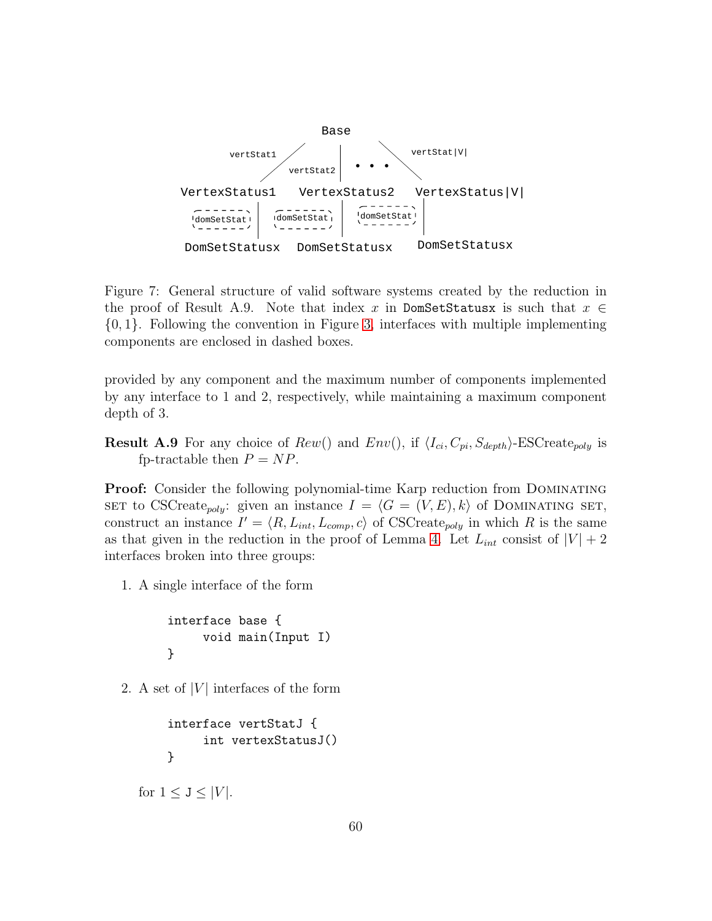Figure 7: General structure of valid software systems created by the reduction in the proof of Result A.9. Note that index $x$ in `DomSetStatusx` is such that $x \in \{0, 1\}$. Following the convention in Figure 3, interfaces with multiple implementing components are enclosed in dashed boxes.

provided by any component and the maximum number of components implemented by any interface to 1 and 2, respectively, while maintaining a maximum component depth of 3.

**Result A.9** For any choice of $Rew()$ and $Env()$, if $\langle I_{ci}, C_{pi}, S_{depth}\rangle$-ESCreate$_{poly}$ is fp-tractable then $P = NP$.

**Proof:** Consider the following polynomial-time Karp reduction from DOMINATING SET to CSCreate$_{poly}$: given an instance $I = \langle G = (V, E), k\rangle$ of DOMINATING SET, construct an instance $I' = \langle R, L_{int}, L_{comp}, c\rangle$ of CSCreate$_{poly}$ in which $R$ is the same as that given in the reduction in the proof of Lemma 4. Let $L_{int}$ consist of $|V| + 2$ interfaces broken into three groups:

1. A single interface of the form

```
interface base {
     void main(Input I)
}
```

2. A set of $|V|$ interfaces of the form

```
interface vertStatJ {
     int vertexStatusJ()
}
```

   for $1 \leq$ J $\leq |V|$.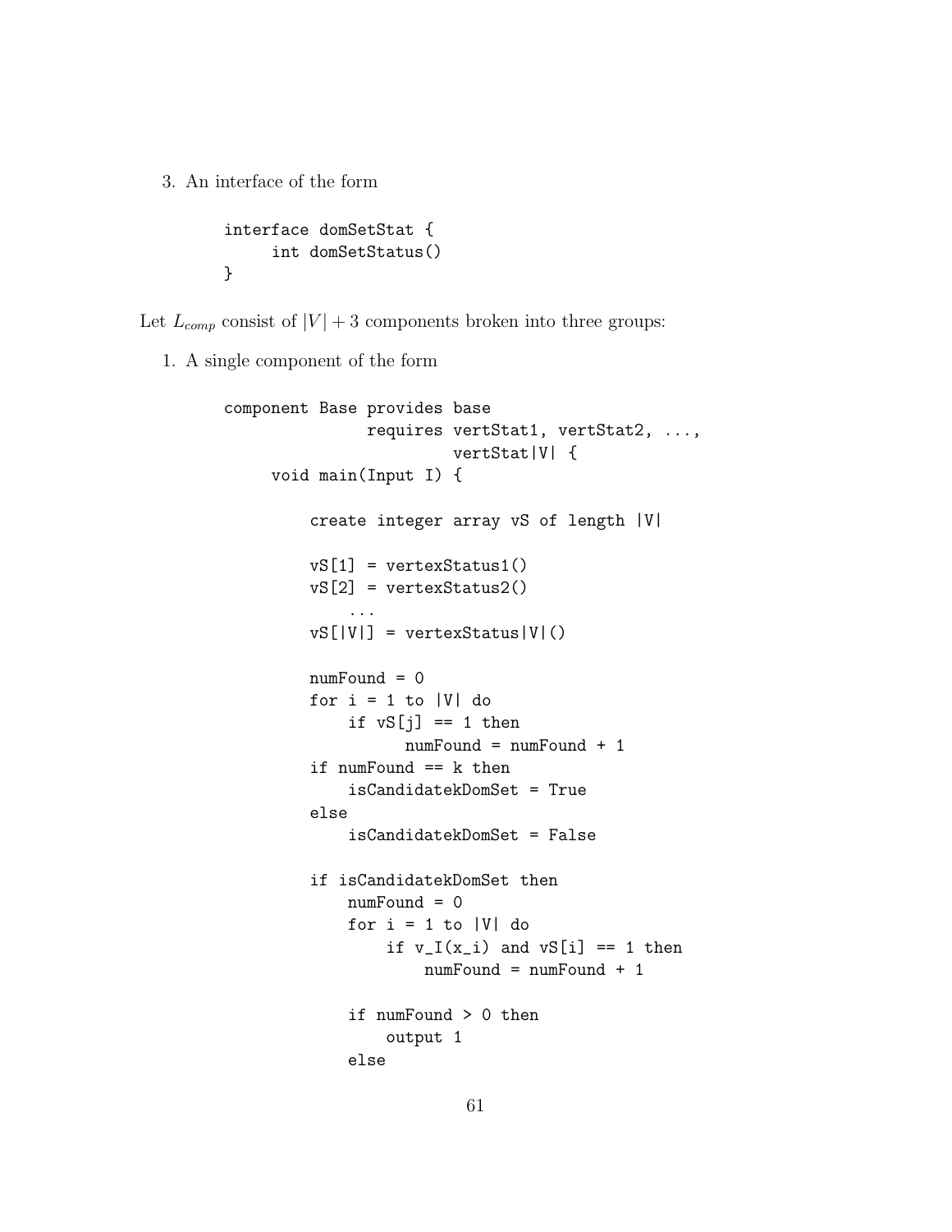3. An interface of the form

```
interface domSetStat {
     int domSetStatus()
}
```

Let $L_{comp}$ consist of $|V| + 3$ components broken into three groups:

1. A single component of the form

```
component Base provides base
               requires vertStat1, vertStat2, ...,
                        vertStat|V| {
     void main(Input I) {

         create integer array vS of length |V|

         vS[1] = vertexStatus1()
         vS[2] = vertexStatus2()
             ...
         vS[|V|] = vertexStatus|V|()

         numFound = 0
         for i = 1 to |V| do
             if vS[j] == 1 then
                   numFound = numFound + 1
         if numFound == k then
             isCandidatekDomSet = True
         else
             isCandidatekDomSet = False

         if isCandidatekDomSet then
             numFound = 0
             for i = 1 to |V| do
                 if v_I(x_i) and vS[i] == 1 then
                     numFound = numFound + 1

             if numFound > 0 then
                 output 1
             else
```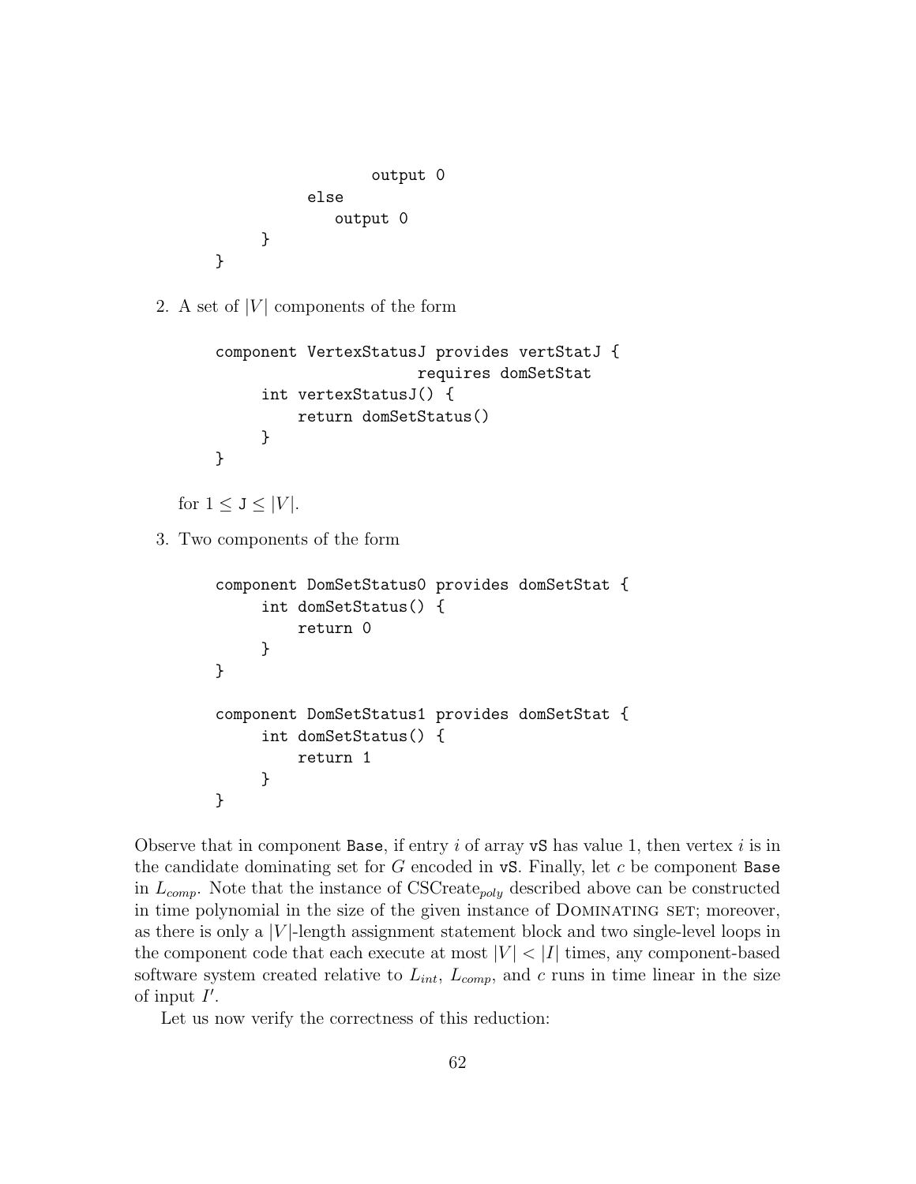```
                  output 0
            else
               output 0
      }
}
```

2. A set of $|V|$ components of the form

```
component VertexStatusJ provides vertStatJ {
                        requires domSetStat
     int vertexStatusJ() {
         return domSetStatus()
     }
}
```

   for $1 \leq \mathtt{J} \leq |V|$.

3. Two components of the form

```
component DomSetStatus0 provides domSetStat {
     int domSetStatus() {
         return 0
     }
}

component DomSetStatus1 provides domSetStat {
     int domSetStatus() {
         return 1
     }
}
```

Observe that in component `Base`, if entry $i$ of array `vS` has value 1, then vertex $i$ is in the candidate dominating set for $G$ encoded in `vS`. Finally, let $c$ be component `Base` in $L_{comp}$. Note that the instance of CSCreate$_{poly}$ described above can be constructed in time polynomial in the size of the given instance of DOMINATING SET; moreover, as there is only a $|V|$-length assignment statement block and two single-level loops in the component code that each execute at most $|V| < |I|$ times, any component-based software system created relative to $L_{int}$, $L_{comp}$, and $c$ runs in time linear in the size of input $I'$.

Let us now verify the correctness of this reduction: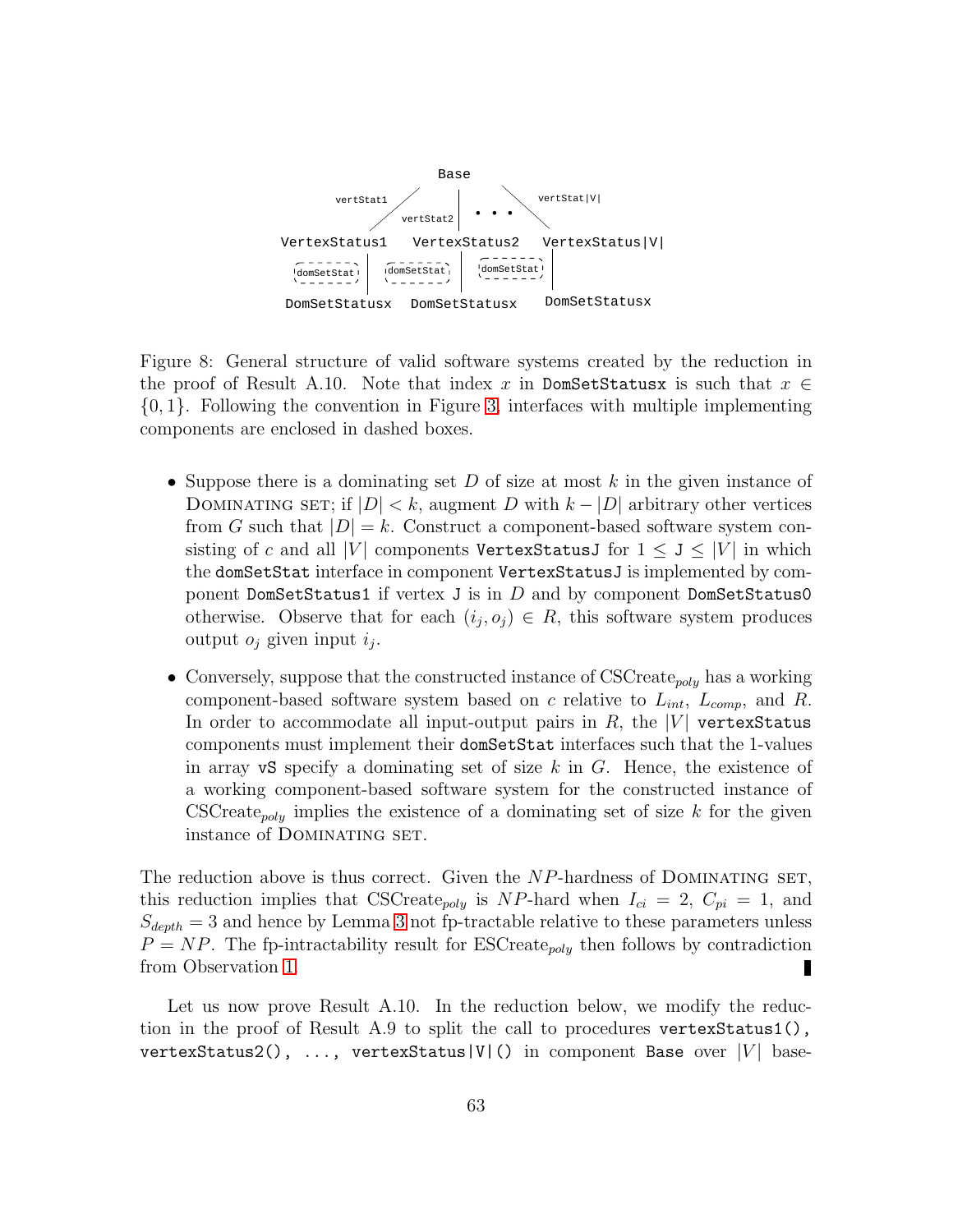Figure 8: General structure of valid software systems created by the reduction in the proof of Result A.10. Note that index $x$ in `DomSetStatusx` is such that $x \in \{0, 1\}$. Following the convention in Figure 3, interfaces with multiple implementing components are enclosed in dashed boxes.

- Suppose there is a dominating set $D$ of size at most $k$ in the given instance of DOMINATING SET; if $|D| < k$, augment $D$ with $k - |D|$ arbitrary other vertices from $G$ such that $|D| = k$. Construct a component-based software system consisting of $c$ and all $|V|$ components `VertexStatusJ` for $1 \leq$ `J` $\leq |V|$ in which the `domSetStat` interface in component `VertexStatusJ` is implemented by component `DomSetStatus1` if vertex `J` is in $D$ and by component `DomSetStatus0` otherwise. Observe that for each $(i_j, o_j) \in R$, this software system produces output $o_j$ given input $i_j$.

- Conversely, suppose that the constructed instance of CSCreate$_{poly}$ has a working component-based software system based on $c$ relative to $L_{int}$, $L_{comp}$, and $R$. In order to accommodate all input-output pairs in $R$, the $|V|$ `vertexStatus` components must implement their `domSetStat` interfaces such that the 1-values in array `vS` specify a dominating set of size $k$ in $G$. Hence, the existence of a working component-based software system for the constructed instance of CSCreate$_{poly}$ implies the existence of a dominating set of size $k$ for the given instance of DOMINATING SET.

The reduction above is thus correct. Given the $NP$-hardness of DOMINATING SET, this reduction implies that CSCreate$_{poly}$ is $NP$-hard when $I_{ci} = 2$, $C_{pi} = 1$, and $S_{depth} = 3$ and hence by Lemma 3 not fp-tractable relative to these parameters unless $P = NP$. The fp-intractability result for ESCreate$_{poly}$ then follows by contradiction from Observation 1. ∎

Let us now prove Result A.10. In the reduction below, we modify the reduction in the proof of Result A.9 to split the call to procedures `vertexStatus1()`, `vertexStatus2()`, ..., `vertexStatus|V|()` in component `Base` over $|V|$ base-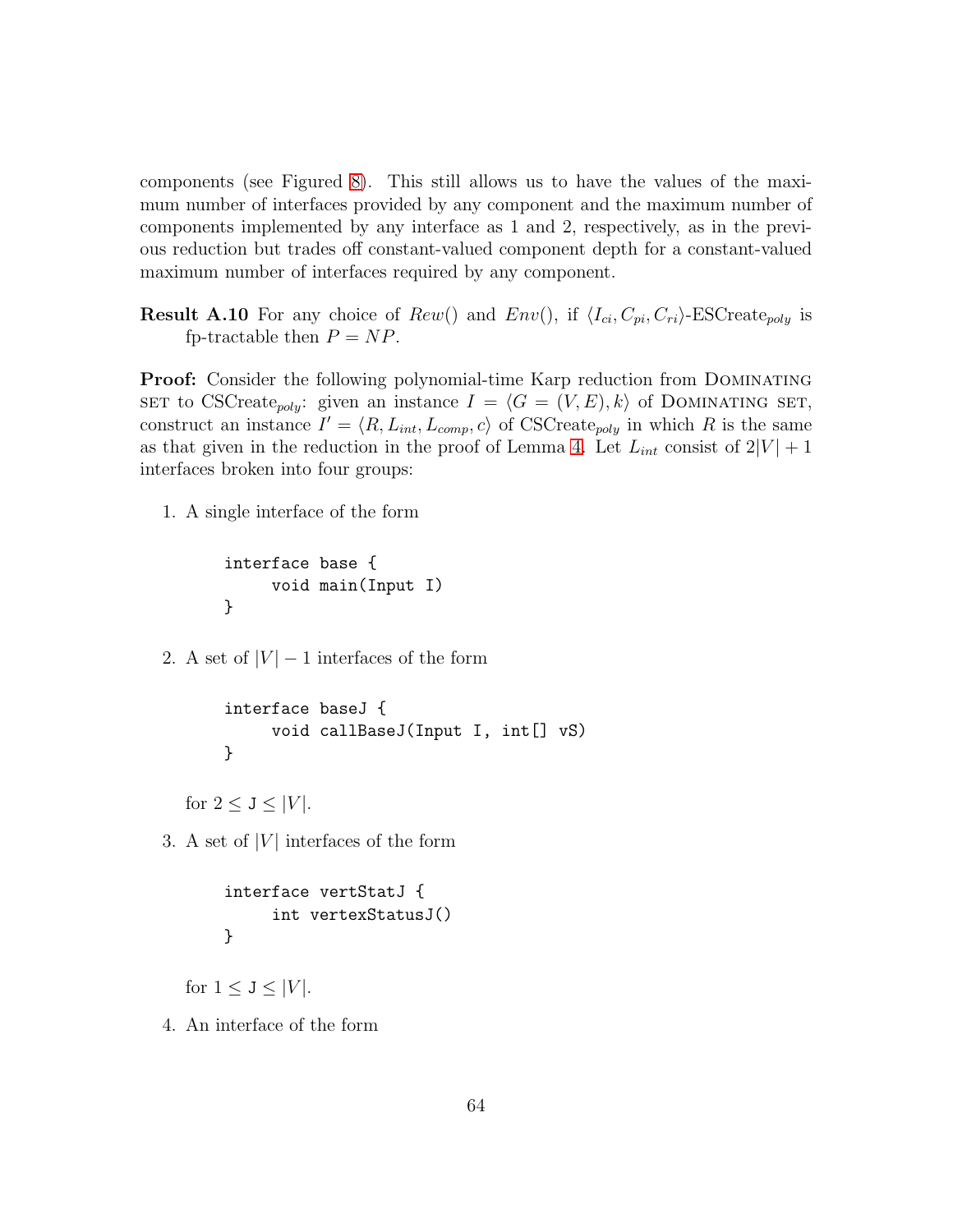components (see Figured 8). This still allows us to have the values of the maximum number of interfaces provided by any component and the maximum number of components implemented by any interface as 1 and 2, respectively, as in the previous reduction but trades off constant-valued component depth for a constant-valued maximum number of interfaces required by any component.

**Result A.10** For any choice of $Rew()$ and $Env()$, if $\langle I_{ci}, C_{pi}, C_{ri} \rangle$-ESCreate$_{poly}$ is fp-tractable then $P = NP$.

**Proof:** Consider the following polynomial-time Karp reduction from Dominating set to CSCreate$_{poly}$: given an instance $I = \langle G = (V, E), k \rangle$ of Dominating set, construct an instance $I' = \langle R, L_{int}, L_{comp}, c \rangle$ of CSCreate$_{poly}$ in which $R$ is the same as that given in the reduction in the proof of Lemma 4. Let $L_{int}$ consist of $2|V| + 1$ interfaces broken into four groups:

1. A single interface of the form

```
interface base {
     void main(Input I)
}
```

2. A set of $|V| - 1$ interfaces of the form

```
interface baseJ {
     void callBaseJ(Input I, int[] vS)
}
```

   for $2 \leq$ J $\leq |V|$.

3. A set of $|V|$ interfaces of the form

```
interface vertStatJ {
     int vertexStatusJ()
}
```

   for $1 \leq$ J $\leq |V|$.

4. An interface of the form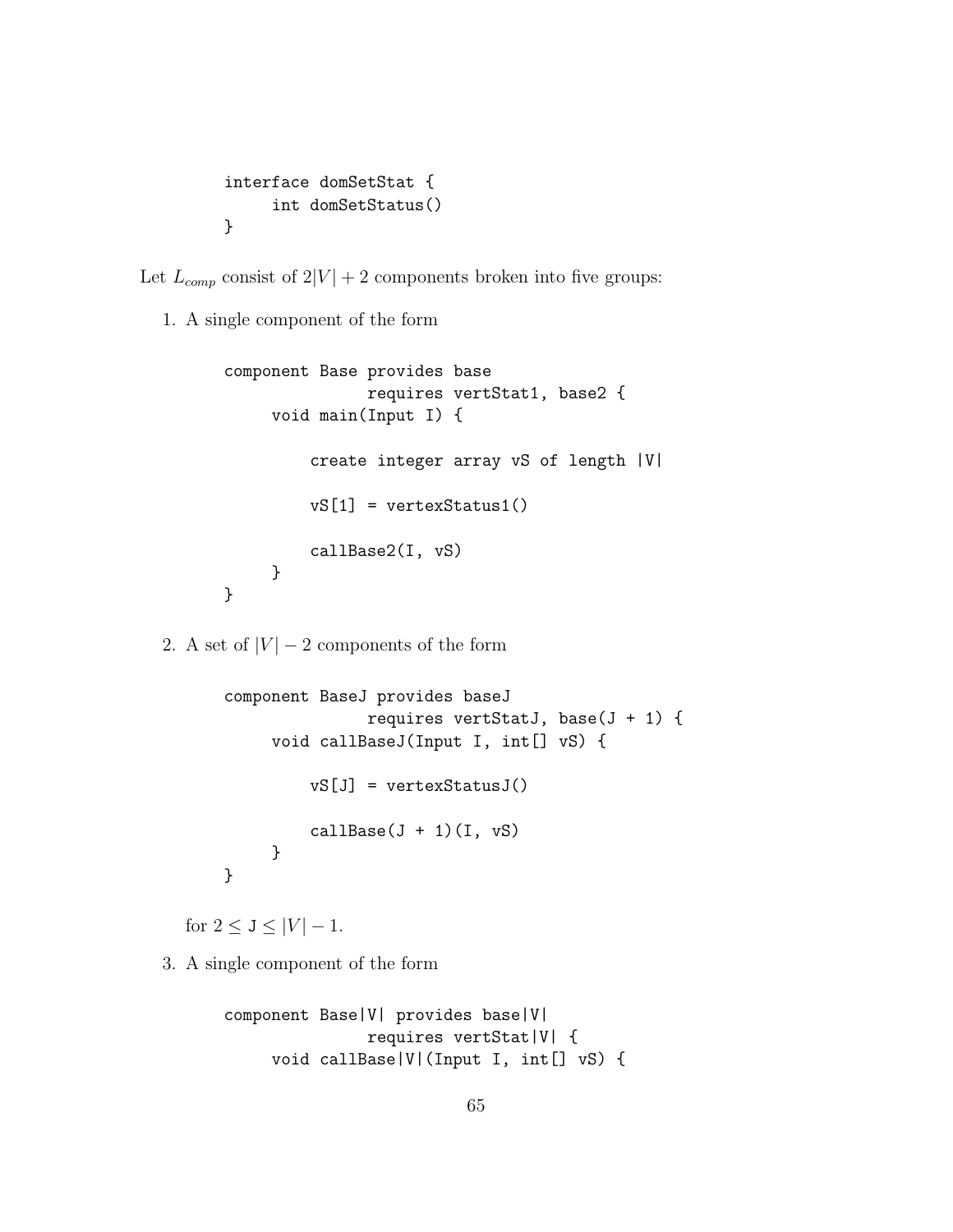```
interface domSetStat {
     int domSetStatus()
}
```

Let $L_{comp}$ consist of $2|V| + 2$ components broken into five groups:

1. A single component of the form

```
component Base provides base
              requires vertStat1, base2 {
     void main(Input I) {

          create integer array vS of length |V|

          vS[1] = vertexStatus1()

          callBase2(I, vS)
     }
}
```

2. A set of $|V| - 2$ components of the form

```
component BaseJ provides baseJ
              requires vertStatJ, base(J + 1) {
     void callBaseJ(Input I, int[] vS) {

          vS[J] = vertexStatusJ()

          callBase(J + 1)(I, vS)
     }
}
```

   for $2 \leq \texttt{J} \leq |V| - 1$.

3. A single component of the form

```
component Base|V| provides base|V|
              requires vertStat|V| {
     void callBase|V|(Input I, int[] vS) {
```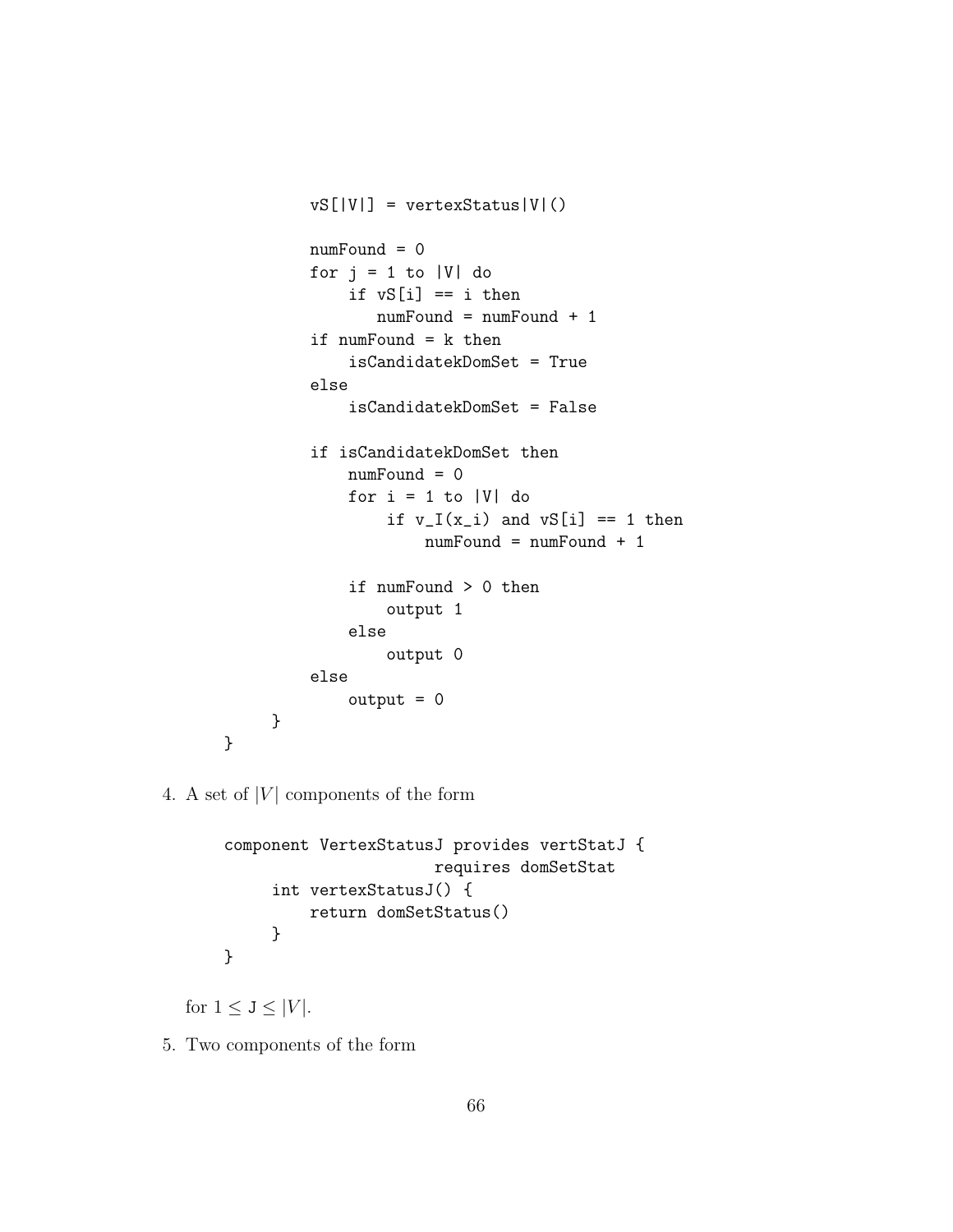```
            vS[|V|] = vertexStatus|V|()

            numFound = 0
            for j = 1 to |V| do
                if vS[i] == i then
                   numFound = numFound + 1
            if numFound = k then
                isCandidatekDomSet = True
            else
                isCandidatekDomSet = False

            if isCandidatekDomSet then
                numFound = 0
                for i = 1 to |V| do
                    if v_I(x_i) and vS[i] == 1 then
                        numFound = numFound + 1

                if numFound > 0 then
                    output 1
                else
                    output 0
            else
                output = 0
        }
    }
```

4. A set of $|V|$ components of the form

```
    component VertexStatusJ provides vertStatJ {
                        requires domSetStat
         int vertexStatusJ() {
             return domSetStatus()
         }
    }
```

   for $1 \leq \mathtt{J} \leq |V|$.

5. Two components of the form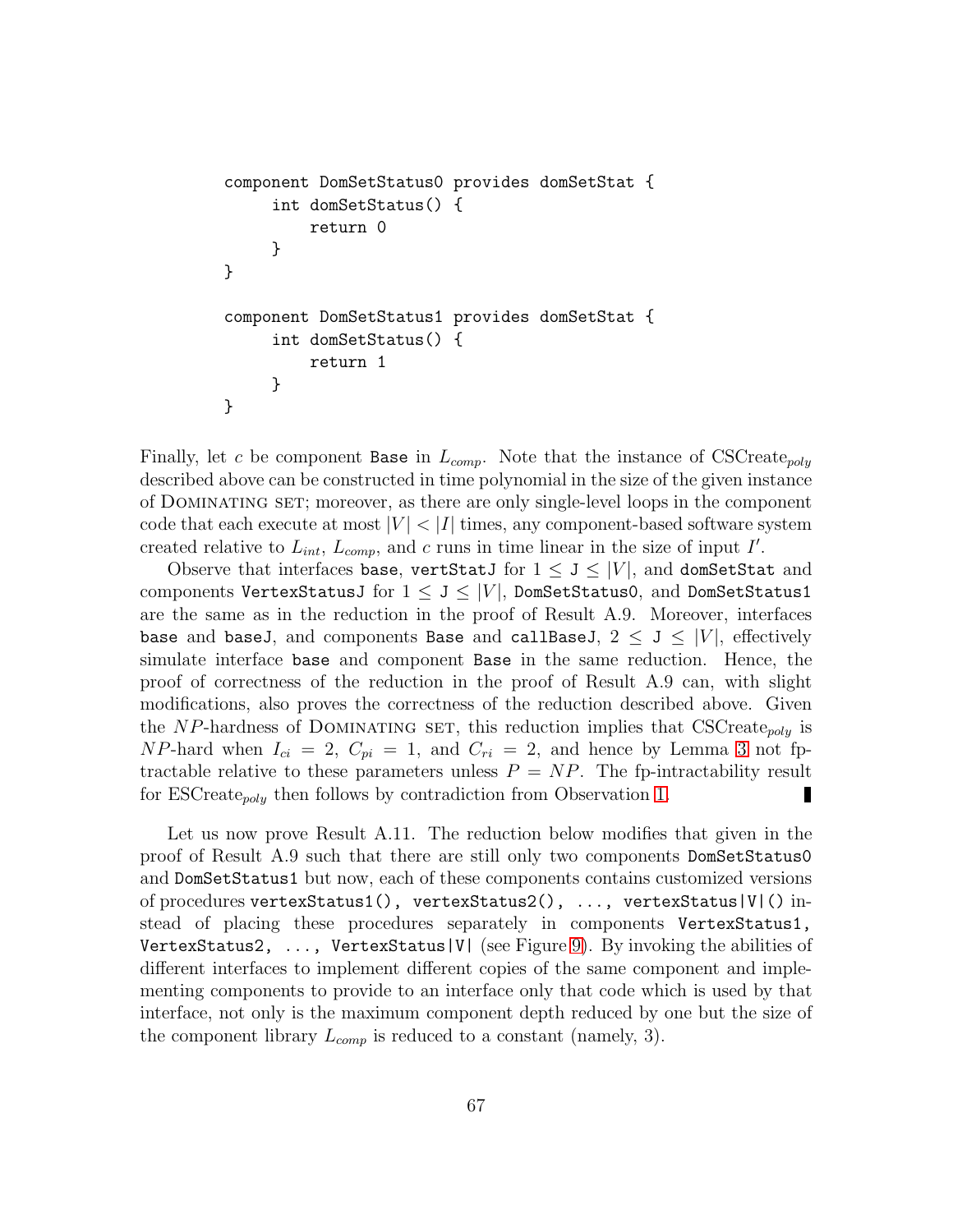```
component DomSetStatus0 provides domSetStat {
     int domSetStatus() {
         return 0
     }
}

component DomSetStatus1 provides domSetStat {
     int domSetStatus() {
         return 1
     }
}
```

Finally, let $c$ be component `Base` in $L_{comp}$. Note that the instance of CSCreate$_{poly}$ described above can be constructed in time polynomial in the size of the given instance of Dominating set; moreover, as there are only single-level loops in the component code that each execute at most $|V| < |I|$ times, any component-based software system created relative to $L_{int}$, $L_{comp}$, and $c$ runs in time linear in the size of input $I'$.

Observe that interfaces `base`, `vertStatJ` for $1 \leq$ `J` $\leq |V|$, and `domSetStat` and components `VertexStatusJ` for $1 \leq$ `J` $\leq |V|$, `DomSetStatus0`, and `DomSetStatus1` are the same as in the reduction in the proof of Result A.9. Moreover, interfaces `base` and `baseJ`, and components `Base` and `callBaseJ`, $2 \leq$ `J` $\leq |V|$, effectively simulate interface `base` and component `Base` in the same reduction. Hence, the proof of correctness of the reduction in the proof of Result A.9 can, with slight modifications, also proves the correctness of the reduction described above. Given the $NP$-hardness of Dominating set, this reduction implies that CSCreate$_{poly}$ is $NP$-hard when $I_{ci} = 2$, $C_{pi} = 1$, and $C_{ri} = 2$, and hence by Lemma 3 not fp-tractable relative to these parameters unless $P = NP$. The fp-intractability result for ESCreate$_{poly}$ then follows by contradiction from Observation 1. ∎

Let us now prove Result A.11. The reduction below modifies that given in the proof of Result A.9 such that there are still only two components `DomSetStatus0` and `DomSetStatus1` but now, each of these components contains customized versions of procedures `vertexStatus1(), vertexStatus2(), ..., vertexStatus|V|()` instead of placing these procedures separately in components `VertexStatus1, VertexStatus2, ..., VertexStatus|V|` (see Figure 9). By invoking the abilities of different interfaces to implement different copies of the same component and implementing components to provide to an interface only that code which is used by that interface, not only is the maximum component depth reduced by one but the size of the component library $L_{comp}$ is reduced to a constant (namely, 3).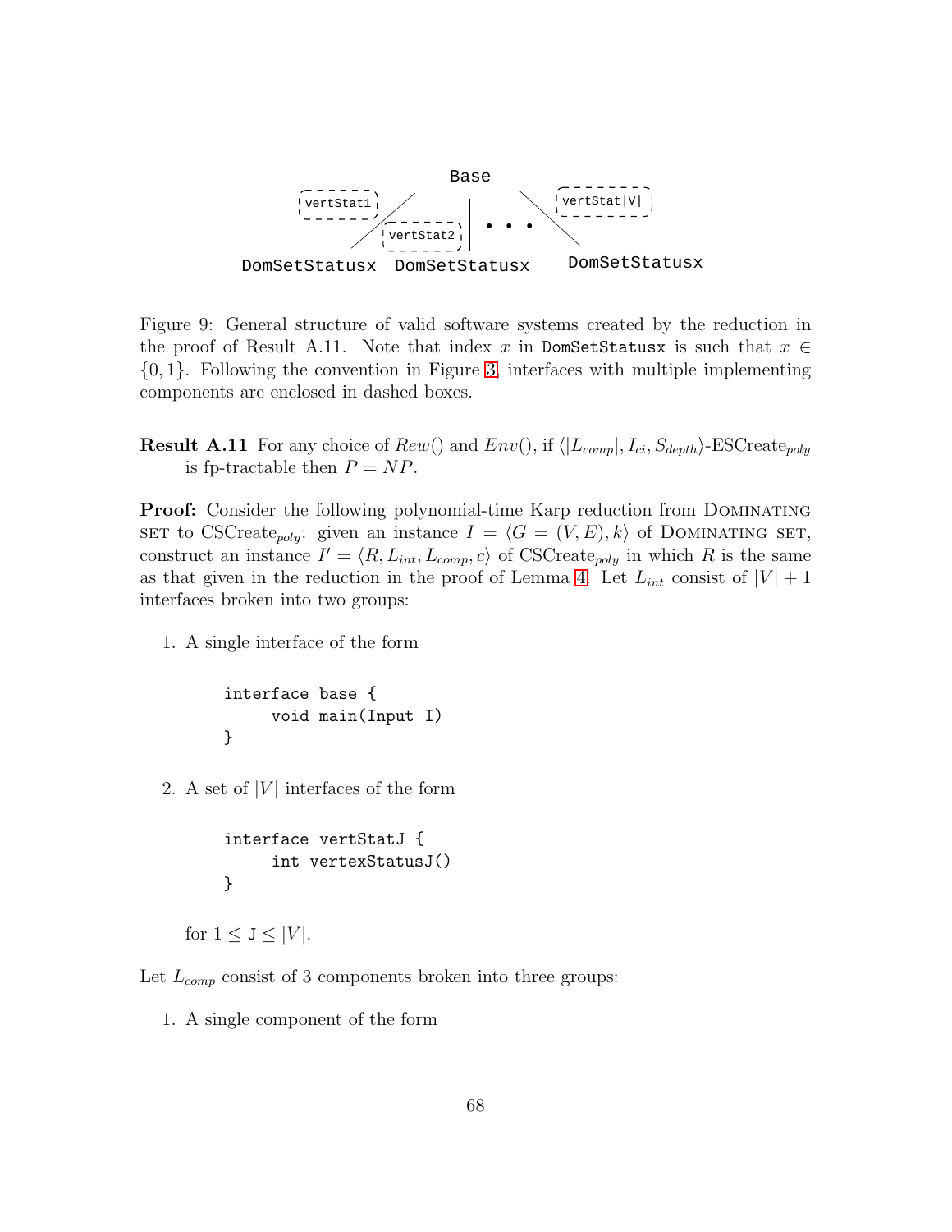Base

vertStat1 vertStat2 • • • vertStat|V|

DomSetStatusx DomSetStatusx DomSetStatusx

Figure 9: General structure of valid software systems created by the reduction in the proof of Result A.11. Note that index $x$ in `DomSetStatusx` is such that $x \in \{0, 1\}$. Following the convention in Figure 3, interfaces with multiple implementing components are enclosed in dashed boxes.

**Result A.11** For any choice of $Rew()$ and $Env()$, if $\langle |L_{comp}|, I_{ci}, S_{depth}\rangle$-ESCreate$_{poly}$ is fp-tractable then $P = NP$.

**Proof:** Consider the following polynomial-time Karp reduction from Dominating set to CSCreate$_{poly}$: given an instance $I = \langle G = (V, E), k\rangle$ of Dominating set, construct an instance $I' = \langle R, L_{int}, L_{comp}, c\rangle$ of CSCreate$_{poly}$ in which $R$ is the same as that given in the reduction in the proof of Lemma 4. Let $L_{int}$ consist of $|V| + 1$ interfaces broken into two groups:

1. A single interface of the form

```
interface base {
     void main(Input I)
}
```

2. A set of $|V|$ interfaces of the form

```
interface vertStatJ {
     int vertexStatusJ()
}
```

   for $1 \leq \mathtt{J} \leq |V|$.

Let $L_{comp}$ consist of 3 components broken into three groups:

1. A single component of the form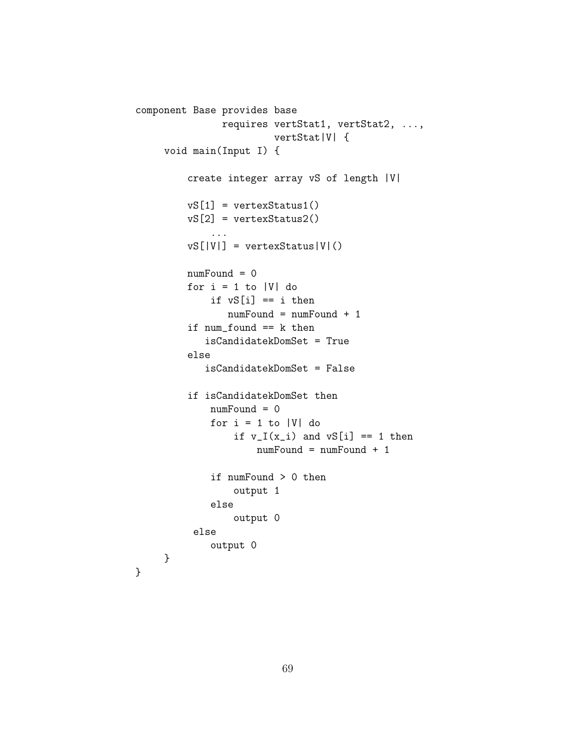```
component Base provides base
              requires vertStat1, vertStat2, ...,
                       vertStat|V| {
     void main(Input I) {

         create integer array vS of length |V|

         vS[1] = vertexStatus1()
         vS[2] = vertexStatus2()
             ...
         vS[|V|] = vertexStatus|V|()

         numFound = 0
         for i = 1 to |V| do
             if vS[i] == i then
                numFound = numFound + 1
         if num_found == k then
            isCandidatekDomSet = True
         else
            isCandidatekDomSet = False

         if isCandidatekDomSet then
             numFound = 0
             for i = 1 to |V| do
                 if v_I(x_i) and vS[i] == 1 then
                     numFound = numFound + 1

             if numFound > 0 then
                 output 1
             else
                 output 0
          else
             output 0
     }
}
```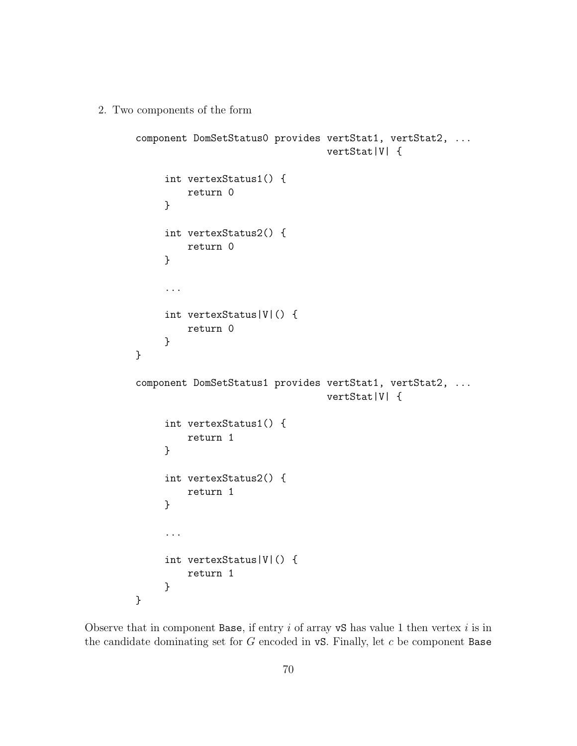2. Two components of the form

```
component DomSetStatus0 provides vertStat1, vertStat2, ...
                                 vertStat|V| {

     int vertexStatus1() {
         return 0
     }

     int vertexStatus2() {
         return 0
     }

     ...

     int vertexStatus|V|() {
         return 0
     }
}

component DomSetStatus1 provides vertStat1, vertStat2, ...
                                 vertStat|V| {

     int vertexStatus1() {
         return 1
     }

     int vertexStatus2() {
         return 1
     }

     ...

     int vertexStatus|V|() {
         return 1
     }
}
```

Observe that in component `Base`, if entry $i$ of array `vS` has value 1 then vertex $i$ is in the candidate dominating set for $G$ encoded in `vS`. Finally, let $c$ be component `Base`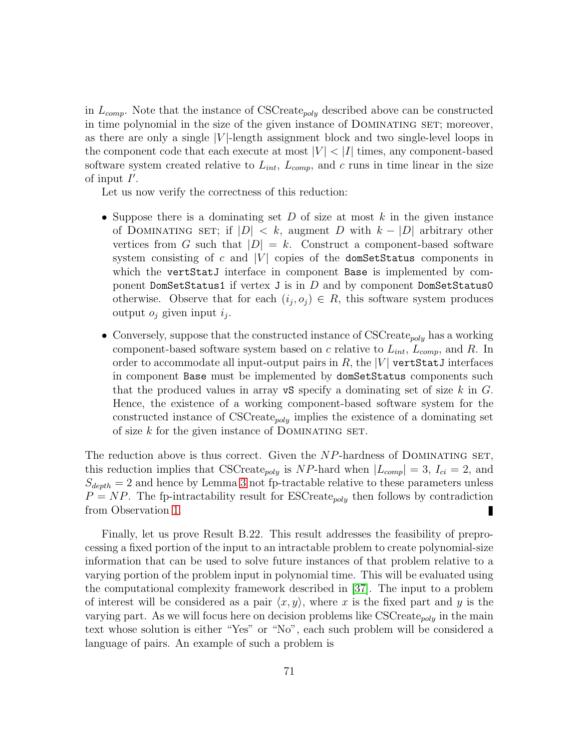in $L_{comp}$. Note that the instance of CSCreate$_{poly}$ described above can be constructed in time polynomial in the size of the given instance of Dominating set; moreover, as there are only a single $|V|$-length assignment block and two single-level loops in the component code that each execute at most $|V| < |I|$ times, any component-based software system created relative to $L_{int}$, $L_{comp}$, and $c$ runs in time linear in the size of input $I'$.

Let us now verify the correctness of this reduction:

- Suppose there is a dominating set $D$ of size at most $k$ in the given instance of Dominating set; if $|D| < k$, augment $D$ with $k - |D|$ arbitrary other vertices from $G$ such that $|D| = k$. Construct a component-based software system consisting of $c$ and $|V|$ copies of the `domSetStatus` components in which the `vertStatJ` interface in component `Base` is implemented by component `DomSetStatus1` if vertex `J` is in $D$ and by component `DomSetStatus0` otherwise. Observe that for each $(i_j, o_j) \in R$, this software system produces output $o_j$ given input $i_j$.
- Conversely, suppose that the constructed instance of CSCreate$_{poly}$ has a working component-based software system based on $c$ relative to $L_{int}$, $L_{comp}$, and $R$. In order to accommodate all input-output pairs in $R$, the $|V|$ `vertStatJ` interfaces in component `Base` must be implemented by `domSetStatus` components such that the produced values in array `vS` specify a dominating set of size $k$ in $G$. Hence, the existence of a working component-based software system for the constructed instance of CSCreate$_{poly}$ implies the existence of a dominating set of size $k$ for the given instance of Dominating set.

The reduction above is thus correct. Given the $NP$-hardness of Dominating set, this reduction implies that CSCreate$_{poly}$ is $NP$-hard when $|L_{comp}| = 3$, $I_{ci} = 2$, and $S_{depth} = 2$ and hence by Lemma 3 not fp-tractable relative to these parameters unless $P = NP$. The fp-intractability result for ESCreate$_{poly}$ then follows by contradiction from Observation 1. ∎

Finally, let us prove Result B.22. This result addresses the feasibility of preprocessing a fixed portion of the input to an intractable problem to create polynomial-size information that can be used to solve future instances of that problem relative to a varying portion of the problem input in polynomial time. This will be evaluated using the computational complexity framework described in [37]. The input to a problem of interest will be considered as a pair $\langle x, y\rangle$, where $x$ is the fixed part and $y$ is the varying part. As we will focus here on decision problems like CSCreate$_{poly}$ in the main text whose solution is either "Yes" or "No", each such problem will be considered a language of pairs. An example of such a problem is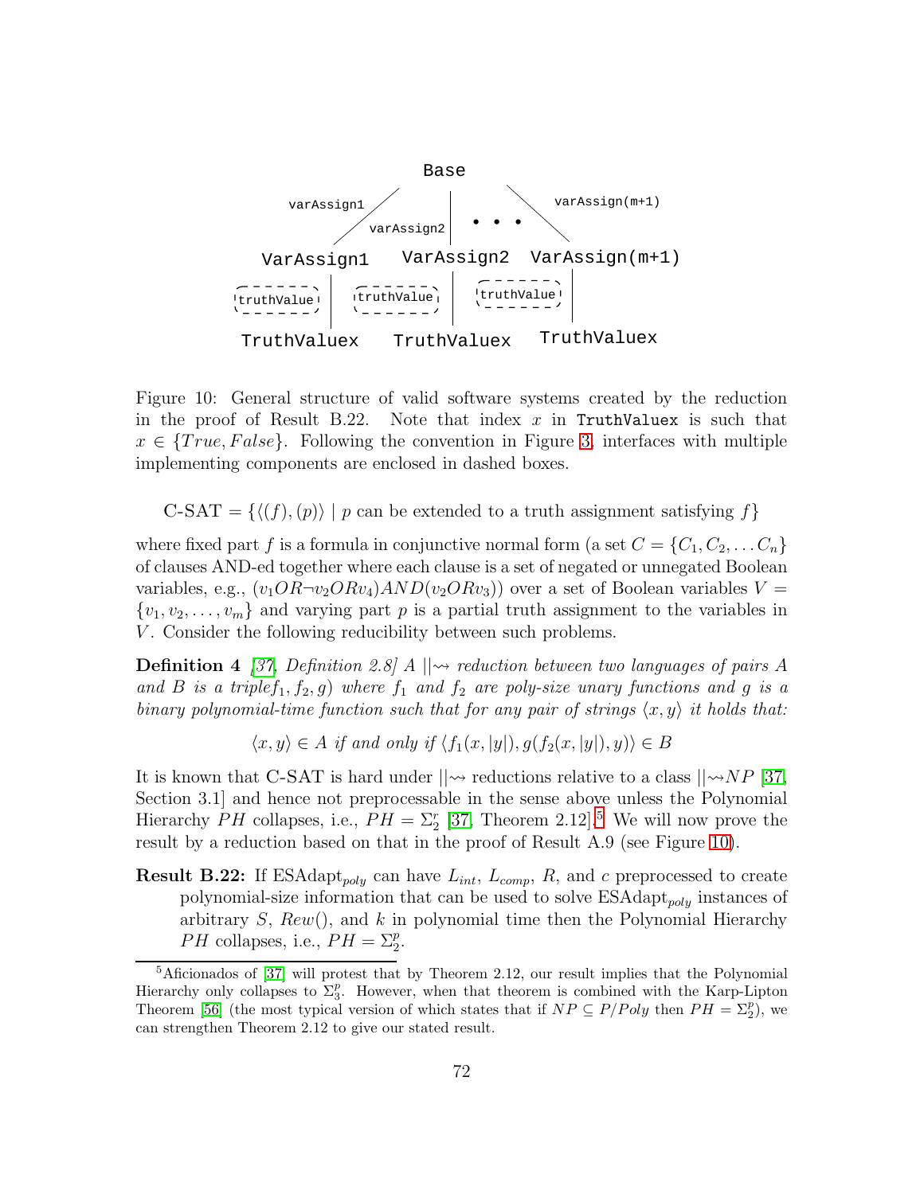Figure 10: General structure of valid software systems created by the reduction in the proof of Result B.22. Note that index $x$ in `TruthValuex` is such that $x \in \{True, False\}$. Following the convention in Figure 3, interfaces with multiple implementing components are enclosed in dashed boxes.

$$\text{C-SAT} = \{\langle(f),(p)\rangle \mid p \text{ can be extended to a truth assignment satisfying } f\}$$

where fixed part $f$ is a formula in conjunctive normal form (a set $C = \{C_1, C_2, \ldots C_n\}$ of clauses AND-ed together where each clause is a set of negated or unnegated Boolean variables, e.g., $(v_1 OR \neg v_2 OR v_4) AND (v_2 OR v_3)$) over a set of Boolean variables $V = \{v_1, v_2, \ldots, v_m\}$ and varying part $p$ is a partial truth assignment to the variables in $V$. Consider the following reducibility between such problems.

**Definition 4** *[37, Definition 2.8] A $||\!\rightsquigarrow$ reduction between two languages of pairs A and B is a triple$f_1, f_2, g$) where $f_1$ and $f_2$ are poly-size unary functions and $g$ is a binary polynomial-time function such that for any pair of strings $\langle x, y\rangle$ it holds that:*

$$\langle x, y\rangle \in A \text{ if and only if } \langle f_1(x, |y|), g(f_2(x, |y|), y)\rangle \in B$$

It is known that C-SAT is hard under $||\!\rightsquigarrow$ reductions relative to a class $||\!\rightsquigarrow\! NP$ [37, Section 3.1] and hence not preprocessable in the sense above unless the Polynomial Hierarchy $PH$ collapses, i.e., $PH = \Sigma_2^r$ [37, Theorem 2.12].[5] We will now prove the result by a reduction based on that in the proof of Result A.9 (see Figure 10).

**Result B.22:** If ESAdapt$_{poly}$ can have $L_{int}$, $L_{comp}$, $R$, and $c$ preprocessed to create polynomial-size information that can be used to solve ESAdapt$_{poly}$ instances of arbitrary $S$, $Rew()$, and $k$ in polynomial time then the Polynomial Hierarchy $PH$ collapses, i.e., $PH = \Sigma_2^p$.

[5] Aficionados of [37] will protest that by Theorem 2.12, our result implies that the Polynomial Hierarchy only collapses to $\Sigma_3^p$. However, when that theorem is combined with the Karp-Lipton Theorem [56] (the most typical version of which states that if $NP \subseteq P/Poly$ then $PH = \Sigma_2^p$), we can strengthen Theorem 2.12 to give our stated result.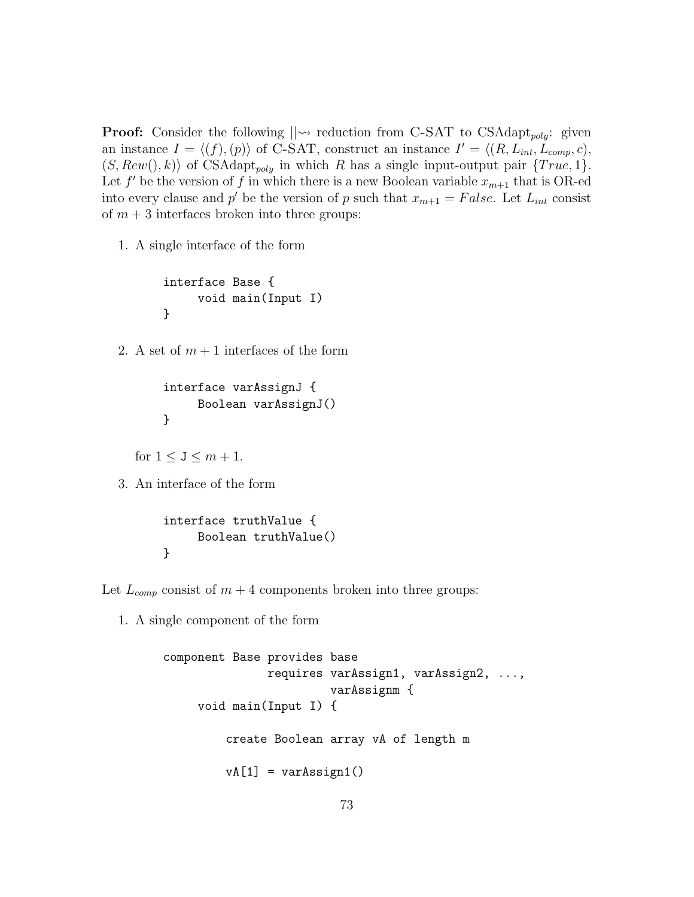**Proof:** Consider the following $||\rightsquigarrow$ reduction from C-SAT to CSAdapt$_{poly}$: given an instance $I = \langle (f), (p) \rangle$ of C-SAT, construct an instance $I' = \langle (R, L_{int}, L_{comp}, c), (S, Rew(), k) \rangle$ of CSAdapt$_{poly}$ in which $R$ has a single input-output pair $\{True, 1\}$. Let $f'$ be the version of $f$ in which there is a new Boolean variable $x_{m+1}$ that is OR-ed into every clause and $p'$ be the version of $p$ such that $x_{m+1} = False$. Let $L_{int}$ consist of $m + 3$ interfaces broken into three groups:

1. A single interface of the form

```
interface Base {
     void main(Input I)
}
```

2. A set of $m + 1$ interfaces of the form

```
interface varAssignJ {
     Boolean varAssignJ()
}
```

   for $1 \leq \texttt{J} \leq m + 1$.

3. An interface of the form

```
interface truthValue {
     Boolean truthValue()
}
```

Let $L_{comp}$ consist of $m + 4$ components broken into three groups:

1. A single component of the form

```
component Base provides base
               requires varAssign1, varAssign2, ...,
                        varAssignm {
     void main(Input I) {

          create Boolean array vA of length m

          vA[1] = varAssign1()
```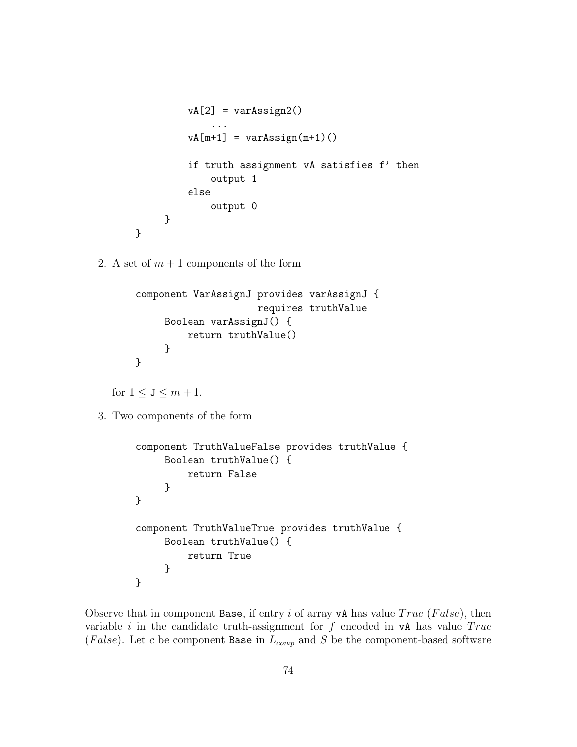```
            vA[2] = varAssign2()
                ...
            vA[m+1] = varAssign(m+1)()

            if truth assignment vA satisfies f' then
                output 1
            else
                output 0
        }
    }
```

2. A set of $m + 1$ components of the form

```
    component VarAssignJ provides varAssignJ {
                         requires truthValue
         Boolean varAssignJ() {
             return truthValue()
         }
    }
```

for $1 \leq \texttt{J} \leq m + 1$.

3. Two components of the form

```
    component TruthValueFalse provides truthValue {
         Boolean truthValue() {
             return False
         }
    }

    component TruthValueTrue provides truthValue {
         Boolean truthValue() {
             return True
         }
    }
```

Observe that in component `Base`, if entry $i$ of array `vA` has value $True$ ($False$), then variable $i$ in the candidate truth-assignment for $f$ encoded in `vA` has value $True$ ($False$). Let $c$ be component `Base` in $L_{comp}$ and $S$ be the component-based software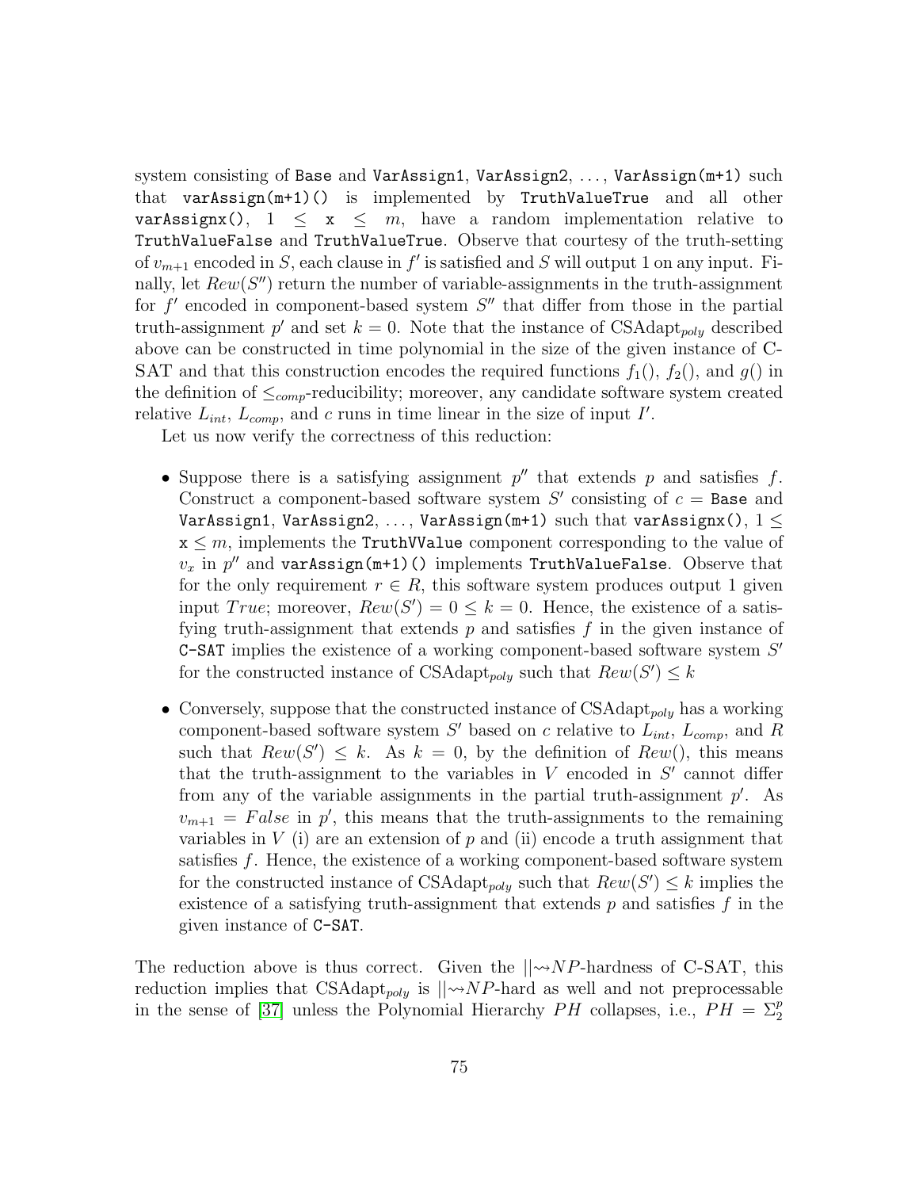system consisting of `Base` and `VarAssign1`, `VarAssign2`, ..., `VarAssign(m+1)` such that `varAssign(m+1)()` is implemented by `TruthValueTrue` and all other `varAssignx()`, $1 \leq$ `x` $\leq m$, have a random implementation relative to `TruthValueFalse` and `TruthValueTrue`. Observe that courtesy of the truth-setting of $v_{m+1}$ encoded in $S$, each clause in $f'$ is satisfied and $S$ will output 1 on any input. Finally, let $Rew(S'')$ return the number of variable-assignments in the truth-assignment for $f'$ encoded in component-based system $S''$ that differ from those in the partial truth-assignment $p'$ and set $k = 0$. Note that the instance of CSAdapt$_{poly}$ described above can be constructed in time polynomial in the size of the given instance of C-SAT and that this construction encodes the required functions $f_1()$, $f_2()$, and $g()$ in the definition of $\leq_{comp}$-reducibility; moreover, any candidate software system created relative $L_{int}$, $L_{comp}$, and $c$ runs in time linear in the size of input $I'$.

Let us now verify the correctness of this reduction:

- Suppose there is a satisfying assignment $p''$ that extends $p$ and satisfies $f$. Construct a component-based software system $S'$ consisting of $c =$ `Base` and `VarAssign1`, `VarAssign2`, ..., `VarAssign(m+1)` such that `varAssignx()`, $1 \leq$ `x` $\leq m$, implements the `TruthVValue` component corresponding to the value of $v_x$ in $p''$ and `varAssign(m+1)()` implements `TruthValueFalse`. Observe that for the only requirement $r \in R$, this software system produces output 1 given input $True$; moreover, $Rew(S') = 0 \leq k = 0$. Hence, the existence of a satisfying truth-assignment that extends $p$ and satisfies $f$ in the given instance of `C-SAT` implies the existence of a working component-based software system $S'$ for the constructed instance of CSAdapt$_{poly}$ such that $Rew(S') \leq k$

- Conversely, suppose that the constructed instance of CSAdapt$_{poly}$ has a working component-based software system $S'$ based on $c$ relative to $L_{int}$, $L_{comp}$, and $R$ such that $Rew(S') \leq k$. As $k = 0$, by the definition of $Rew()$, this means that the truth-assignment to the variables in $V$ encoded in $S'$ cannot differ from any of the variable assignments in the partial truth-assignment $p'$. As $v_{m+1} = False$ in $p'$, this means that the truth-assignments to the remaining variables in $V$ (i) are an extension of $p$ and (ii) encode a truth assignment that satisfies $f$. Hence, the existence of a working component-based software system for the constructed instance of CSAdapt$_{poly}$ such that $Rew(S') \leq k$ implies the existence of a satisfying truth-assignment that extends $p$ and satisfies $f$ in the given instance of `C-SAT`.

The reduction above is thus correct. Given the $||\!\leadsto\! NP$-hardness of C-SAT, this reduction implies that CSAdapt$_{poly}$ is $||\!\leadsto\! NP$-hard as well and not preprocessable in the sense of [37] unless the Polynomial Hierarchy $PH$ collapses, i.e., $PH = \Sigma_2^p$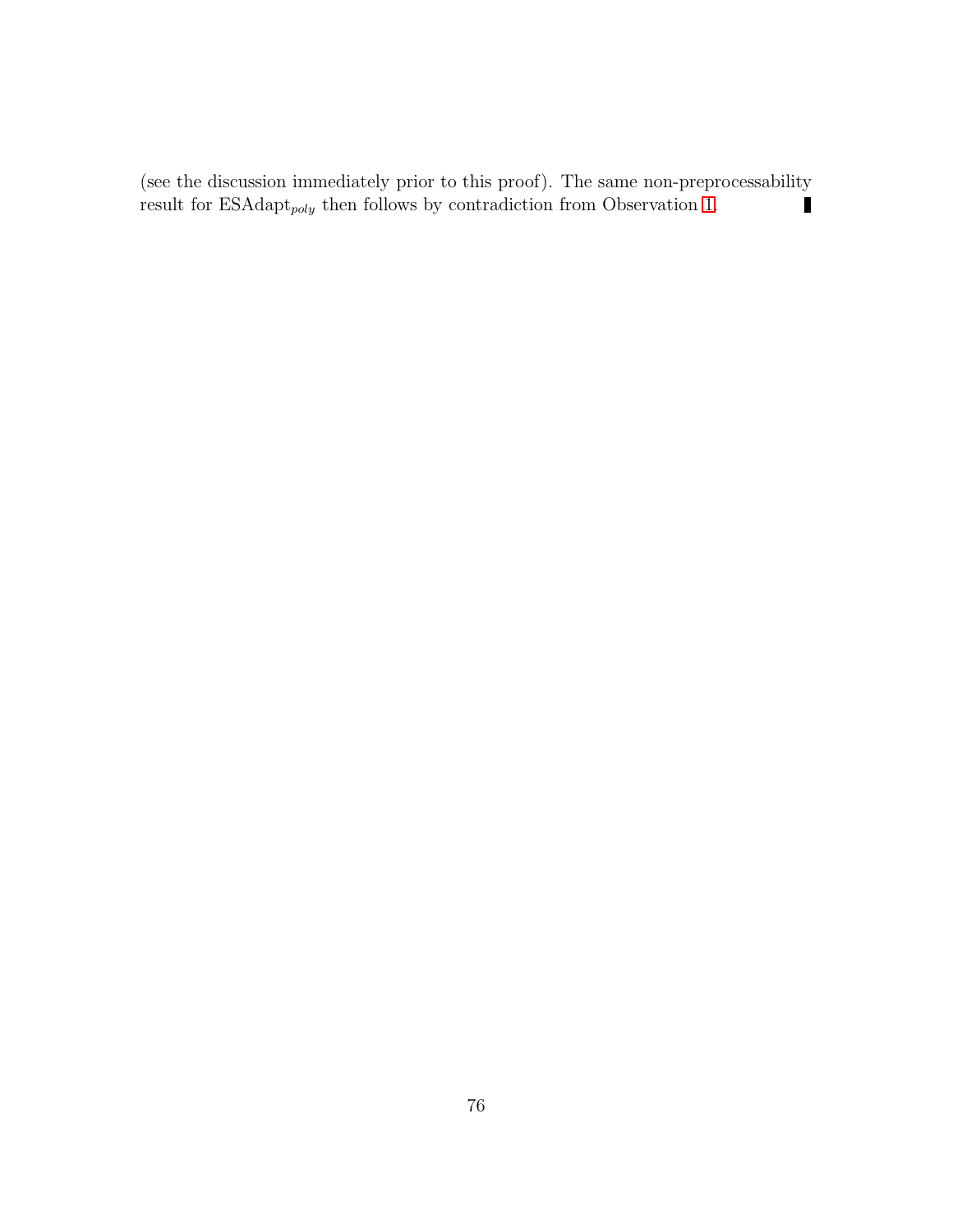(see the discussion immediately prior to this proof). The same non-preprocessability result for $\text{ESAdapt}_{poly}$ then follows by contradiction from Observation 1. ∎